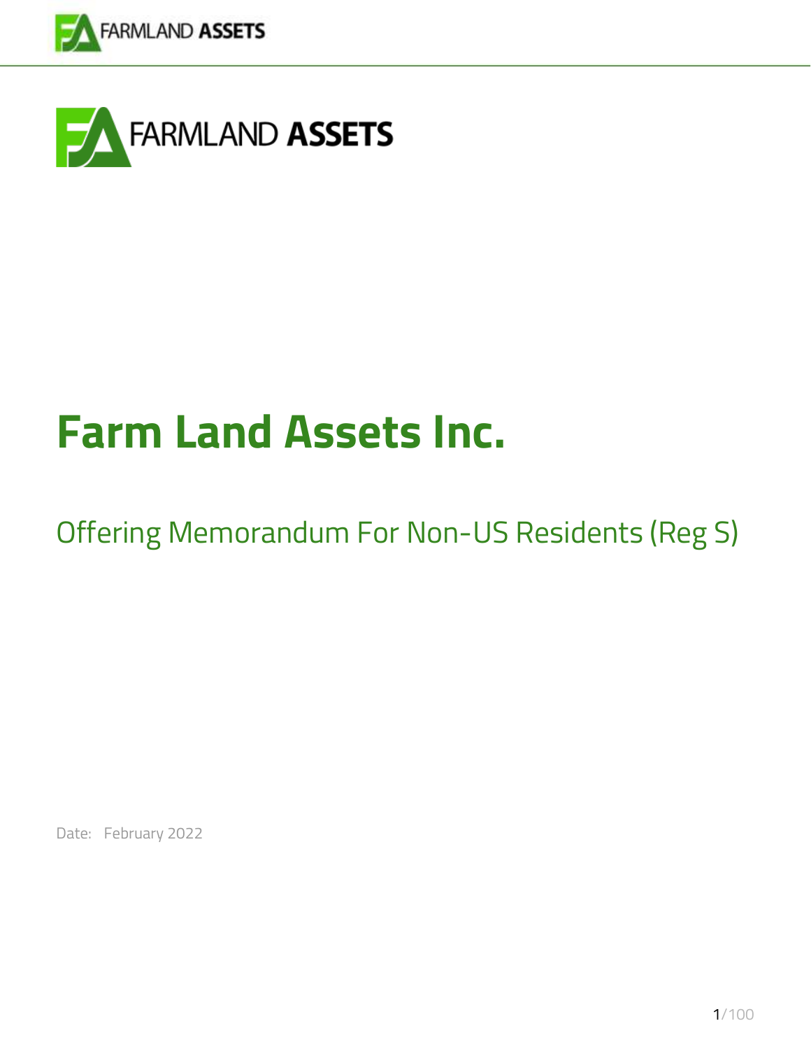FARMLAND **ASSETS**

# Farm Land Assets Inc.

## Offering Memorandum For Non-US Residents (Reg S)

Date: February 2022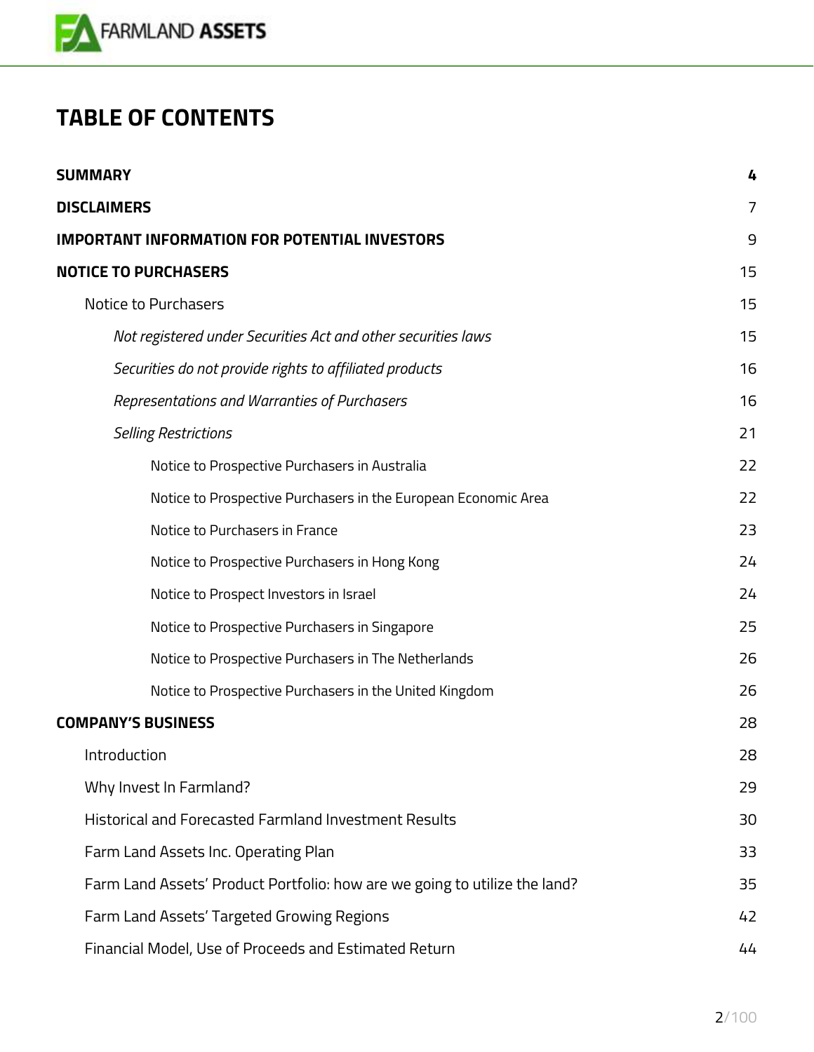# TABLE OF CONTENTS

| | |
|---|---|
| **SUMMARY** | **4** |
| **DISCLAIMERS** | 7 |
| **IMPORTANT INFORMATION FOR POTENTIAL INVESTORS** | 9 |
| **NOTICE TO PURCHASERS** | 15 |
| Notice to Purchasers | 15 |
| *Not registered under Securities Act and other securities laws* | 15 |
| *Securities do not provide rights to affiliated products* | 16 |
| *Representations and Warranties of Purchasers* | 16 |
| *Selling Restrictions* | 21 |
| Notice to Prospective Purchasers in Australia | 22 |
| Notice to Prospective Purchasers in the European Economic Area | 22 |
| Notice to Purchasers in France | 23 |
| Notice to Prospective Purchasers in Hong Kong | 24 |
| Notice to Prospect Investors in Israel | 24 |
| Notice to Prospective Purchasers in Singapore | 25 |
| Notice to Prospective Purchasers in The Netherlands | 26 |
| Notice to Prospective Purchasers in the United Kingdom | 26 |
| **COMPANY'S BUSINESS** | 28 |
| Introduction | 28 |
| Why Invest In Farmland? | 29 |
| Historical and Forecasted Farmland Investment Results | 30 |
| Farm Land Assets Inc. Operating Plan | 33 |
| Farm Land Assets' Product Portfolio: how are we going to utilize the land? | 35 |
| Farm Land Assets' Targeted Growing Regions | 42 |
| Financial Model, Use of Proceeds and Estimated Return | 44 |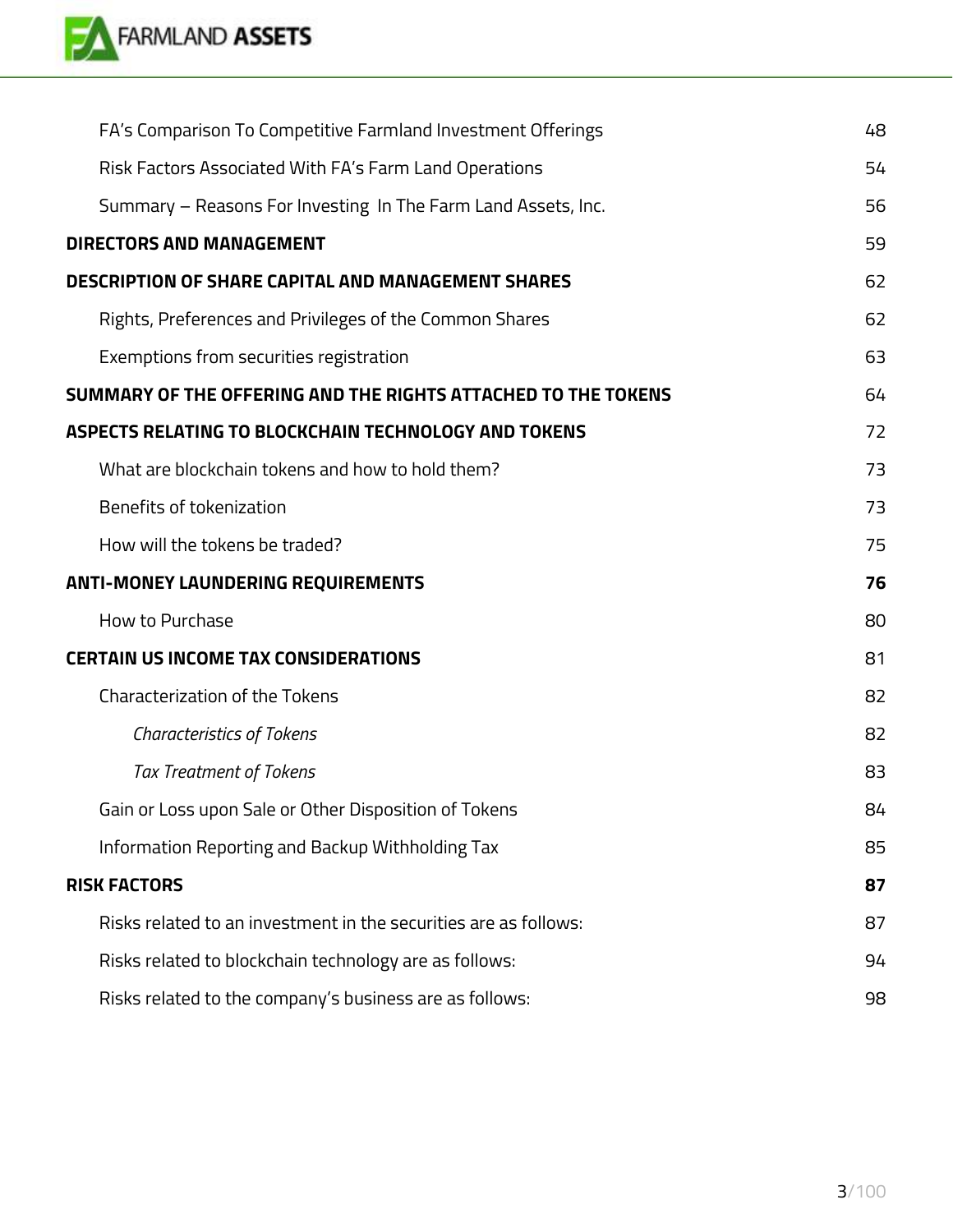| | |
|---|---|
| FA's Comparison To Competitive Farmland Investment Offerings | 48 |
| Risk Factors Associated With FA's Farm Land Operations | 54 |
| Summary – Reasons For Investing In The Farm Land Assets, Inc. | 56 |
| **DIRECTORS AND MANAGEMENT** | 59 |
| **DESCRIPTION OF SHARE CAPITAL AND MANAGEMENT SHARES** | 62 |
| Rights, Preferences and Privileges of the Common Shares | 62 |
| Exemptions from securities registration | 63 |
| **SUMMARY OF THE OFFERING AND THE RIGHTS ATTACHED TO THE TOKENS** | 64 |
| **ASPECTS RELATING TO BLOCKCHAIN TECHNOLOGY AND TOKENS** | 72 |
| What are blockchain tokens and how to hold them? | 73 |
| Benefits of tokenization | 73 |
| How will the tokens be traded? | 75 |
| **ANTI-MONEY LAUNDERING REQUIREMENTS** | **76** |
| How to Purchase | 80 |
| **CERTAIN US INCOME TAX CONSIDERATIONS** | 81 |
| Characterization of the Tokens | 82 |
| *Characteristics of Tokens* | 82 |
| *Tax Treatment of Tokens* | 83 |
| Gain or Loss upon Sale or Other Disposition of Tokens | 84 |
| Information Reporting and Backup Withholding Tax | 85 |
| **RISK FACTORS** | **87** |
| Risks related to an investment in the securities are as follows: | 87 |
| Risks related to blockchain technology are as follows: | 94 |
| Risks related to the company's business are as follows: | 98 |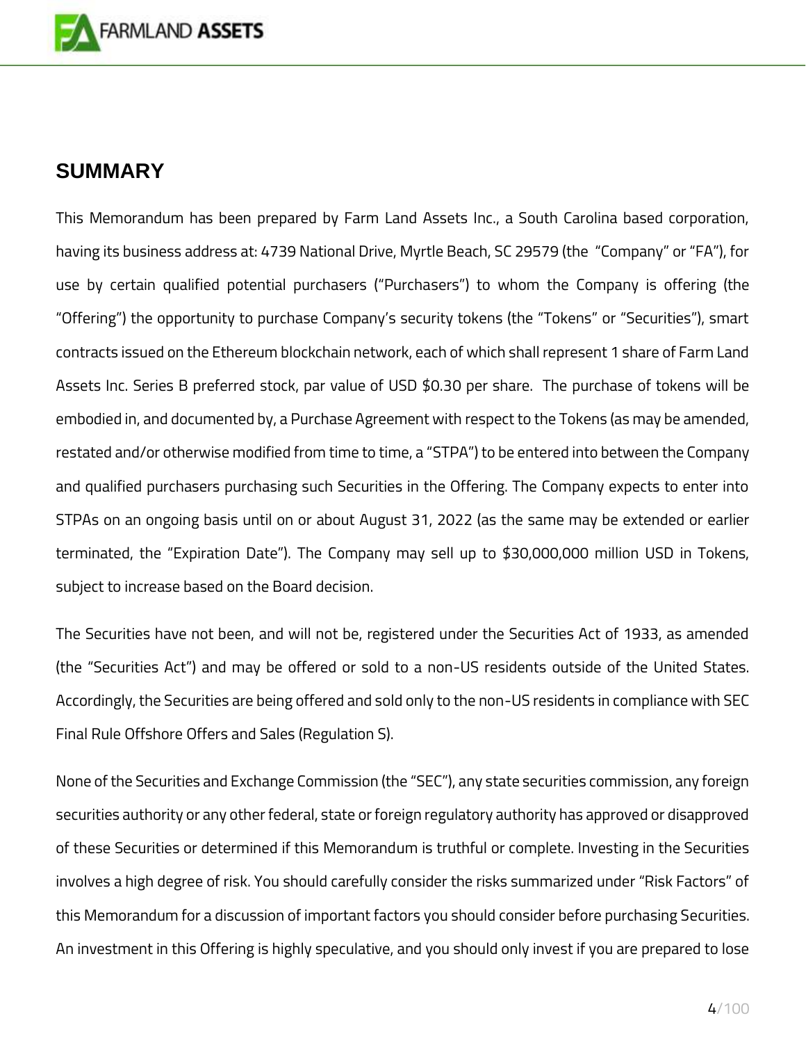## SUMMARY

This Memorandum has been prepared by Farm Land Assets Inc., a South Carolina based corporation, having its business address at: 4739 National Drive, Myrtle Beach, SC 29579 (the "Company" or "FA"), for use by certain qualified potential purchasers ("Purchasers") to whom the Company is offering (the "Offering") the opportunity to purchase Company's security tokens (the "Tokens" or "Securities"), smart contracts issued on the Ethereum blockchain network, each of which shall represent 1 share of Farm Land Assets Inc. Series B preferred stock, par value of USD $0.30 per share. The purchase of tokens will be embodied in, and documented by, a Purchase Agreement with respect to the Tokens (as may be amended, restated and/or otherwise modified from time to time, a "STPA") to be entered into between the Company and qualified purchasers purchasing such Securities in the Offering. The Company expects to enter into STPAs on an ongoing basis until on or about August 31, 2022 (as the same may be extended or earlier terminated, the "Expiration Date"). The Company may sell up to $30,000,000 million USD in Tokens, subject to increase based on the Board decision.

The Securities have not been, and will not be, registered under the Securities Act of 1933, as amended (the "Securities Act") and may be offered or sold to a non-US residents outside of the United States. Accordingly, the Securities are being offered and sold only to the non-US residents in compliance with SEC Final Rule Offshore Offers and Sales (Regulation S).

None of the Securities and Exchange Commission (the "SEC"), any state securities commission, any foreign securities authority or any other federal, state or foreign regulatory authority has approved or disapproved of these Securities or determined if this Memorandum is truthful or complete. Investing in the Securities involves a high degree of risk. You should carefully consider the risks summarized under "Risk Factors" of this Memorandum for a discussion of important factors you should consider before purchasing Securities. An investment in this Offering is highly speculative, and you should only invest if you are prepared to lose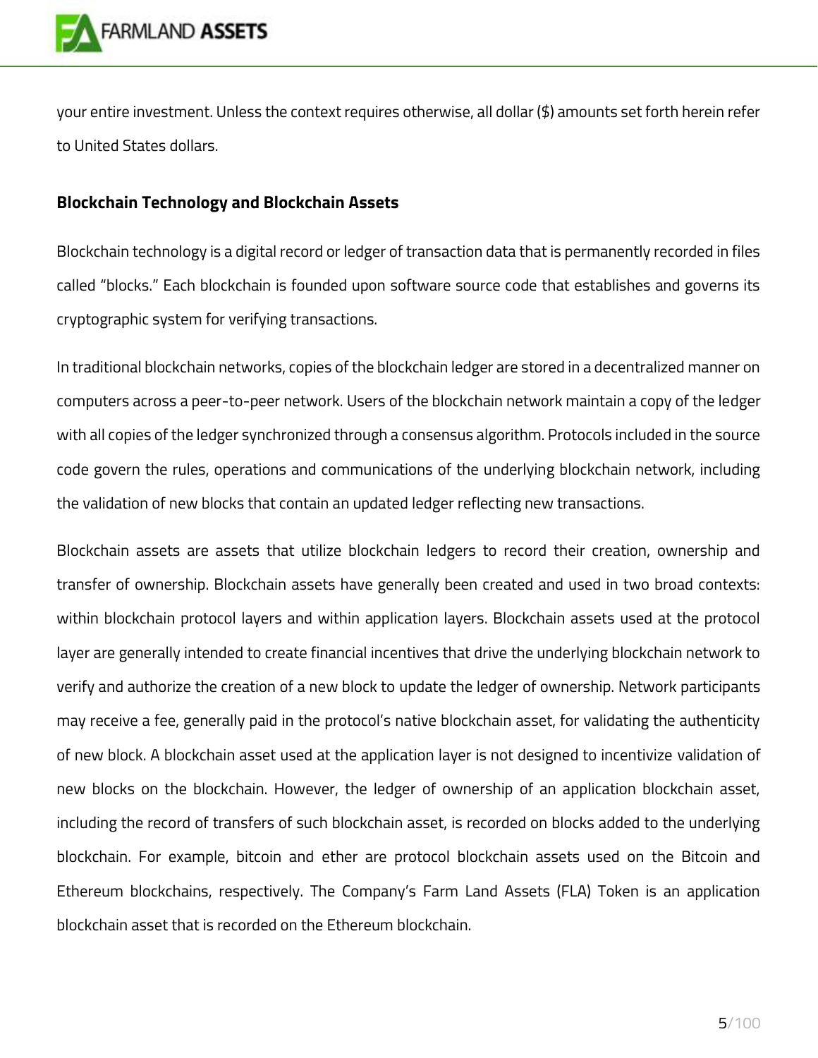your entire investment. Unless the context requires otherwise, all dollar ($) amounts set forth herein refer to United States dollars.

### Blockchain Technology and Blockchain Assets

Blockchain technology is a digital record or ledger of transaction data that is permanently recorded in files called "blocks." Each blockchain is founded upon software source code that establishes and governs its cryptographic system for verifying transactions.

In traditional blockchain networks, copies of the blockchain ledger are stored in a decentralized manner on computers across a peer-to-peer network. Users of the blockchain network maintain a copy of the ledger with all copies of the ledger synchronized through a consensus algorithm. Protocols included in the source code govern the rules, operations and communications of the underlying blockchain network, including the validation of new blocks that contain an updated ledger reflecting new transactions.

Blockchain assets are assets that utilize blockchain ledgers to record their creation, ownership and transfer of ownership. Blockchain assets have generally been created and used in two broad contexts: within blockchain protocol layers and within application layers. Blockchain assets used at the protocol layer are generally intended to create financial incentives that drive the underlying blockchain network to verify and authorize the creation of a new block to update the ledger of ownership. Network participants may receive a fee, generally paid in the protocol's native blockchain asset, for validating the authenticity of new block. A blockchain asset used at the application layer is not designed to incentivize validation of new blocks on the blockchain. However, the ledger of ownership of an application blockchain asset, including the record of transfers of such blockchain asset, is recorded on blocks added to the underlying blockchain. For example, bitcoin and ether are protocol blockchain assets used on the Bitcoin and Ethereum blockchains, respectively. The Company's Farm Land Assets (FLA) Token is an application blockchain asset that is recorded on the Ethereum blockchain.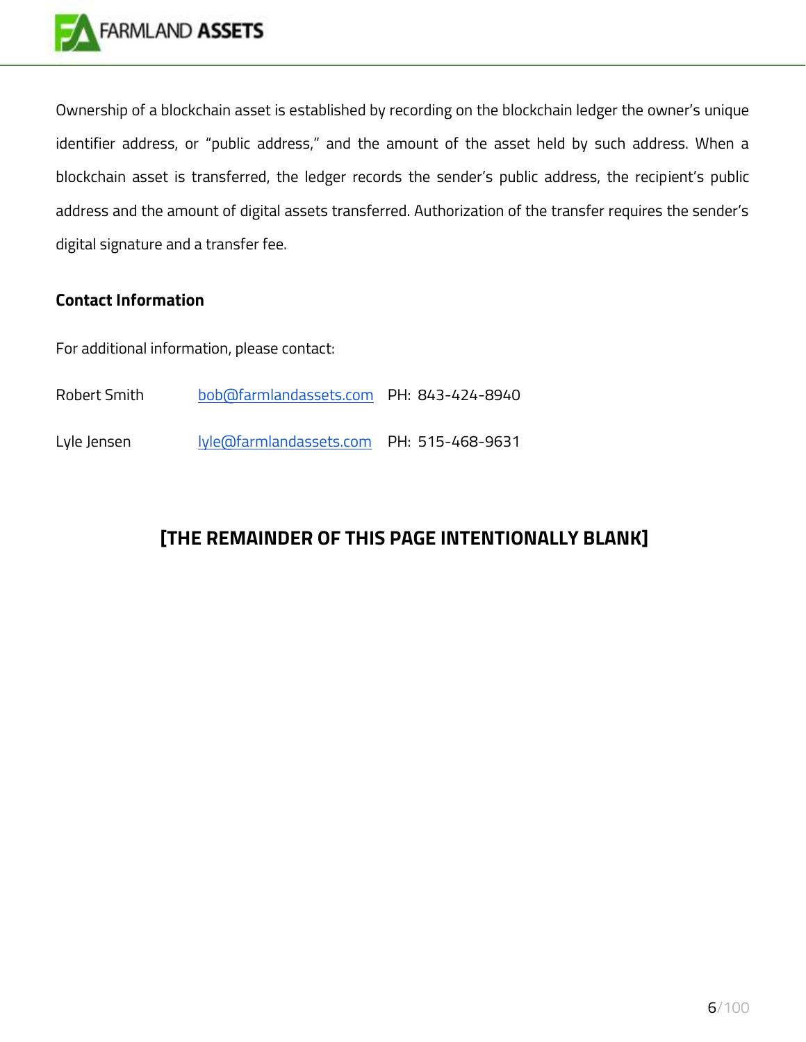Ownership of a blockchain asset is established by recording on the blockchain ledger the owner's unique identifier address, or "public address," and the amount of the asset held by such address. When a blockchain asset is transferred, the ledger records the sender's public address, the recipient's public address and the amount of digital assets transferred. Authorization of the transfer requires the sender's digital signature and a transfer fee.

**Contact Information**

For additional information, please contact:

Robert Smith    bob@farmlandassets.com    PH: 843-424-8940

Lyle Jensen    lyle@farmlandassets.com    PH: 515-468-9631

**[THE REMAINDER OF THIS PAGE INTENTIONALLY BLANK]**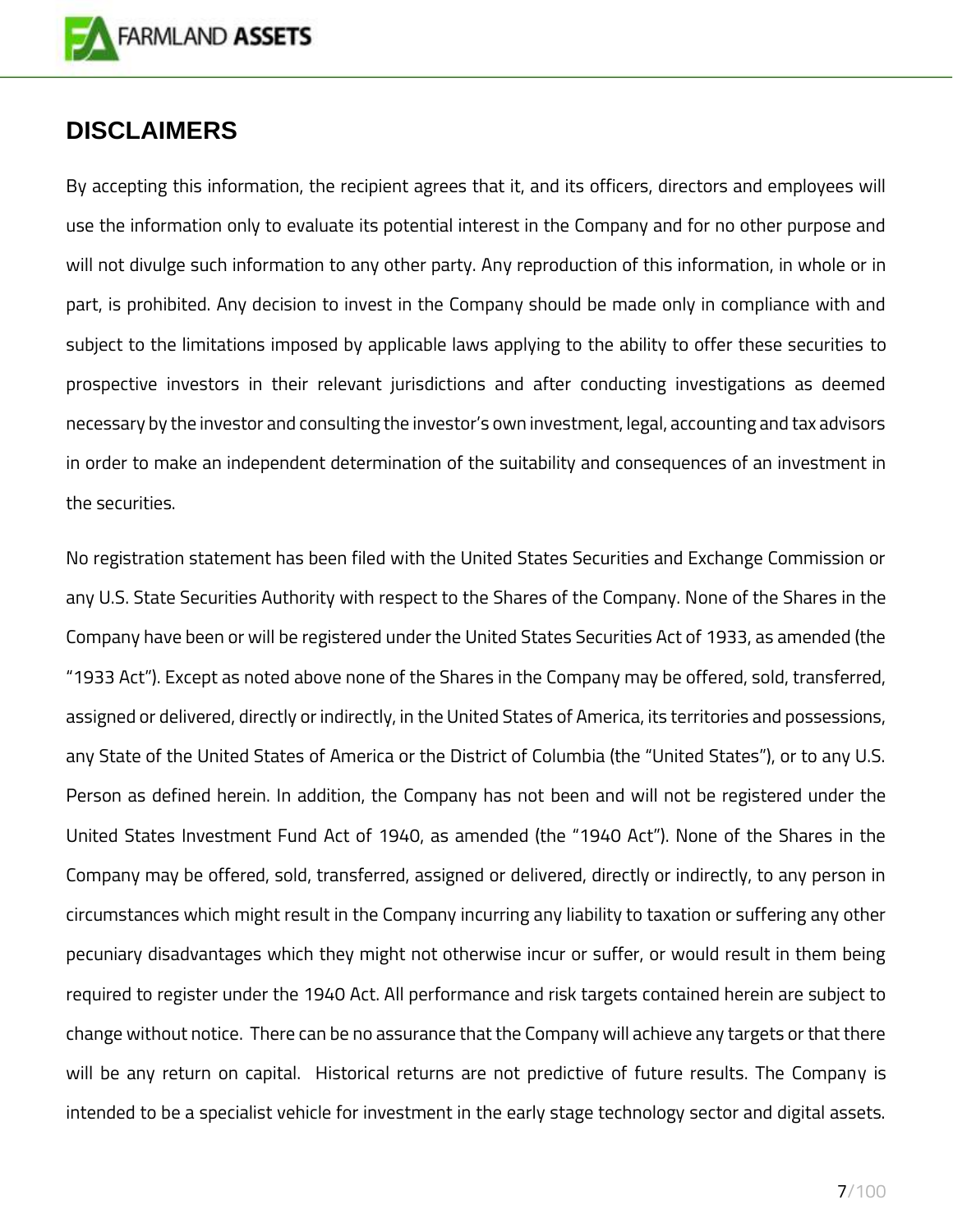## DISCLAIMERS

By accepting this information, the recipient agrees that it, and its officers, directors and employees will use the information only to evaluate its potential interest in the Company and for no other purpose and will not divulge such information to any other party. Any reproduction of this information, in whole or in part, is prohibited. Any decision to invest in the Company should be made only in compliance with and subject to the limitations imposed by applicable laws applying to the ability to offer these securities to prospective investors in their relevant jurisdictions and after conducting investigations as deemed necessary by the investor and consulting the investor's own investment, legal, accounting and tax advisors in order to make an independent determination of the suitability and consequences of an investment in the securities.

No registration statement has been filed with the United States Securities and Exchange Commission or any U.S. State Securities Authority with respect to the Shares of the Company. None of the Shares in the Company have been or will be registered under the United States Securities Act of 1933, as amended (the "1933 Act"). Except as noted above none of the Shares in the Company may be offered, sold, transferred, assigned or delivered, directly or indirectly, in the United States of America, its territories and possessions, any State of the United States of America or the District of Columbia (the "United States"), or to any U.S. Person as defined herein. In addition, the Company has not been and will not be registered under the United States Investment Fund Act of 1940, as amended (the "1940 Act"). None of the Shares in the Company may be offered, sold, transferred, assigned or delivered, directly or indirectly, to any person in circumstances which might result in the Company incurring any liability to taxation or suffering any other pecuniary disadvantages which they might not otherwise incur or suffer, or would result in them being required to register under the 1940 Act. All performance and risk targets contained herein are subject to change without notice. There can be no assurance that the Company will achieve any targets or that there will be any return on capital. Historical returns are not predictive of future results. The Company is intended to be a specialist vehicle for investment in the early stage technology sector and digital assets.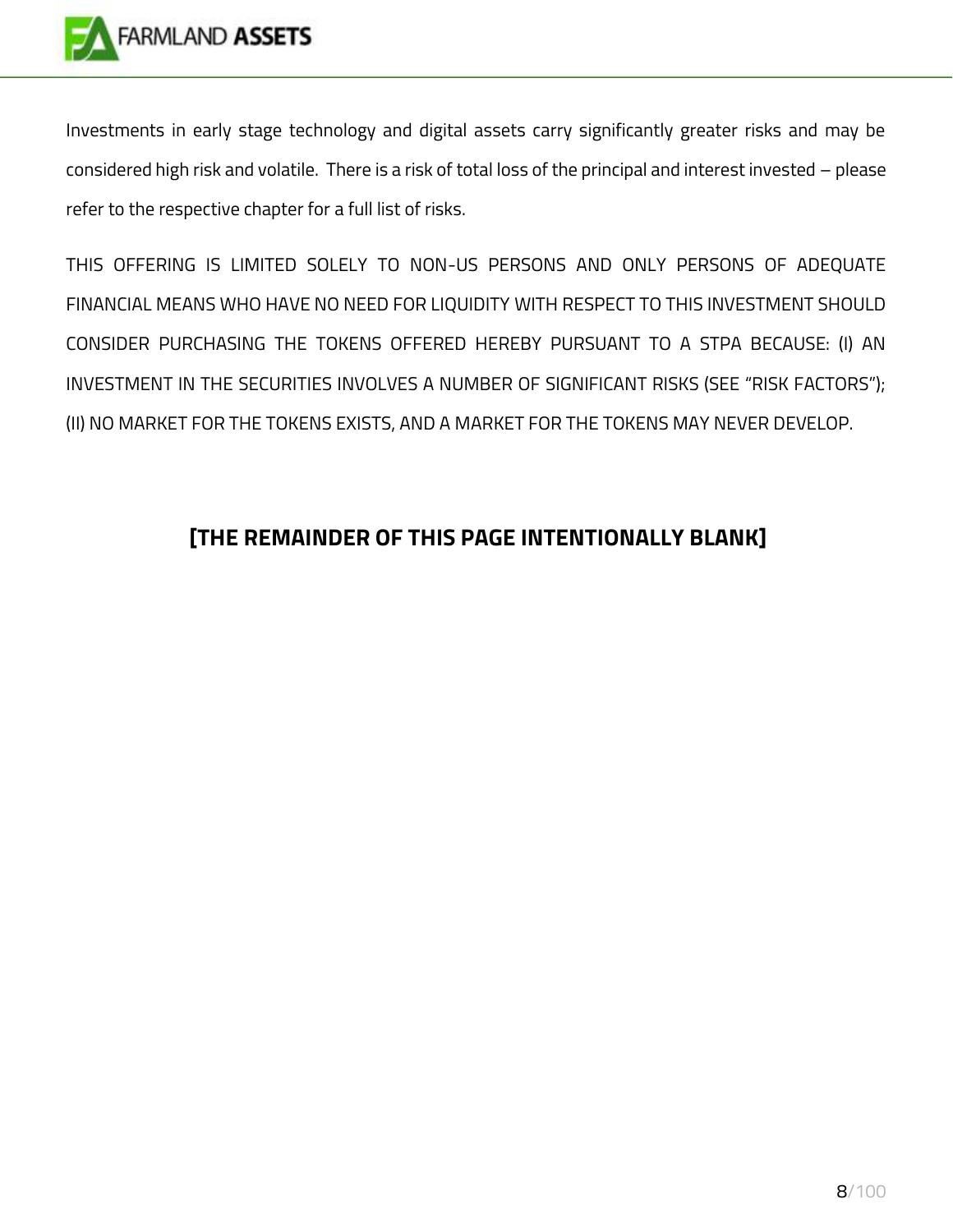Investments in early stage technology and digital assets carry significantly greater risks and may be considered high risk and volatile. There is a risk of total loss of the principal and interest invested – please refer to the respective chapter for a full list of risks.

THIS OFFERING IS LIMITED SOLELY TO NON-US PERSONS AND ONLY PERSONS OF ADEQUATE FINANCIAL MEANS WHO HAVE NO NEED FOR LIQUIDITY WITH RESPECT TO THIS INVESTMENT SHOULD CONSIDER PURCHASING THE TOKENS OFFERED HEREBY PURSUANT TO A STPA BECAUSE: (I) AN INVESTMENT IN THE SECURITIES INVOLVES A NUMBER OF SIGNIFICANT RISKS (SEE "RISK FACTORS"); (II) NO MARKET FOR THE TOKENS EXISTS, AND A MARKET FOR THE TOKENS MAY NEVER DEVELOP.

**[THE REMAINDER OF THIS PAGE INTENTIONALLY BLANK]**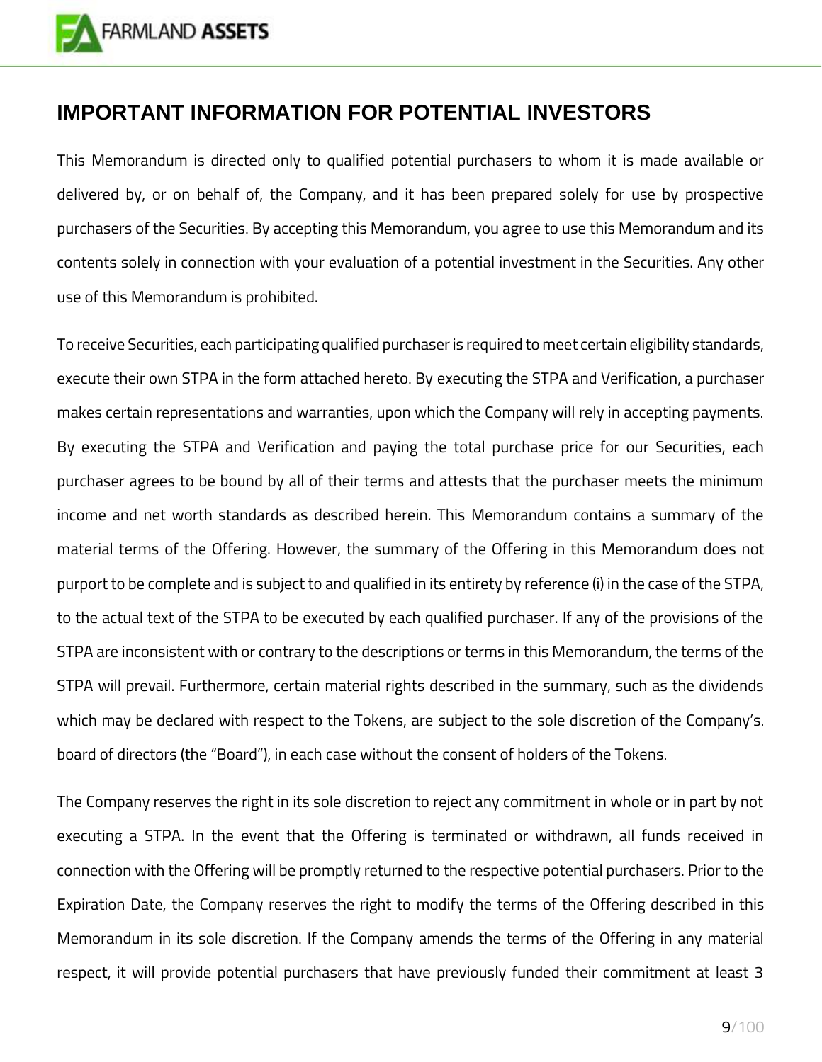## IMPORTANT INFORMATION FOR POTENTIAL INVESTORS

This Memorandum is directed only to qualified potential purchasers to whom it is made available or delivered by, or on behalf of, the Company, and it has been prepared solely for use by prospective purchasers of the Securities. By accepting this Memorandum, you agree to use this Memorandum and its contents solely in connection with your evaluation of a potential investment in the Securities. Any other use of this Memorandum is prohibited.

To receive Securities, each participating qualified purchaser is required to meet certain eligibility standards, execute their own STPA in the form attached hereto. By executing the STPA and Verification, a purchaser makes certain representations and warranties, upon which the Company will rely in accepting payments. By executing the STPA and Verification and paying the total purchase price for our Securities, each purchaser agrees to be bound by all of their terms and attests that the purchaser meets the minimum income and net worth standards as described herein. This Memorandum contains a summary of the material terms of the Offering. However, the summary of the Offering in this Memorandum does not purport to be complete and is subject to and qualified in its entirety by reference (i) in the case of the STPA, to the actual text of the STPA to be executed by each qualified purchaser. If any of the provisions of the STPA are inconsistent with or contrary to the descriptions or terms in this Memorandum, the terms of the STPA will prevail. Furthermore, certain material rights described in the summary, such as the dividends which may be declared with respect to the Tokens, are subject to the sole discretion of the Company's. board of directors (the "Board"), in each case without the consent of holders of the Tokens.

The Company reserves the right in its sole discretion to reject any commitment in whole or in part by not executing a STPA. In the event that the Offering is terminated or withdrawn, all funds received in connection with the Offering will be promptly returned to the respective potential purchasers. Prior to the Expiration Date, the Company reserves the right to modify the terms of the Offering described in this Memorandum in its sole discretion. If the Company amends the terms of the Offering in any material respect, it will provide potential purchasers that have previously funded their commitment at least 3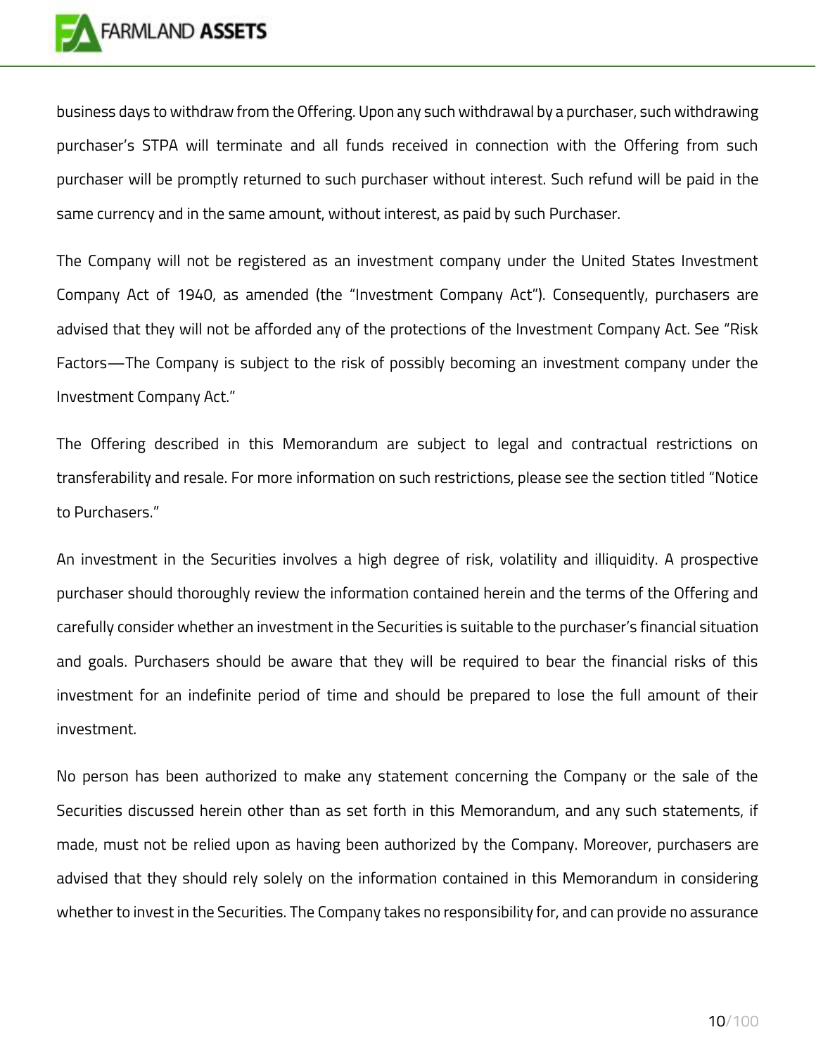business days to withdraw from the Offering. Upon any such withdrawal by a purchaser, such withdrawing purchaser's STPA will terminate and all funds received in connection with the Offering from such purchaser will be promptly returned to such purchaser without interest. Such refund will be paid in the same currency and in the same amount, without interest, as paid by such Purchaser.

The Company will not be registered as an investment company under the United States Investment Company Act of 1940, as amended (the "Investment Company Act"). Consequently, purchasers are advised that they will not be afforded any of the protections of the Investment Company Act. See "Risk Factors—The Company is subject to the risk of possibly becoming an investment company under the Investment Company Act."

The Offering described in this Memorandum are subject to legal and contractual restrictions on transferability and resale. For more information on such restrictions, please see the section titled "Notice to Purchasers."

An investment in the Securities involves a high degree of risk, volatility and illiquidity. A prospective purchaser should thoroughly review the information contained herein and the terms of the Offering and carefully consider whether an investment in the Securities is suitable to the purchaser's financial situation and goals. Purchasers should be aware that they will be required to bear the financial risks of this investment for an indefinite period of time and should be prepared to lose the full amount of their investment.

No person has been authorized to make any statement concerning the Company or the sale of the Securities discussed herein other than as set forth in this Memorandum, and any such statements, if made, must not be relied upon as having been authorized by the Company. Moreover, purchasers are advised that they should rely solely on the information contained in this Memorandum in considering whether to invest in the Securities. The Company takes no responsibility for, and can provide no assurance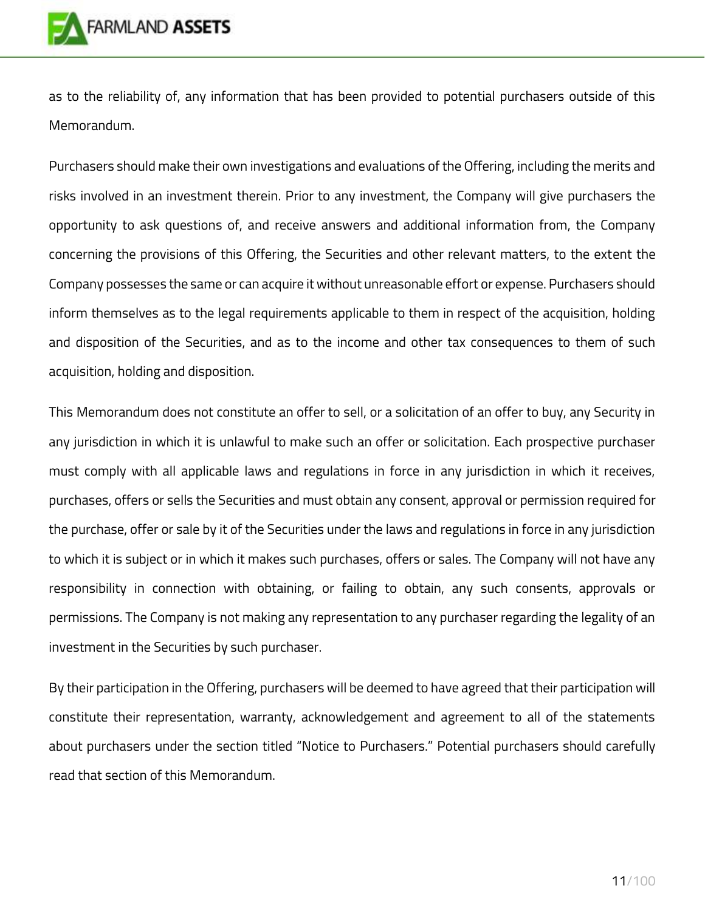as to the reliability of, any information that has been provided to potential purchasers outside of this Memorandum.

Purchasers should make their own investigations and evaluations of the Offering, including the merits and risks involved in an investment therein. Prior to any investment, the Company will give purchasers the opportunity to ask questions of, and receive answers and additional information from, the Company concerning the provisions of this Offering, the Securities and other relevant matters, to the extent the Company possesses the same or can acquire it without unreasonable effort or expense. Purchasers should inform themselves as to the legal requirements applicable to them in respect of the acquisition, holding and disposition of the Securities, and as to the income and other tax consequences to them of such acquisition, holding and disposition.

This Memorandum does not constitute an offer to sell, or a solicitation of an offer to buy, any Security in any jurisdiction in which it is unlawful to make such an offer or solicitation. Each prospective purchaser must comply with all applicable laws and regulations in force in any jurisdiction in which it receives, purchases, offers or sells the Securities and must obtain any consent, approval or permission required for the purchase, offer or sale by it of the Securities under the laws and regulations in force in any jurisdiction to which it is subject or in which it makes such purchases, offers or sales. The Company will not have any responsibility in connection with obtaining, or failing to obtain, any such consents, approvals or permissions. The Company is not making any representation to any purchaser regarding the legality of an investment in the Securities by such purchaser.

By their participation in the Offering, purchasers will be deemed to have agreed that their participation will constitute their representation, warranty, acknowledgement and agreement to all of the statements about purchasers under the section titled "Notice to Purchasers." Potential purchasers should carefully read that section of this Memorandum.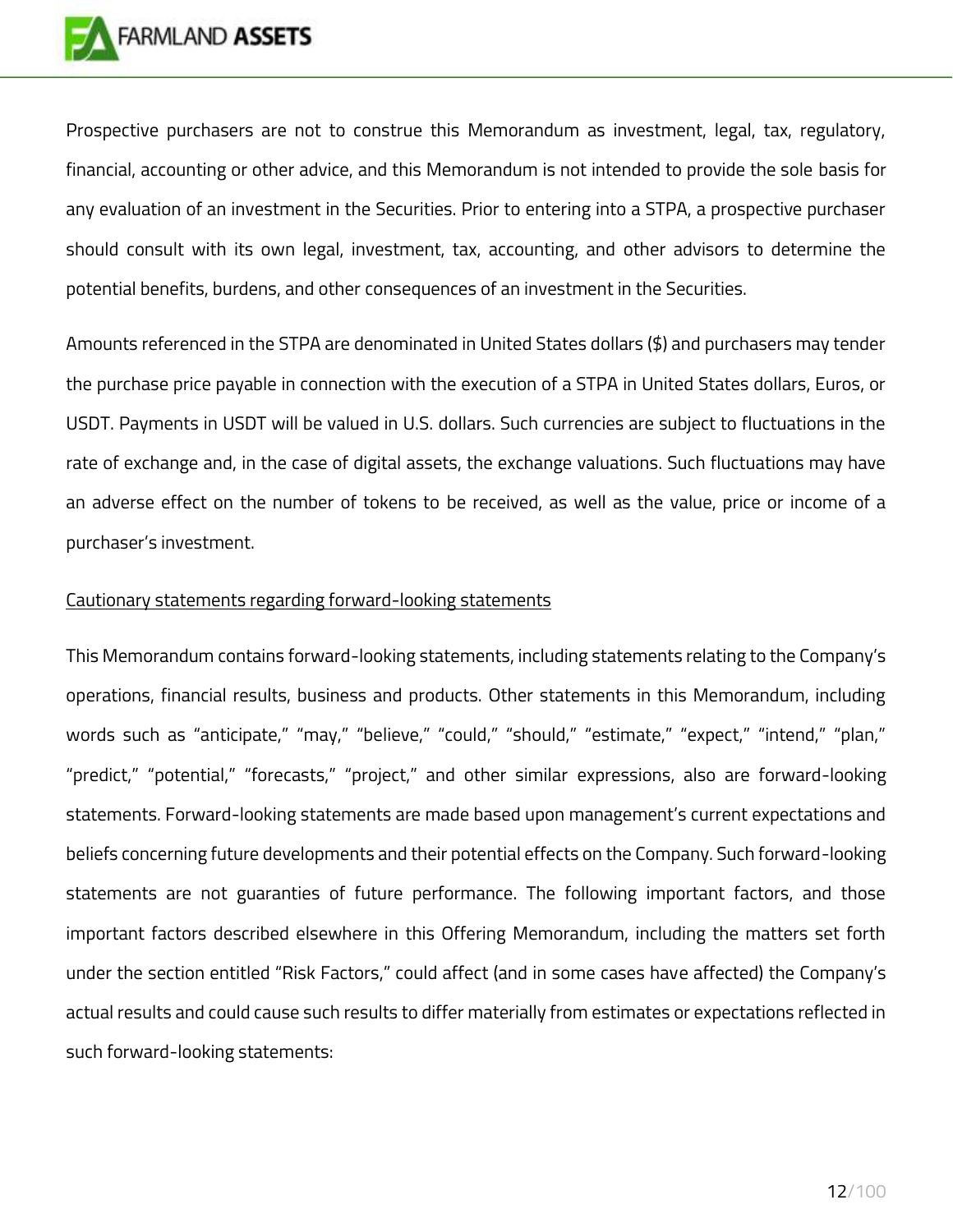Prospective purchasers are not to construe this Memorandum as investment, legal, tax, regulatory, financial, accounting or other advice, and this Memorandum is not intended to provide the sole basis for any evaluation of an investment in the Securities. Prior to entering into a STPA, a prospective purchaser should consult with its own legal, investment, tax, accounting, and other advisors to determine the potential benefits, burdens, and other consequences of an investment in the Securities.

Amounts referenced in the STPA are denominated in United States dollars ($) and purchasers may tender the purchase price payable in connection with the execution of a STPA in United States dollars, Euros, or USDT. Payments in USDT will be valued in U.S. dollars. Such currencies are subject to fluctuations in the rate of exchange and, in the case of digital assets, the exchange valuations. Such fluctuations may have an adverse effect on the number of tokens to be received, as well as the value, price or income of a purchaser's investment.

<u>Cautionary statements regarding forward-looking statements</u>

This Memorandum contains forward-looking statements, including statements relating to the Company's operations, financial results, business and products. Other statements in this Memorandum, including words such as "anticipate," "may," "believe," "could," "should," "estimate," "expect," "intend," "plan," "predict," "potential," "forecasts," "project," and other similar expressions, also are forward-looking statements. Forward-looking statements are made based upon management's current expectations and beliefs concerning future developments and their potential effects on the Company. Such forward-looking statements are not guaranties of future performance. The following important factors, and those important factors described elsewhere in this Offering Memorandum, including the matters set forth under the section entitled "Risk Factors," could affect (and in some cases have affected) the Company's actual results and could cause such results to differ materially from estimates or expectations reflected in such forward-looking statements: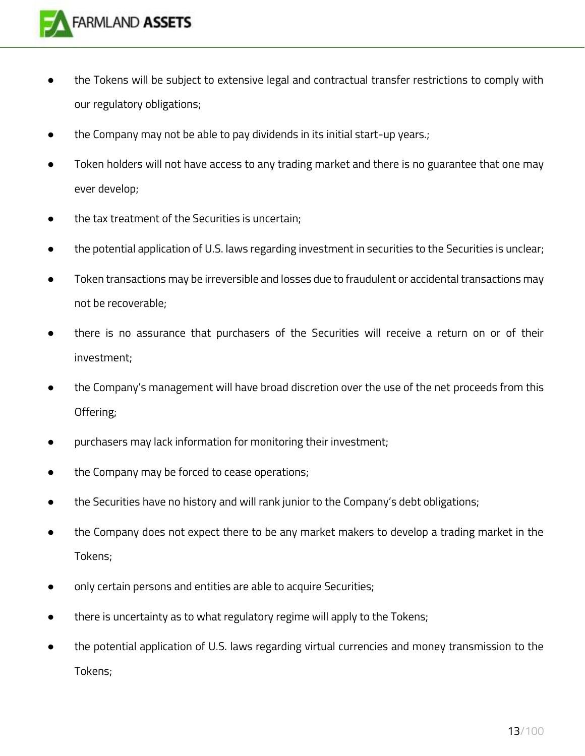- the Tokens will be subject to extensive legal and contractual transfer restrictions to comply with our regulatory obligations;
- the Company may not be able to pay dividends in its initial start-up years.;
- Token holders will not have access to any trading market and there is no guarantee that one may ever develop;
- the tax treatment of the Securities is uncertain;
- the potential application of U.S. laws regarding investment in securities to the Securities is unclear;
- Token transactions may be irreversible and losses due to fraudulent or accidental transactions may not be recoverable;
- there is no assurance that purchasers of the Securities will receive a return on or of their investment;
- the Company's management will have broad discretion over the use of the net proceeds from this Offering;
- purchasers may lack information for monitoring their investment;
- the Company may be forced to cease operations;
- the Securities have no history and will rank junior to the Company's debt obligations;
- the Company does not expect there to be any market makers to develop a trading market in the Tokens;
- only certain persons and entities are able to acquire Securities;
- there is uncertainty as to what regulatory regime will apply to the Tokens;
- the potential application of U.S. laws regarding virtual currencies and money transmission to the Tokens;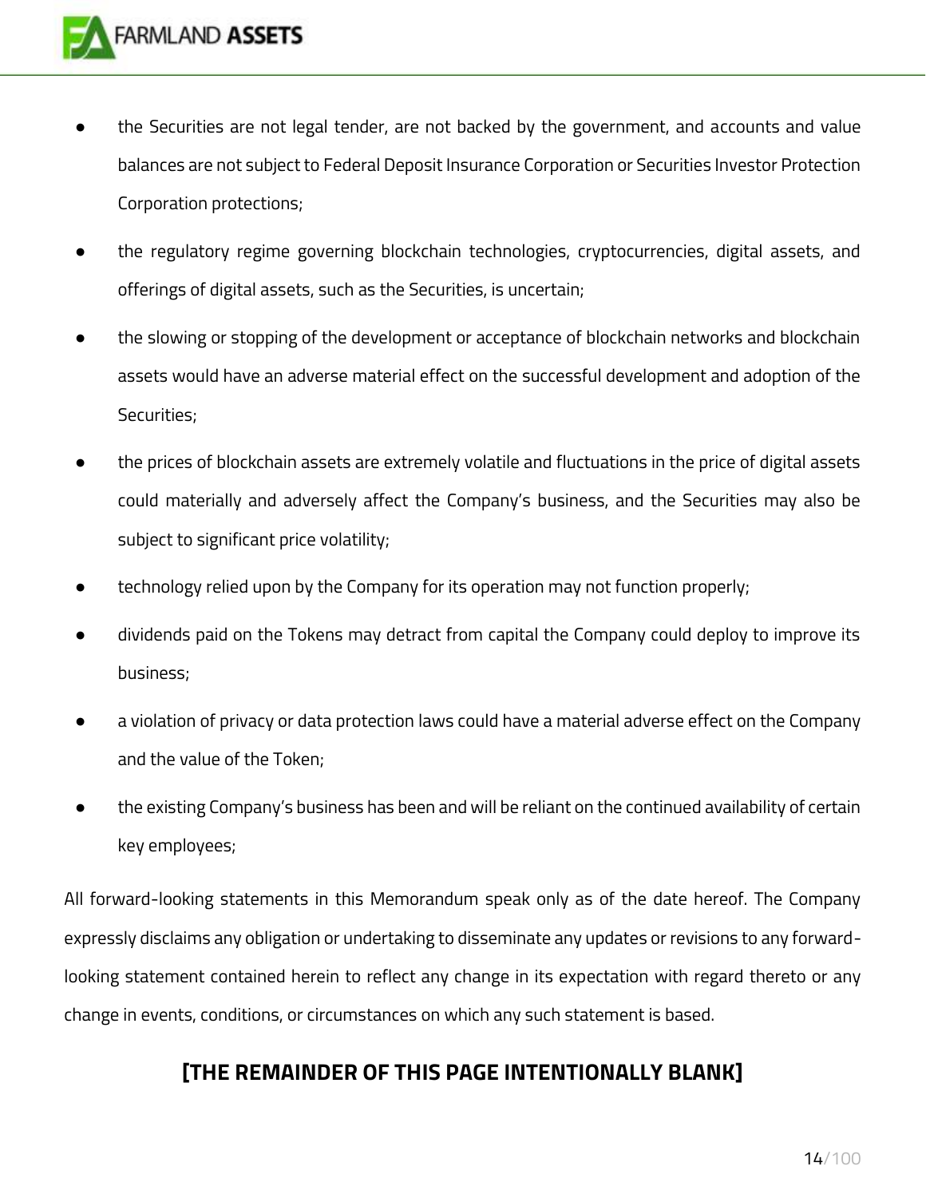- the Securities are not legal tender, are not backed by the government, and accounts and value balances are not subject to Federal Deposit Insurance Corporation or Securities Investor Protection Corporation protections;
- the regulatory regime governing blockchain technologies, cryptocurrencies, digital assets, and offerings of digital assets, such as the Securities, is uncertain;
- the slowing or stopping of the development or acceptance of blockchain networks and blockchain assets would have an adverse material effect on the successful development and adoption of the Securities;
- the prices of blockchain assets are extremely volatile and fluctuations in the price of digital assets could materially and adversely affect the Company's business, and the Securities may also be subject to significant price volatility;
- technology relied upon by the Company for its operation may not function properly;
- dividends paid on the Tokens may detract from capital the Company could deploy to improve its business;
- a violation of privacy or data protection laws could have a material adverse effect on the Company and the value of the Token;
- the existing Company's business has been and will be reliant on the continued availability of certain key employees;

All forward-looking statements in this Memorandum speak only as of the date hereof. The Company expressly disclaims any obligation or undertaking to disseminate any updates or revisions to any forward-looking statement contained herein to reflect any change in its expectation with regard thereto or any change in events, conditions, or circumstances on which any such statement is based.

**[THE REMAINDER OF THIS PAGE INTENTIONALLY BLANK]**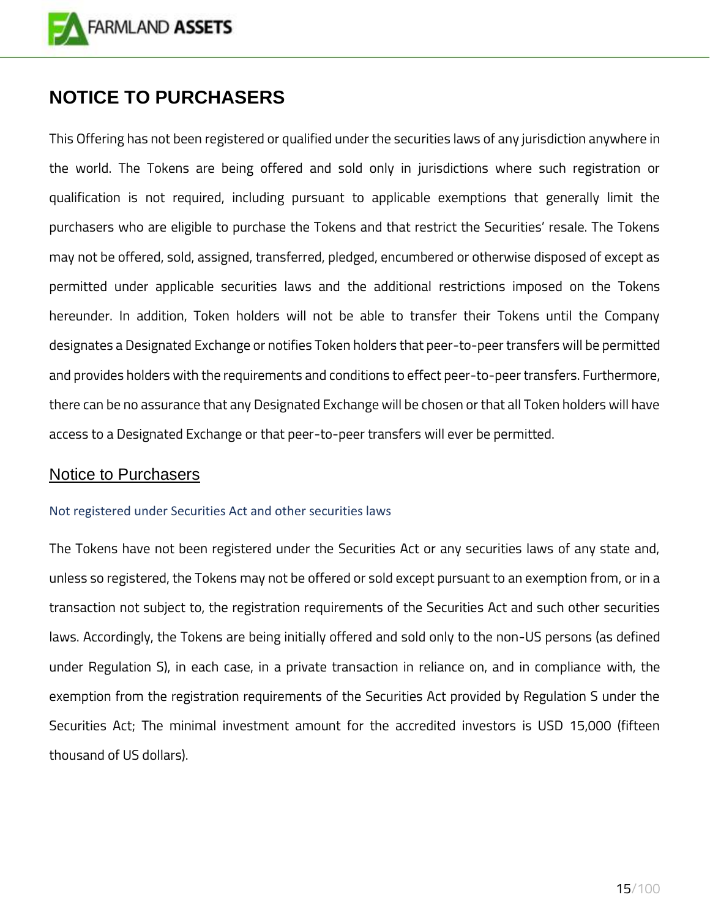# NOTICE TO PURCHASERS

This Offering has not been registered or qualified under the securities laws of any jurisdiction anywhere in the world. The Tokens are being offered and sold only in jurisdictions where such registration or qualification is not required, including pursuant to applicable exemptions that generally limit the purchasers who are eligible to purchase the Tokens and that restrict the Securities' resale. The Tokens may not be offered, sold, assigned, transferred, pledged, encumbered or otherwise disposed of except as permitted under applicable securities laws and the additional restrictions imposed on the Tokens hereunder. In addition, Token holders will not be able to transfer their Tokens until the Company designates a Designated Exchange or notifies Token holders that peer-to-peer transfers will be permitted and provides holders with the requirements and conditions to effect peer-to-peer transfers. Furthermore, there can be no assurance that any Designated Exchange will be chosen or that all Token holders will have access to a Designated Exchange or that peer-to-peer transfers will ever be permitted.

## Notice to Purchasers

### Not registered under Securities Act and other securities laws

The Tokens have not been registered under the Securities Act or any securities laws of any state and, unless so registered, the Tokens may not be offered or sold except pursuant to an exemption from, or in a transaction not subject to, the registration requirements of the Securities Act and such other securities laws. Accordingly, the Tokens are being initially offered and sold only to the non-US persons (as defined under Regulation S), in each case, in a private transaction in reliance on, and in compliance with, the exemption from the registration requirements of the Securities Act provided by Regulation S under the Securities Act; The minimal investment amount for the accredited investors is USD 15,000 (fifteen thousand of US dollars).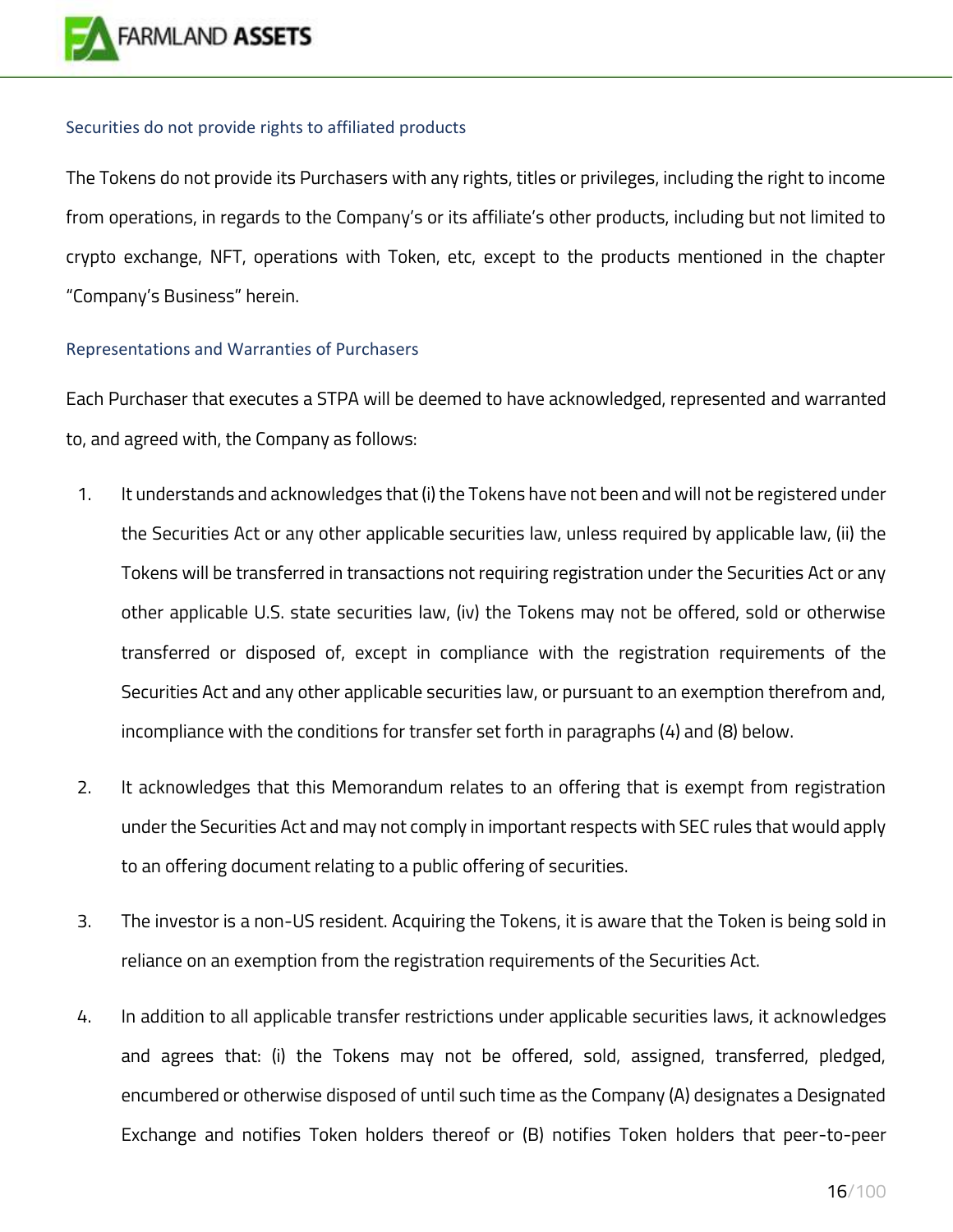### Securities do not provide rights to affiliated products

The Tokens do not provide its Purchasers with any rights, titles or privileges, including the right to income from operations, in regards to the Company's or its affiliate's other products, including but not limited to crypto exchange, NFT, operations with Token, etc, except to the products mentioned in the chapter "Company's Business" herein.

### Representations and Warranties of Purchasers

Each Purchaser that executes a STPA will be deemed to have acknowledged, represented and warranted to, and agreed with, the Company as follows:

1. It understands and acknowledges that (i) the Tokens have not been and will not be registered under the Securities Act or any other applicable securities law, unless required by applicable law, (ii) the Tokens will be transferred in transactions not requiring registration under the Securities Act or any other applicable U.S. state securities law, (iv) the Tokens may not be offered, sold or otherwise transferred or disposed of, except in compliance with the registration requirements of the Securities Act and any other applicable securities law, or pursuant to an exemption therefrom and, incompliance with the conditions for transfer set forth in paragraphs (4) and (8) below.

2. It acknowledges that this Memorandum relates to an offering that is exempt from registration under the Securities Act and may not comply in important respects with SEC rules that would apply to an offering document relating to a public offering of securities.

3. The investor is a non-US resident. Acquiring the Tokens, it is aware that the Token is being sold in reliance on an exemption from the registration requirements of the Securities Act.

4. In addition to all applicable transfer restrictions under applicable securities laws, it acknowledges and agrees that: (i) the Tokens may not be offered, sold, assigned, transferred, pledged, encumbered or otherwise disposed of until such time as the Company (A) designates a Designated Exchange and notifies Token holders thereof or (B) notifies Token holders that peer-to-peer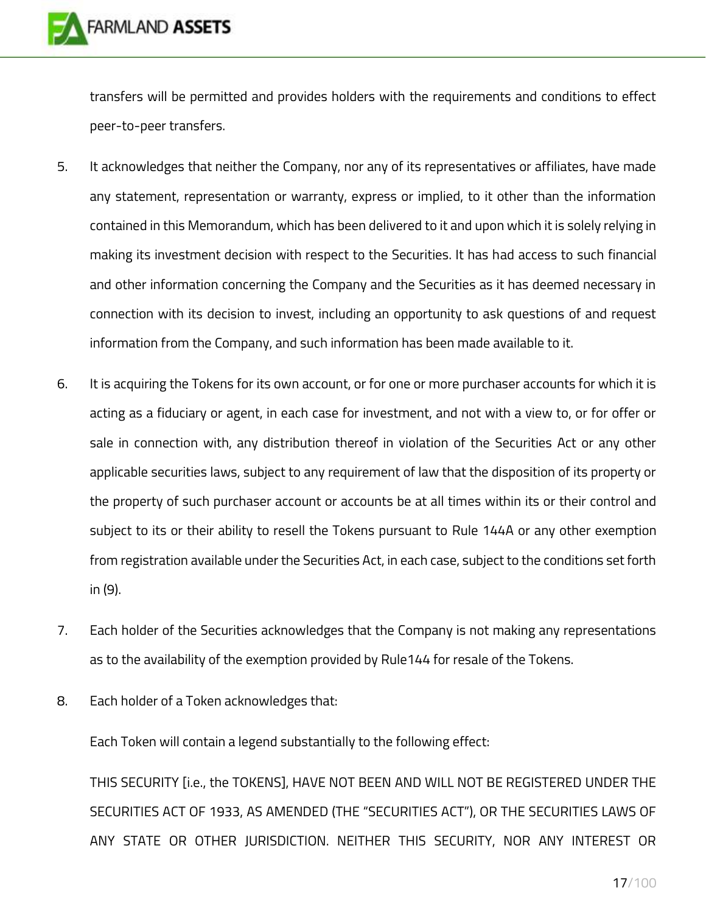transfers will be permitted and provides holders with the requirements and conditions to effect peer-to-peer transfers.

5. It acknowledges that neither the Company, nor any of its representatives or affiliates, have made any statement, representation or warranty, express or implied, to it other than the information contained in this Memorandum, which has been delivered to it and upon which it is solely relying in making its investment decision with respect to the Securities. It has had access to such financial and other information concerning the Company and the Securities as it has deemed necessary in connection with its decision to invest, including an opportunity to ask questions of and request information from the Company, and such information has been made available to it.

6. It is acquiring the Tokens for its own account, or for one or more purchaser accounts for which it is acting as a fiduciary or agent, in each case for investment, and not with a view to, or for offer or sale in connection with, any distribution thereof in violation of the Securities Act or any other applicable securities laws, subject to any requirement of law that the disposition of its property or the property of such purchaser account or accounts be at all times within its or their control and subject to its or their ability to resell the Tokens pursuant to Rule 144A or any other exemption from registration available under the Securities Act, in each case, subject to the conditions set forth in (9).

7. Each holder of the Securities acknowledges that the Company is not making any representations as to the availability of the exemption provided by Rule144 for resale of the Tokens.

8. Each holder of a Token acknowledges that:

   Each Token will contain a legend substantially to the following effect:

   THIS SECURITY [i.e., the TOKENS], HAVE NOT BEEN AND WILL NOT BE REGISTERED UNDER THE SECURITIES ACT OF 1933, AS AMENDED (THE "SECURITIES ACT"), OR THE SECURITIES LAWS OF ANY STATE OR OTHER JURISDICTION. NEITHER THIS SECURITY, NOR ANY INTEREST OR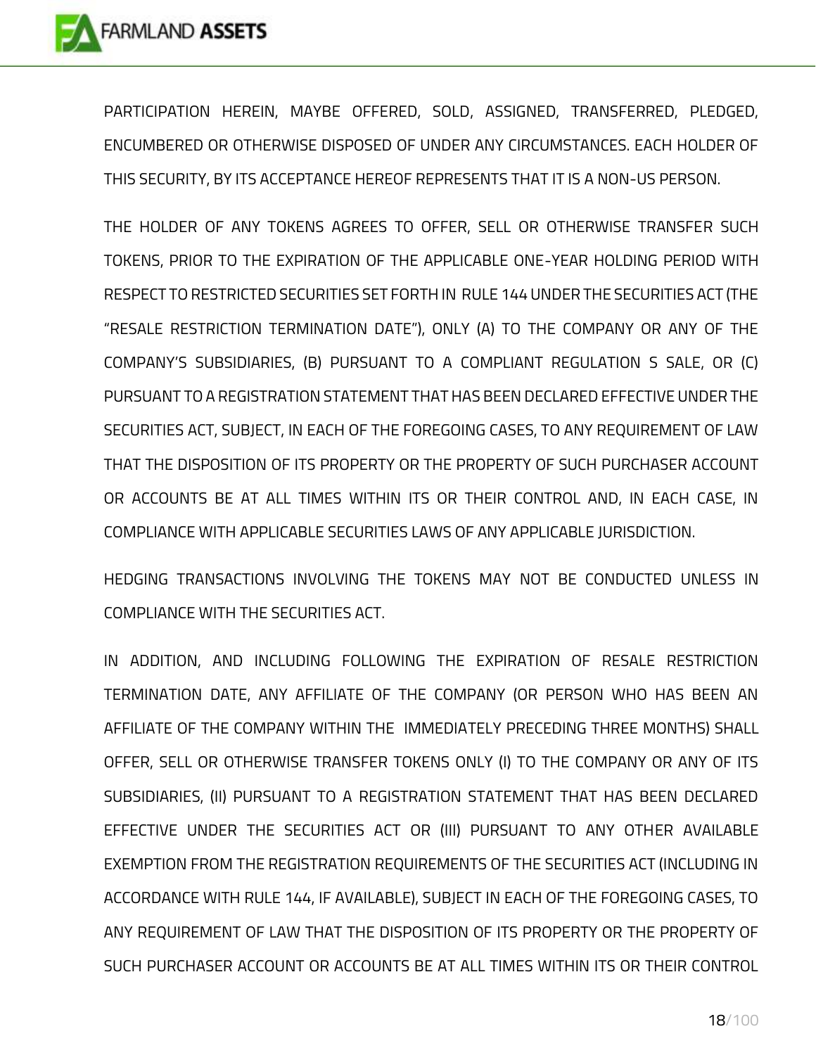PARTICIPATION HEREIN, MAYBE OFFERED, SOLD, ASSIGNED, TRANSFERRED, PLEDGED, ENCUMBERED OR OTHERWISE DISPOSED OF UNDER ANY CIRCUMSTANCES. EACH HOLDER OF THIS SECURITY, BY ITS ACCEPTANCE HEREOF REPRESENTS THAT IT IS A NON-US PERSON.

THE HOLDER OF ANY TOKENS AGREES TO OFFER, SELL OR OTHERWISE TRANSFER SUCH TOKENS, PRIOR TO THE EXPIRATION OF THE APPLICABLE ONE-YEAR HOLDING PERIOD WITH RESPECT TO RESTRICTED SECURITIES SET FORTH IN RULE 144 UNDER THE SECURITIES ACT (THE "RESALE RESTRICTION TERMINATION DATE"), ONLY (A) TO THE COMPANY OR ANY OF THE COMPANY'S SUBSIDIARIES, (B) PURSUANT TO A COMPLIANT REGULATION S SALE, OR (C) PURSUANT TO A REGISTRATION STATEMENT THAT HAS BEEN DECLARED EFFECTIVE UNDER THE SECURITIES ACT, SUBJECT, IN EACH OF THE FOREGOING CASES, TO ANY REQUIREMENT OF LAW THAT THE DISPOSITION OF ITS PROPERTY OR THE PROPERTY OF SUCH PURCHASER ACCOUNT OR ACCOUNTS BE AT ALL TIMES WITHIN ITS OR THEIR CONTROL AND, IN EACH CASE, IN COMPLIANCE WITH APPLICABLE SECURITIES LAWS OF ANY APPLICABLE JURISDICTION.

HEDGING TRANSACTIONS INVOLVING THE TOKENS MAY NOT BE CONDUCTED UNLESS IN COMPLIANCE WITH THE SECURITIES ACT.

IN ADDITION, AND INCLUDING FOLLOWING THE EXPIRATION OF RESALE RESTRICTION TERMINATION DATE, ANY AFFILIATE OF THE COMPANY (OR PERSON WHO HAS BEEN AN AFFILIATE OF THE COMPANY WITHIN THE IMMEDIATELY PRECEDING THREE MONTHS) SHALL OFFER, SELL OR OTHERWISE TRANSFER TOKENS ONLY (I) TO THE COMPANY OR ANY OF ITS SUBSIDIARIES, (II) PURSUANT TO A REGISTRATION STATEMENT THAT HAS BEEN DECLARED EFFECTIVE UNDER THE SECURITIES ACT OR (III) PURSUANT TO ANY OTHER AVAILABLE EXEMPTION FROM THE REGISTRATION REQUIREMENTS OF THE SECURITIES ACT (INCLUDING IN ACCORDANCE WITH RULE 144, IF AVAILABLE), SUBJECT IN EACH OF THE FOREGOING CASES, TO ANY REQUIREMENT OF LAW THAT THE DISPOSITION OF ITS PROPERTY OR THE PROPERTY OF SUCH PURCHASER ACCOUNT OR ACCOUNTS BE AT ALL TIMES WITHIN ITS OR THEIR CONTROL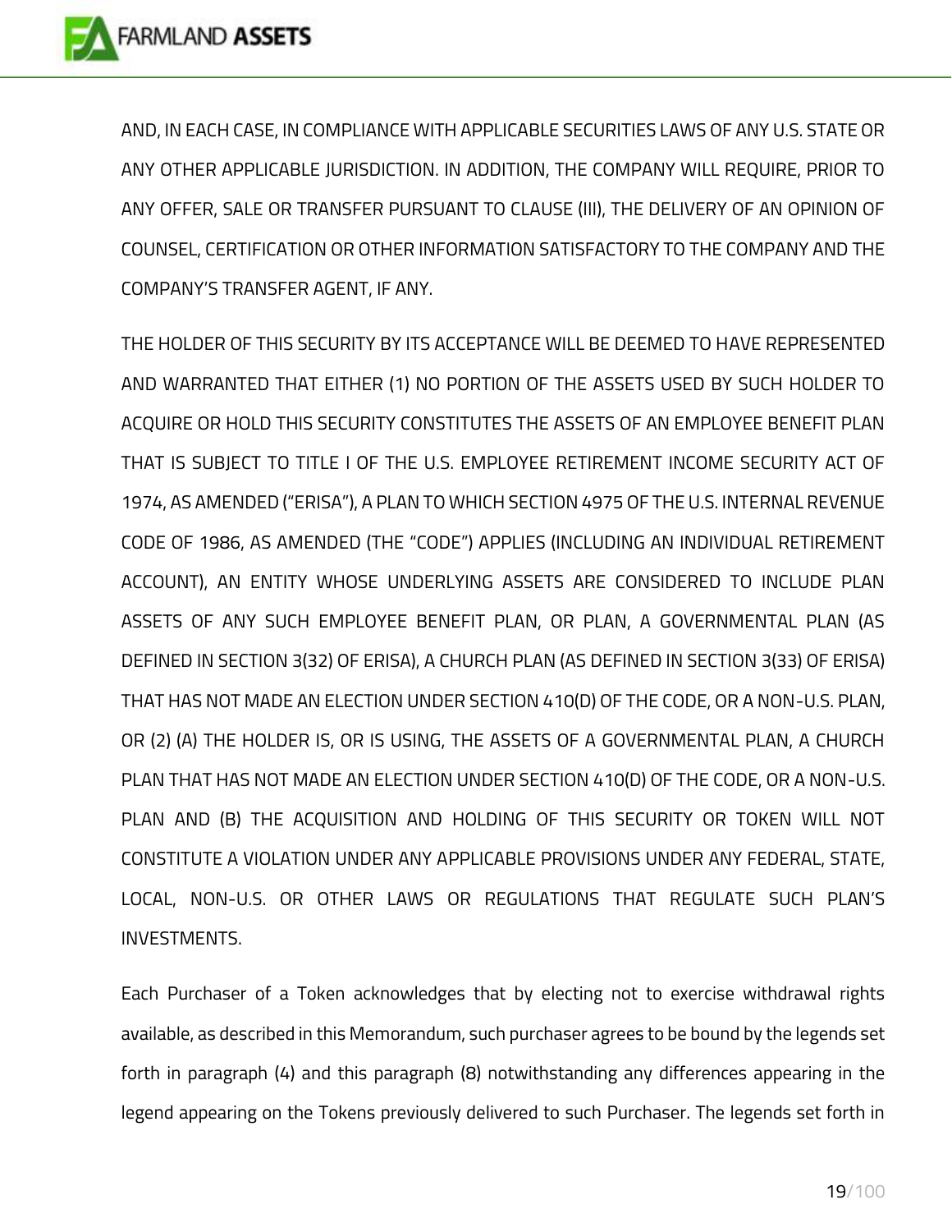AND, IN EACH CASE, IN COMPLIANCE WITH APPLICABLE SECURITIES LAWS OF ANY U.S. STATE OR ANY OTHER APPLICABLE JURISDICTION. IN ADDITION, THE COMPANY WILL REQUIRE, PRIOR TO ANY OFFER, SALE OR TRANSFER PURSUANT TO CLAUSE (III), THE DELIVERY OF AN OPINION OF COUNSEL, CERTIFICATION OR OTHER INFORMATION SATISFACTORY TO THE COMPANY AND THE COMPANY'S TRANSFER AGENT, IF ANY.

THE HOLDER OF THIS SECURITY BY ITS ACCEPTANCE WILL BE DEEMED TO HAVE REPRESENTED AND WARRANTED THAT EITHER (1) NO PORTION OF THE ASSETS USED BY SUCH HOLDER TO ACQUIRE OR HOLD THIS SECURITY CONSTITUTES THE ASSETS OF AN EMPLOYEE BENEFIT PLAN THAT IS SUBJECT TO TITLE I OF THE U.S. EMPLOYEE RETIREMENT INCOME SECURITY ACT OF 1974, AS AMENDED ("ERISA"), A PLAN TO WHICH SECTION 4975 OF THE U.S. INTERNAL REVENUE CODE OF 1986, AS AMENDED (THE "CODE") APPLIES (INCLUDING AN INDIVIDUAL RETIREMENT ACCOUNT), AN ENTITY WHOSE UNDERLYING ASSETS ARE CONSIDERED TO INCLUDE PLAN ASSETS OF ANY SUCH EMPLOYEE BENEFIT PLAN, OR PLAN, A GOVERNMENTAL PLAN (AS DEFINED IN SECTION 3(32) OF ERISA), A CHURCH PLAN (AS DEFINED IN SECTION 3(33) OF ERISA) THAT HAS NOT MADE AN ELECTION UNDER SECTION 410(D) OF THE CODE, OR A NON-U.S. PLAN, OR (2) (A) THE HOLDER IS, OR IS USING, THE ASSETS OF A GOVERNMENTAL PLAN, A CHURCH PLAN THAT HAS NOT MADE AN ELECTION UNDER SECTION 410(D) OF THE CODE, OR A NON-U.S. PLAN AND (B) THE ACQUISITION AND HOLDING OF THIS SECURITY OR TOKEN WILL NOT CONSTITUTE A VIOLATION UNDER ANY APPLICABLE PROVISIONS UNDER ANY FEDERAL, STATE, LOCAL, NON-U.S. OR OTHER LAWS OR REGULATIONS THAT REGULATE SUCH PLAN'S INVESTMENTS.

Each Purchaser of a Token acknowledges that by electing not to exercise withdrawal rights available, as described in this Memorandum, such purchaser agrees to be bound by the legends set forth in paragraph (4) and this paragraph (8) notwithstanding any differences appearing in the legend appearing on the Tokens previously delivered to such Purchaser. The legends set forth in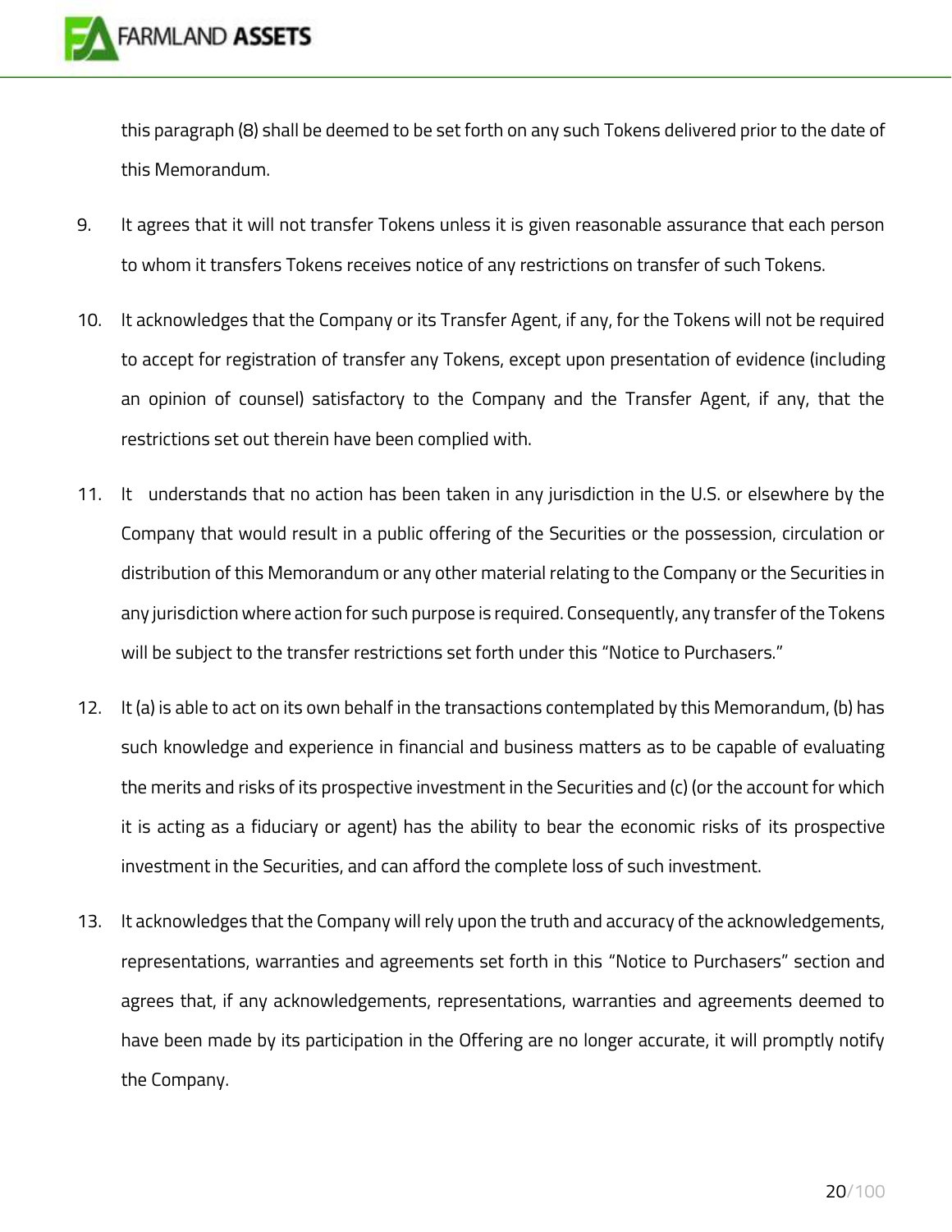this paragraph (8) shall be deemed to be set forth on any such Tokens delivered prior to the date of this Memorandum.

9. It agrees that it will not transfer Tokens unless it is given reasonable assurance that each person to whom it transfers Tokens receives notice of any restrictions on transfer of such Tokens.

10. It acknowledges that the Company or its Transfer Agent, if any, for the Tokens will not be required to accept for registration of transfer any Tokens, except upon presentation of evidence (including an opinion of counsel) satisfactory to the Company and the Transfer Agent, if any, that the restrictions set out therein have been complied with.

11. It understands that no action has been taken in any jurisdiction in the U.S. or elsewhere by the Company that would result in a public offering of the Securities or the possession, circulation or distribution of this Memorandum or any other material relating to the Company or the Securities in any jurisdiction where action for such purpose is required. Consequently, any transfer of the Tokens will be subject to the transfer restrictions set forth under this "Notice to Purchasers."

12. It (a) is able to act on its own behalf in the transactions contemplated by this Memorandum, (b) has such knowledge and experience in financial and business matters as to be capable of evaluating the merits and risks of its prospective investment in the Securities and (c) (or the account for which it is acting as a fiduciary or agent) has the ability to bear the economic risks of its prospective investment in the Securities, and can afford the complete loss of such investment.

13. It acknowledges that the Company will rely upon the truth and accuracy of the acknowledgements, representations, warranties and agreements set forth in this "Notice to Purchasers" section and agrees that, if any acknowledgements, representations, warranties and agreements deemed to have been made by its participation in the Offering are no longer accurate, it will promptly notify the Company.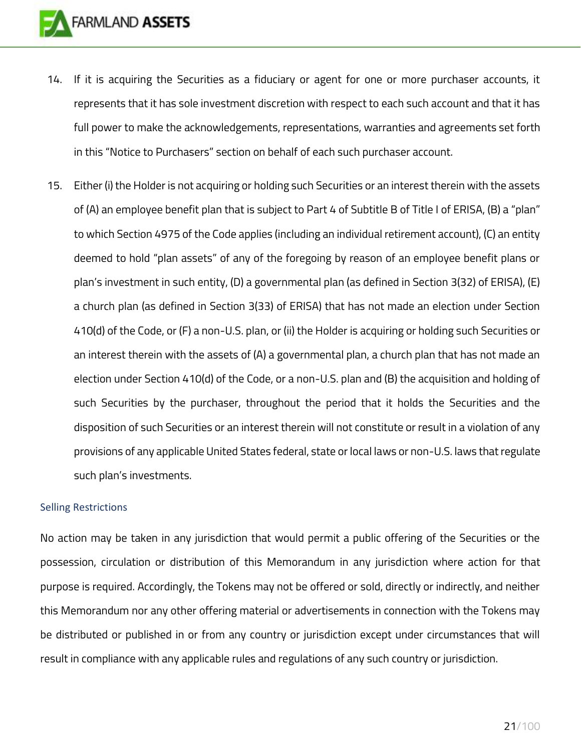14. If it is acquiring the Securities as a fiduciary or agent for one or more purchaser accounts, it represents that it has sole investment discretion with respect to each such account and that it has full power to make the acknowledgements, representations, warranties and agreements set forth in this "Notice to Purchasers" section on behalf of each such purchaser account.

15. Either (i) the Holder is not acquiring or holding such Securities or an interest therein with the assets of (A) an employee benefit plan that is subject to Part 4 of Subtitle B of Title I of ERISA, (B) a "plan" to which Section 4975 of the Code applies (including an individual retirement account), (C) an entity deemed to hold "plan assets" of any of the foregoing by reason of an employee benefit plans or plan's investment in such entity, (D) a governmental plan (as defined in Section 3(32) of ERISA), (E) a church plan (as defined in Section 3(33) of ERISA) that has not made an election under Section 410(d) of the Code, or (F) a non-U.S. plan, or (ii) the Holder is acquiring or holding such Securities or an interest therein with the assets of (A) a governmental plan, a church plan that has not made an election under Section 410(d) of the Code, or a non-U.S. plan and (B) the acquisition and holding of such Securities by the purchaser, throughout the period that it holds the Securities and the disposition of such Securities or an interest therein will not constitute or result in a violation of any provisions of any applicable United States federal, state or local laws or non-U.S. laws that regulate such plan's investments.

### Selling Restrictions

No action may be taken in any jurisdiction that would permit a public offering of the Securities or the possession, circulation or distribution of this Memorandum in any jurisdiction where action for that purpose is required. Accordingly, the Tokens may not be offered or sold, directly or indirectly, and neither this Memorandum nor any other offering material or advertisements in connection with the Tokens may be distributed or published in or from any country or jurisdiction except under circumstances that will result in compliance with any applicable rules and regulations of any such country or jurisdiction.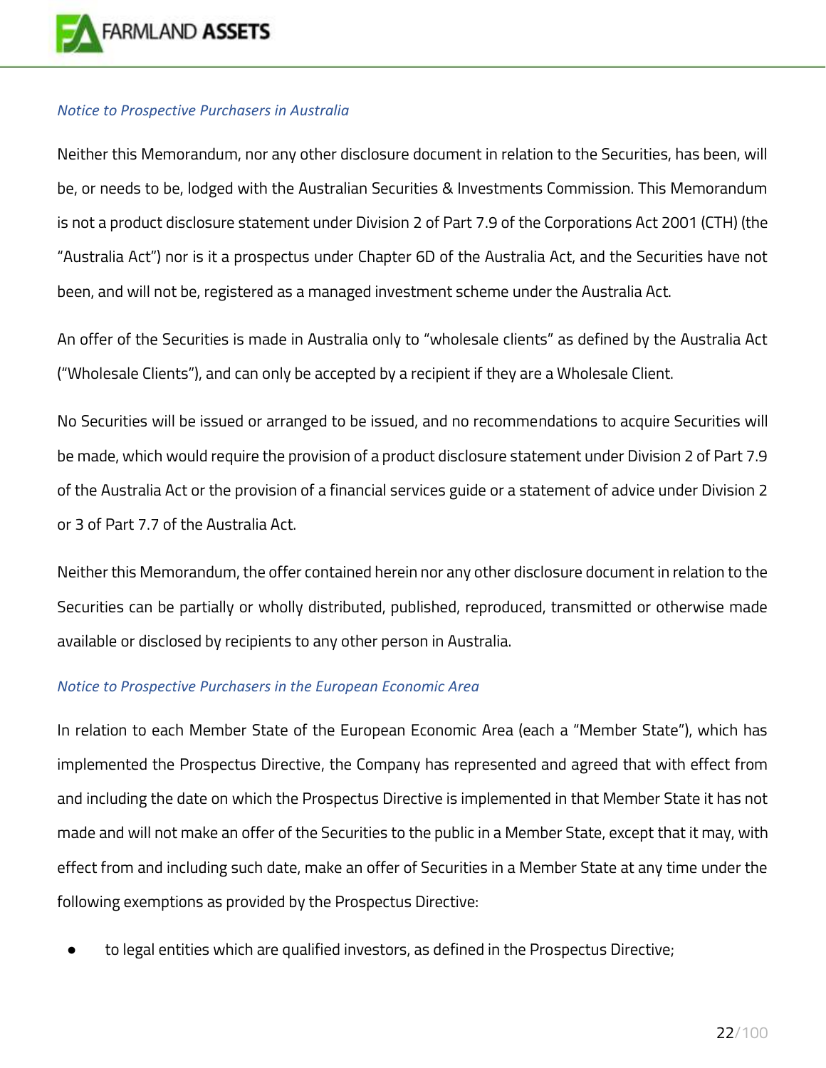*Notice to Prospective Purchasers in Australia*

Neither this Memorandum, nor any other disclosure document in relation to the Securities, has been, will be, or needs to be, lodged with the Australian Securities & Investments Commission. This Memorandum is not a product disclosure statement under Division 2 of Part 7.9 of the Corporations Act 2001 (CTH) (the "Australia Act") nor is it a prospectus under Chapter 6D of the Australia Act, and the Securities have not been, and will not be, registered as a managed investment scheme under the Australia Act.

An offer of the Securities is made in Australia only to "wholesale clients" as defined by the Australia Act ("Wholesale Clients"), and can only be accepted by a recipient if they are a Wholesale Client.

No Securities will be issued or arranged to be issued, and no recommendations to acquire Securities will be made, which would require the provision of a product disclosure statement under Division 2 of Part 7.9 of the Australia Act or the provision of a financial services guide or a statement of advice under Division 2 or 3 of Part 7.7 of the Australia Act.

Neither this Memorandum, the offer contained herein nor any other disclosure document in relation to the Securities can be partially or wholly distributed, published, reproduced, transmitted or otherwise made available or disclosed by recipients to any other person in Australia.

*Notice to Prospective Purchasers in the European Economic Area*

In relation to each Member State of the European Economic Area (each a "Member State"), which has implemented the Prospectus Directive, the Company has represented and agreed that with effect from and including the date on which the Prospectus Directive is implemented in that Member State it has not made and will not make an offer of the Securities to the public in a Member State, except that it may, with effect from and including such date, make an offer of Securities in a Member State at any time under the following exemptions as provided by the Prospectus Directive:

- to legal entities which are qualified investors, as defined in the Prospectus Directive;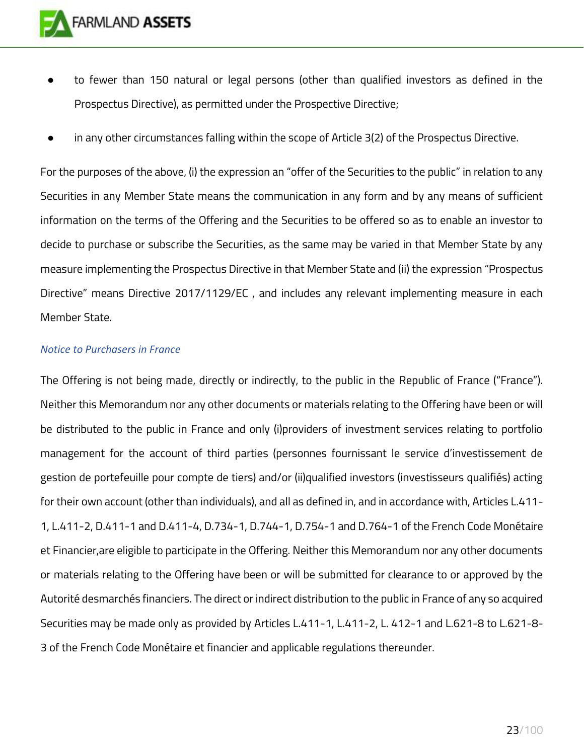- to fewer than 150 natural or legal persons (other than qualified investors as defined in the Prospectus Directive), as permitted under the Prospective Directive;
- in any other circumstances falling within the scope of Article 3(2) of the Prospectus Directive.

For the purposes of the above, (i) the expression an "offer of the Securities to the public" in relation to any Securities in any Member State means the communication in any form and by any means of sufficient information on the terms of the Offering and the Securities to be offered so as to enable an investor to decide to purchase or subscribe the Securities, as the same may be varied in that Member State by any measure implementing the Prospectus Directive in that Member State and (ii) the expression "Prospectus Directive" means Directive 2017/1129/EC , and includes any relevant implementing measure in each Member State.

*Notice to Purchasers in France*

The Offering is not being made, directly or indirectly, to the public in the Republic of France ("France"). Neither this Memorandum nor any other documents or materials relating to the Offering have been or will be distributed to the public in France and only (i)providers of investment services relating to portfolio management for the account of third parties (personnes fournissant le service d'investissement de gestion de portefeuille pour compte de tiers) and/or (ii)qualified investors (investisseurs qualifiés) acting for their own account (other than individuals), and all as defined in, and in accordance with, Articles L.411-1, L.411-2, D.411-1 and D.411-4, D.734-1, D.744-1, D.754-1 and D.764-1 of the French Code Monétaire et Financier,are eligible to participate in the Offering. Neither this Memorandum nor any other documents or materials relating to the Offering have been or will be submitted for clearance to or approved by the Autorité desmarchés financiers. The direct or indirect distribution to the public in France of any so acquired Securities may be made only as provided by Articles L.411-1, L.411-2, L. 412-1 and L.621-8 to L.621-8-3 of the French Code Monétaire et financier and applicable regulations thereunder.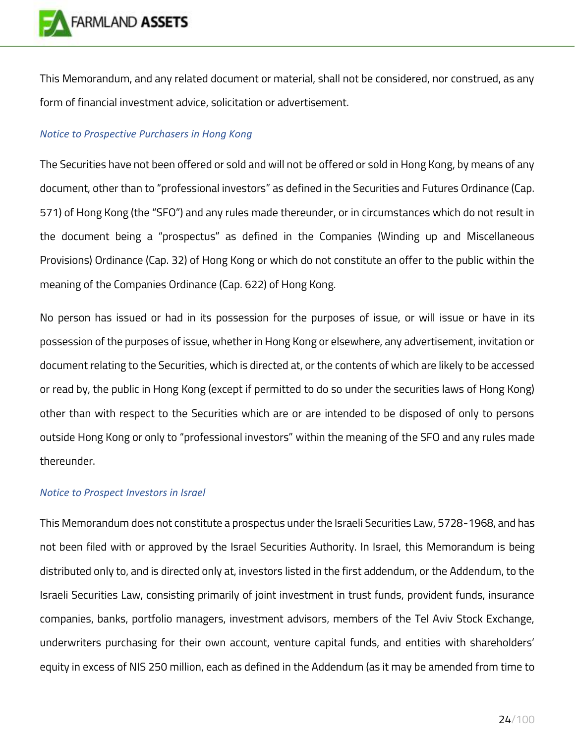This Memorandum, and any related document or material, shall not be considered, nor construed, as any form of financial investment advice, solicitation or advertisement.

*Notice to Prospective Purchasers in Hong Kong*

The Securities have not been offered or sold and will not be offered or sold in Hong Kong, by means of any document, other than to "professional investors" as defined in the Securities and Futures Ordinance (Cap. 571) of Hong Kong (the "SFO") and any rules made thereunder, or in circumstances which do not result in the document being a "prospectus" as defined in the Companies (Winding up and Miscellaneous Provisions) Ordinance (Cap. 32) of Hong Kong or which do not constitute an offer to the public within the meaning of the Companies Ordinance (Cap. 622) of Hong Kong.

No person has issued or had in its possession for the purposes of issue, or will issue or have in its possession of the purposes of issue, whether in Hong Kong or elsewhere, any advertisement, invitation or document relating to the Securities, which is directed at, or the contents of which are likely to be accessed or read by, the public in Hong Kong (except if permitted to do so under the securities laws of Hong Kong) other than with respect to the Securities which are or are intended to be disposed of only to persons outside Hong Kong or only to "professional investors" within the meaning of the SFO and any rules made thereunder.

*Notice to Prospect Investors in Israel*

This Memorandum does not constitute a prospectus under the Israeli Securities Law, 5728-1968, and has not been filed with or approved by the Israel Securities Authority. In Israel, this Memorandum is being distributed only to, and is directed only at, investors listed in the first addendum, or the Addendum, to the Israeli Securities Law, consisting primarily of joint investment in trust funds, provident funds, insurance companies, banks, portfolio managers, investment advisors, members of the Tel Aviv Stock Exchange, underwriters purchasing for their own account, venture capital funds, and entities with shareholders' equity in excess of NIS 250 million, each as defined in the Addendum (as it may be amended from time to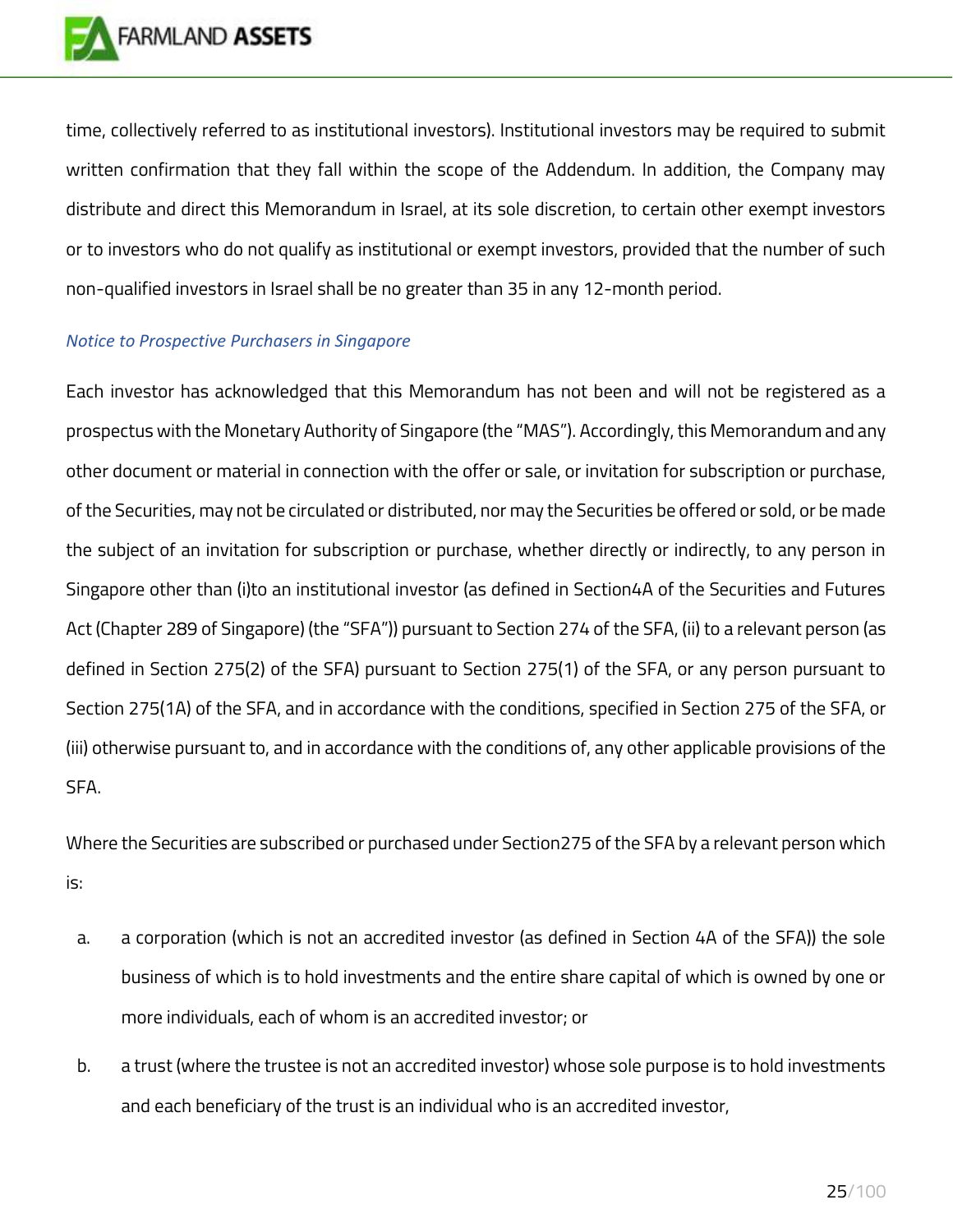time, collectively referred to as institutional investors). Institutional investors may be required to submit written confirmation that they fall within the scope of the Addendum. In addition, the Company may distribute and direct this Memorandum in Israel, at its sole discretion, to certain other exempt investors or to investors who do not qualify as institutional or exempt investors, provided that the number of such non-qualified investors in Israel shall be no greater than 35 in any 12-month period.

*Notice to Prospective Purchasers in Singapore*

Each investor has acknowledged that this Memorandum has not been and will not be registered as a prospectus with the Monetary Authority of Singapore (the "MAS"). Accordingly, this Memorandum and any other document or material in connection with the offer or sale, or invitation for subscription or purchase, of the Securities, may not be circulated or distributed, nor may the Securities be offered or sold, or be made the subject of an invitation for subscription or purchase, whether directly or indirectly, to any person in Singapore other than (i)to an institutional investor (as defined in Section4A of the Securities and Futures Act (Chapter 289 of Singapore) (the "SFA")) pursuant to Section 274 of the SFA, (ii) to a relevant person (as defined in Section 275(2) of the SFA) pursuant to Section 275(1) of the SFA, or any person pursuant to Section 275(1A) of the SFA, and in accordance with the conditions, specified in Section 275 of the SFA, or (iii) otherwise pursuant to, and in accordance with the conditions of, any other applicable provisions of the SFA.

Where the Securities are subscribed or purchased under Section275 of the SFA by a relevant person which is:

a. a corporation (which is not an accredited investor (as defined in Section 4A of the SFA)) the sole business of which is to hold investments and the entire share capital of which is owned by one or more individuals, each of whom is an accredited investor; or

b. a trust (where the trustee is not an accredited investor) whose sole purpose is to hold investments and each beneficiary of the trust is an individual who is an accredited investor,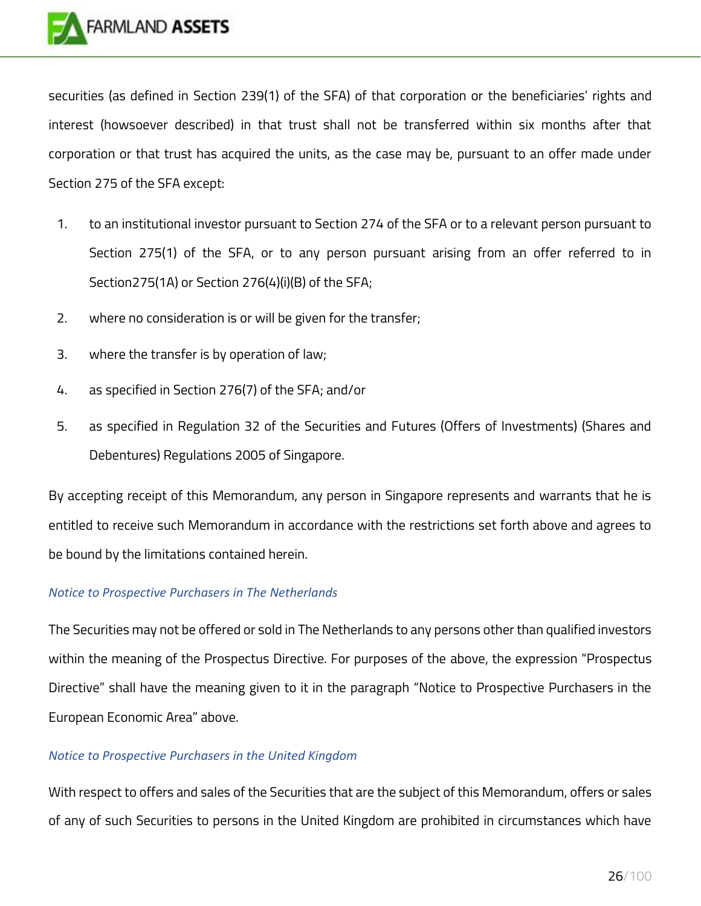securities (as defined in Section 239(1) of the SFA) of that corporation or the beneficiaries' rights and interest (howsoever described) in that trust shall not be transferred within six months after that corporation or that trust has acquired the units, as the case may be, pursuant to an offer made under Section 275 of the SFA except:

1. to an institutional investor pursuant to Section 274 of the SFA or to a relevant person pursuant to Section 275(1) of the SFA, or to any person pursuant arising from an offer referred to in Section275(1A) or Section 276(4)(i)(B) of the SFA;
2. where no consideration is or will be given for the transfer;
3. where the transfer is by operation of law;
4. as specified in Section 276(7) of the SFA; and/or
5. as specified in Regulation 32 of the Securities and Futures (Offers of Investments) (Shares and Debentures) Regulations 2005 of Singapore.

By accepting receipt of this Memorandum, any person in Singapore represents and warrants that he is entitled to receive such Memorandum in accordance with the restrictions set forth above and agrees to be bound by the limitations contained herein.

*Notice to Prospective Purchasers in The Netherlands*

The Securities may not be offered or sold in The Netherlands to any persons other than qualified investors within the meaning of the Prospectus Directive. For purposes of the above, the expression "Prospectus Directive" shall have the meaning given to it in the paragraph "Notice to Prospective Purchasers in the European Economic Area" above.

*Notice to Prospective Purchasers in the United Kingdom*

With respect to offers and sales of the Securities that are the subject of this Memorandum, offers or sales of any of such Securities to persons in the United Kingdom are prohibited in circumstances which have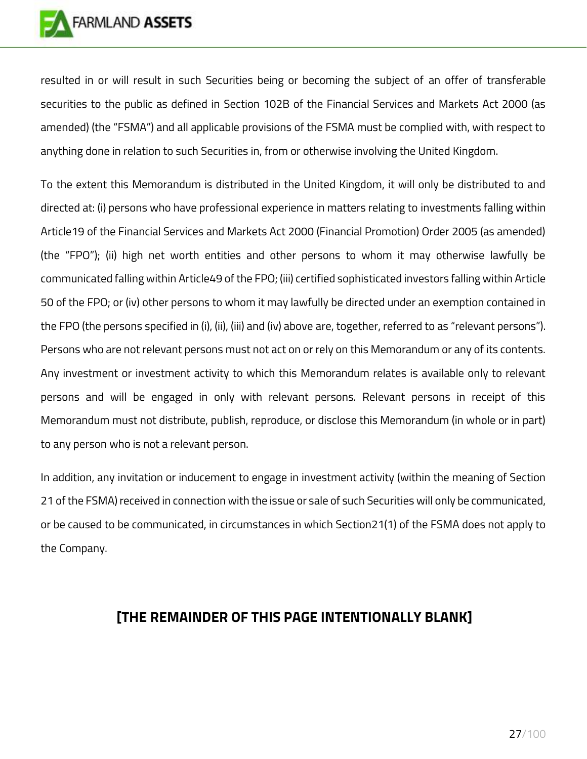resulted in or will result in such Securities being or becoming the subject of an offer of transferable securities to the public as defined in Section 102B of the Financial Services and Markets Act 2000 (as amended) (the "FSMA") and all applicable provisions of the FSMA must be complied with, with respect to anything done in relation to such Securities in, from or otherwise involving the United Kingdom.

To the extent this Memorandum is distributed in the United Kingdom, it will only be distributed to and directed at: (i) persons who have professional experience in matters relating to investments falling within Article19 of the Financial Services and Markets Act 2000 (Financial Promotion) Order 2005 (as amended) (the "FPO"); (ii) high net worth entities and other persons to whom it may otherwise lawfully be communicated falling within Article49 of the FPO; (iii) certified sophisticated investors falling within Article 50 of the FPO; or (iv) other persons to whom it may lawfully be directed under an exemption contained in the FPO (the persons specified in (i), (ii), (iii) and (iv) above are, together, referred to as "relevant persons"). Persons who are not relevant persons must not act on or rely on this Memorandum or any of its contents. Any investment or investment activity to which this Memorandum relates is available only to relevant persons and will be engaged in only with relevant persons. Relevant persons in receipt of this Memorandum must not distribute, publish, reproduce, or disclose this Memorandum (in whole or in part) to any person who is not a relevant person.

In addition, any invitation or inducement to engage in investment activity (within the meaning of Section 21 of the FSMA) received in connection with the issue or sale of such Securities will only be communicated, or be caused to be communicated, in circumstances in which Section21(1) of the FSMA does not apply to the Company.

**[THE REMAINDER OF THIS PAGE INTENTIONALLY BLANK]**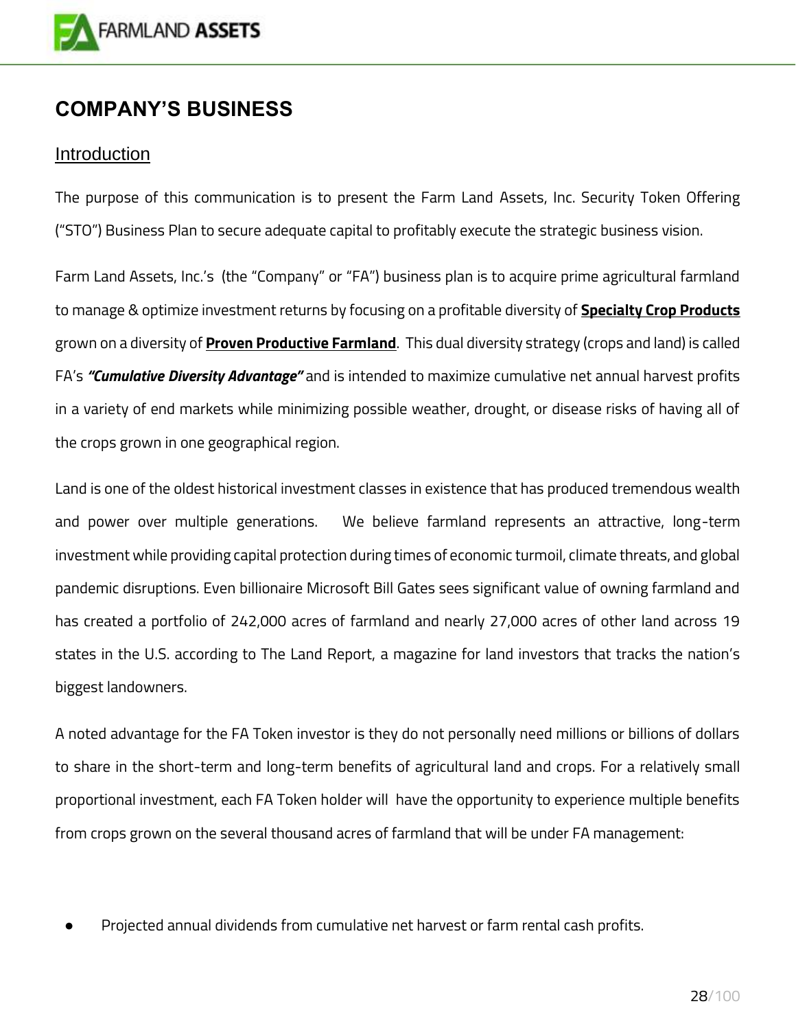# COMPANY'S BUSINESS

## Introduction

The purpose of this communication is to present the Farm Land Assets, Inc. Security Token Offering ("STO") Business Plan to secure adequate capital to profitably execute the strategic business vision.

Farm Land Assets, Inc.'s (the "Company" or "FA") business plan is to acquire prime agricultural farmland to manage & optimize investment returns by focusing on a profitable diversity of **Specialty Crop Products** grown on a diversity of **Proven Productive Farmland**. This dual diversity strategy (crops and land) is called FA's ***"Cumulative Diversity Advantage"*** and is intended to maximize cumulative net annual harvest profits in a variety of end markets while minimizing possible weather, drought, or disease risks of having all of the crops grown in one geographical region.

Land is one of the oldest historical investment classes in existence that has produced tremendous wealth and power over multiple generations. We believe farmland represents an attractive, long-term investment while providing capital protection during times of economic turmoil, climate threats, and global pandemic disruptions. Even billionaire Microsoft Bill Gates sees significant value of owning farmland and has created a portfolio of 242,000 acres of farmland and nearly 27,000 acres of other land across 19 states in the U.S. according to The Land Report, a magazine for land investors that tracks the nation's biggest landowners.

A noted advantage for the FA Token investor is they do not personally need millions or billions of dollars to share in the short-term and long-term benefits of agricultural land and crops. For a relatively small proportional investment, each FA Token holder will have the opportunity to experience multiple benefits from crops grown on the several thousand acres of farmland that will be under FA management:

- Projected annual dividends from cumulative net harvest or farm rental cash profits.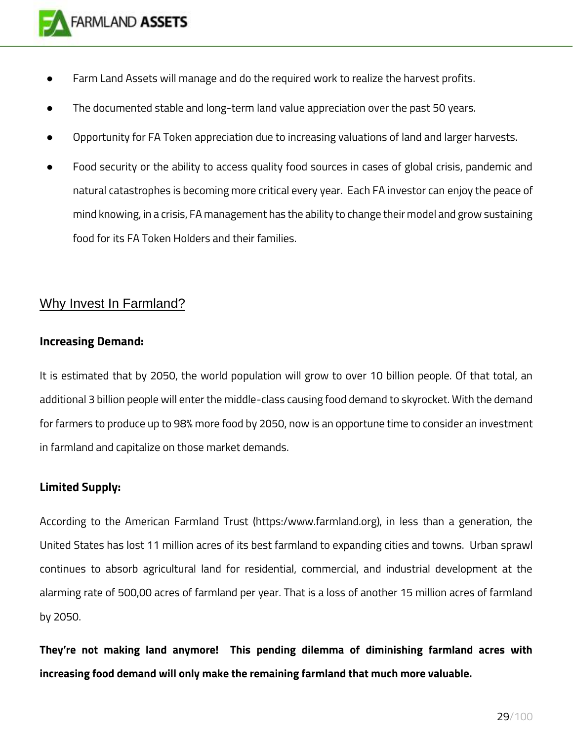- Farm Land Assets will manage and do the required work to realize the harvest profits.
- The documented stable and long-term land value appreciation over the past 50 years.
- Opportunity for FA Token appreciation due to increasing valuations of land and larger harvests.
- Food security or the ability to access quality food sources in cases of global crisis, pandemic and natural catastrophes is becoming more critical every year. Each FA investor can enjoy the peace of mind knowing, in a crisis, FA management has the ability to change their model and grow sustaining food for its FA Token Holders and their families.

## Why Invest In Farmland?

**Increasing Demand:**

It is estimated that by 2050, the world population will grow to over 10 billion people. Of that total, an additional 3 billion people will enter the middle-class causing food demand to skyrocket. With the demand for farmers to produce up to 98% more food by 2050, now is an opportune time to consider an investment in farmland and capitalize on those market demands.

**Limited Supply:**

According to the American Farmland Trust (https:/www.farmland.org), in less than a generation, the United States has lost 11 million acres of its best farmland to expanding cities and towns. Urban sprawl continues to absorb agricultural land for residential, commercial, and industrial development at the alarming rate of 500,00 acres of farmland per year. That is a loss of another 15 million acres of farmland by 2050.

**They're not making land anymore! This pending dilemma of diminishing farmland acres with increasing food demand will only make the remaining farmland that much more valuable.**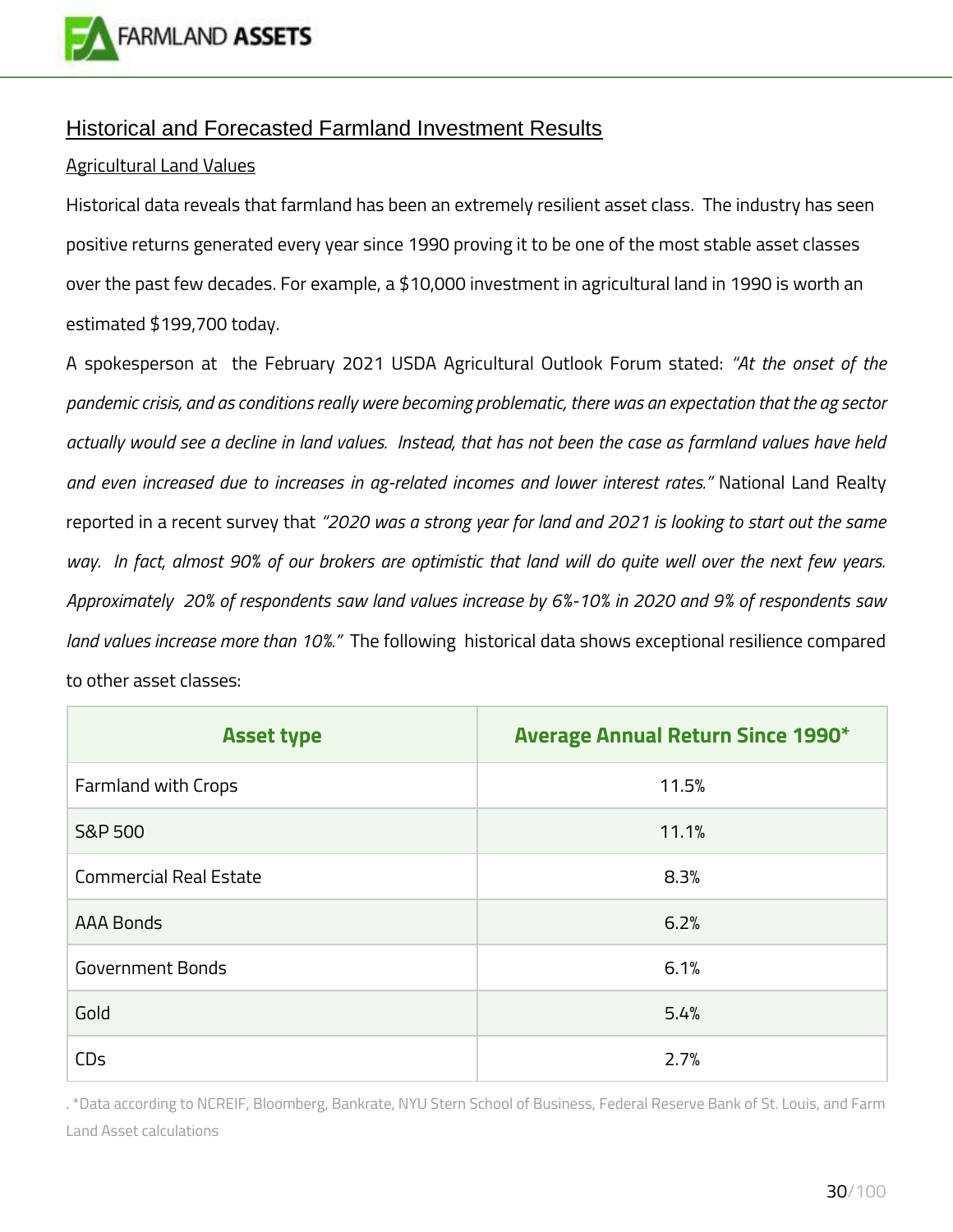## Historical and Forecasted Farmland Investment Results

### Agricultural Land Values

Historical data reveals that farmland has been an extremely resilient asset class. The industry has seen positive returns generated every year since 1990 proving it to be one of the most stable asset classes over the past few decades. For example, a $10,000 investment in agricultural land in 1990 is worth an estimated $199,700 today.

A spokesperson at the February 2021 USDA Agricultural Outlook Forum stated: *"At the onset of the pandemic crisis, and as conditions really were becoming problematic, there was an expectation that the ag sector actually would see a decline in land values. Instead, that has not been the case as farmland values have held and even increased due to increases in ag-related incomes and lower interest rates."* National Land Realty reported in a recent survey that *"2020 was a strong year for land and 2021 is looking to start out the same way. In fact, almost 90% of our brokers are optimistic that land will do quite well over the next few years. Approximately 20% of respondents saw land values increase by 6%-10% in 2020 and 9% of respondents saw land values increase more than 10%."* The following historical data shows exceptional resilience compared to other asset classes:

| Asset type | Average Annual Return Since 1990* |
|---|---|
| Farmland with Crops | 11.5% |
| S&P 500 | 11.1% |
| Commercial Real Estate | 8.3% |
| AAA Bonds | 6.2% |
| Government Bonds | 6.1% |
| Gold | 5.4% |
| CDs | 2.7% |

. *Data according to NCREIF, Bloomberg, Bankrate, NYU Stern School of Business, Federal Reserve Bank of St. Louis, and Farm Land Asset calculations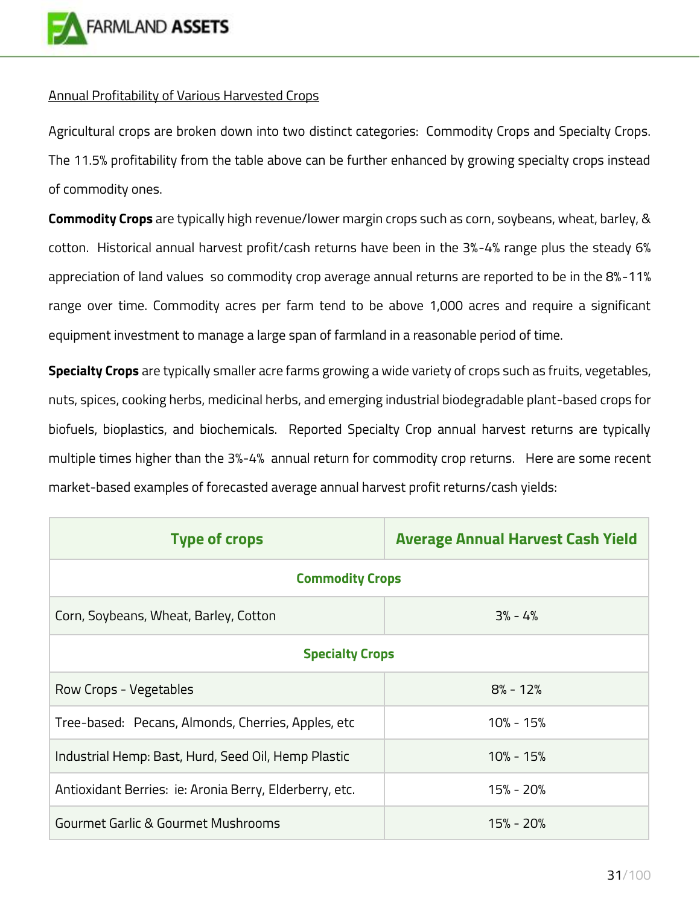Annual Profitability of Various Harvested Crops

Agricultural crops are broken down into two distinct categories: Commodity Crops and Specialty Crops. The 11.5% profitability from the table above can be further enhanced by growing specialty crops instead of commodity ones.

**Commodity Crops** are typically high revenue/lower margin crops such as corn, soybeans, wheat, barley, & cotton. Historical annual harvest profit/cash returns have been in the 3%-4% range plus the steady 6% appreciation of land values so commodity crop average annual returns are reported to be in the 8%-11% range over time. Commodity acres per farm tend to be above 1,000 acres and require a significant equipment investment to manage a large span of farmland in a reasonable period of time.

**Specialty Crops** are typically smaller acre farms growing a wide variety of crops such as fruits, vegetables, nuts, spices, cooking herbs, medicinal herbs, and emerging industrial biodegradable plant-based crops for biofuels, bioplastics, and biochemicals. Reported Specialty Crop annual harvest returns are typically multiple times higher than the 3%-4% annual return for commodity crop returns. Here are some recent market-based examples of forecasted average annual harvest profit returns/cash yields:

| Type of crops | Average Annual Harvest Cash Yield |
|---|---|
| **Commodity Crops** | |
| Corn, Soybeans, Wheat, Barley, Cotton | 3% - 4% |
| **Specialty Crops** | |
| Row Crops - Vegetables | 8% - 12% |
| Tree-based: Pecans, Almonds, Cherries, Apples, etc | 10% - 15% |
| Industrial Hemp: Bast, Hurd, Seed Oil, Hemp Plastic | 10% - 15% |
| Antioxidant Berries: ie: Aronia Berry, Elderberry, etc. | 15% - 20% |
| Gourmet Garlic & Gourmet Mushrooms | 15% - 20% |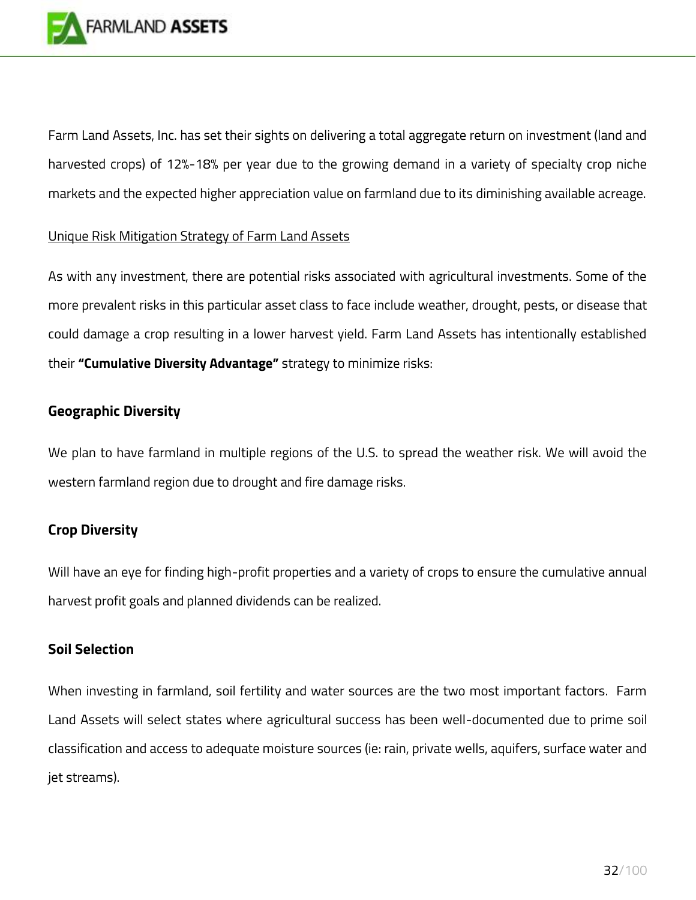Farm Land Assets, Inc. has set their sights on delivering a total aggregate return on investment (land and harvested crops) of 12%-18% per year due to the growing demand in a variety of specialty crop niche markets and the expected higher appreciation value on farmland due to its diminishing available acreage.

Unique Risk Mitigation Strategy of Farm Land Assets

As with any investment, there are potential risks associated with agricultural investments. Some of the more prevalent risks in this particular asset class to face include weather, drought, pests, or disease that could damage a crop resulting in a lower harvest yield. Farm Land Assets has intentionally established their **"Cumulative Diversity Advantage"** strategy to minimize risks:

### Geographic Diversity

We plan to have farmland in multiple regions of the U.S. to spread the weather risk. We will avoid the western farmland region due to drought and fire damage risks.

### Crop Diversity

Will have an eye for finding high-profit properties and a variety of crops to ensure the cumulative annual harvest profit goals and planned dividends can be realized.

### Soil Selection

When investing in farmland, soil fertility and water sources are the two most important factors. Farm Land Assets will select states where agricultural success has been well-documented due to prime soil classification and access to adequate moisture sources (ie: rain, private wells, aquifers, surface water and jet streams).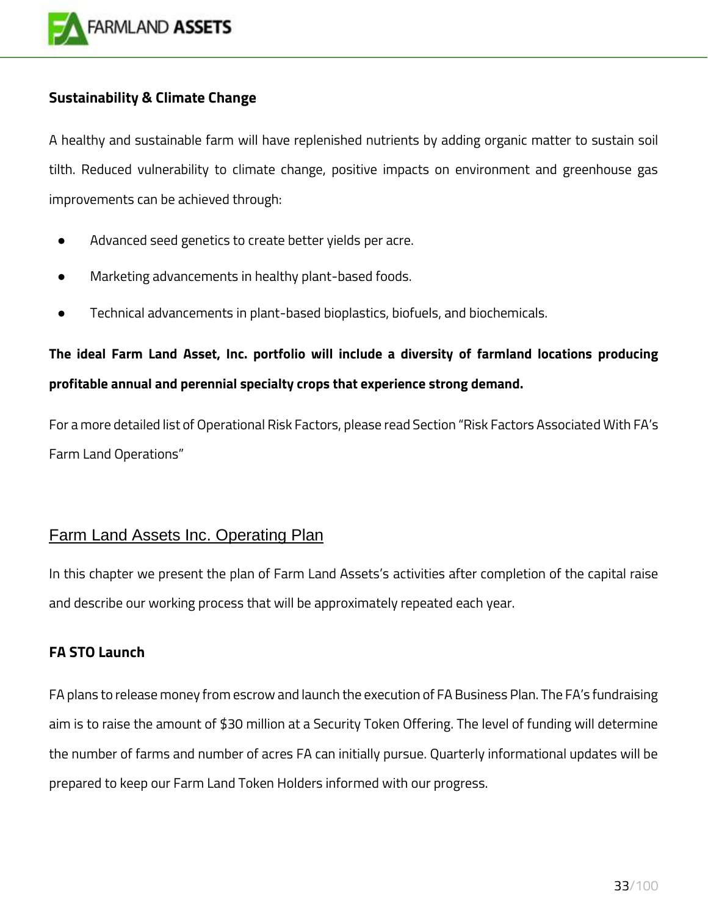### Sustainability & Climate Change

A healthy and sustainable farm will have replenished nutrients by adding organic matter to sustain soil tilth. Reduced vulnerability to climate change, positive impacts on environment and greenhouse gas improvements can be achieved through:

- Advanced seed genetics to create better yields per acre.
- Marketing advancements in healthy plant-based foods.
- Technical advancements in plant-based bioplastics, biofuels, and biochemicals.

**The ideal Farm Land Asset, Inc. portfolio will include a diversity of farmland locations producing profitable annual and perennial specialty crops that experience strong demand.**

For a more detailed list of Operational Risk Factors, please read Section "Risk Factors Associated With FA's Farm Land Operations"

## Farm Land Assets Inc. Operating Plan

In this chapter we present the plan of Farm Land Assets's activities after completion of the capital raise and describe our working process that will be approximately repeated each year.

### FA STO Launch

FA plans to release money from escrow and launch the execution of FA Business Plan. The FA's fundraising aim is to raise the amount of $30 million at a Security Token Offering. The level of funding will determine the number of farms and number of acres FA can initially pursue. Quarterly informational updates will be prepared to keep our Farm Land Token Holders informed with our progress.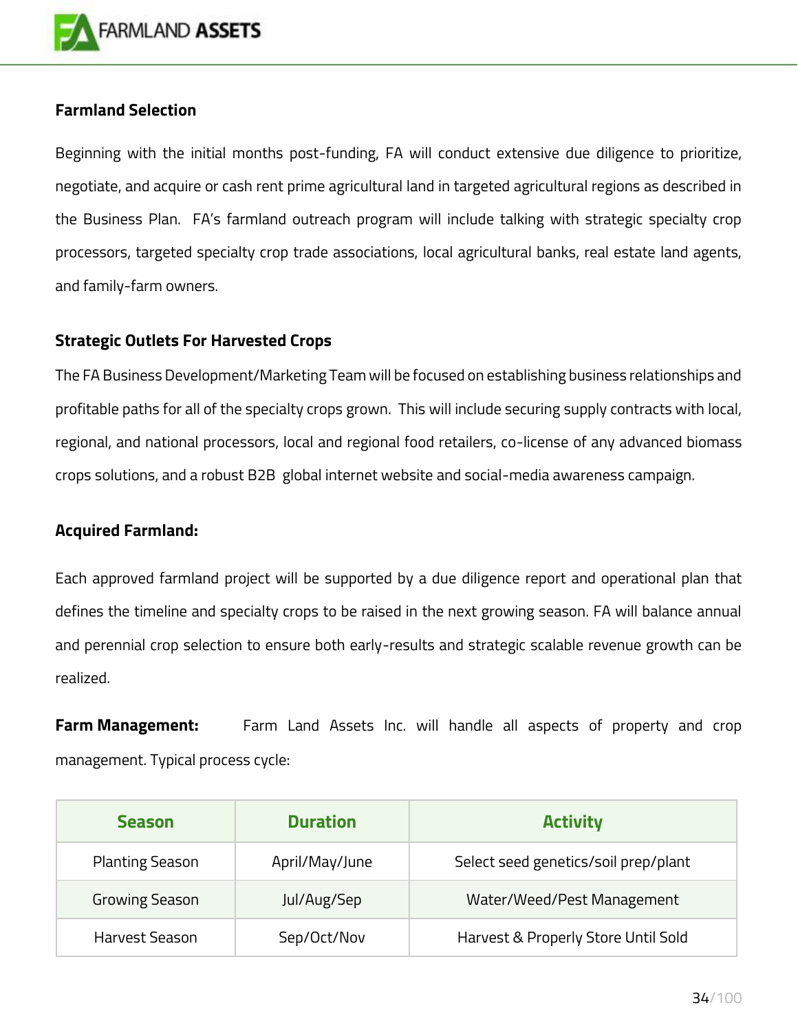**Farmland Selection**

Beginning with the initial months post-funding, FA will conduct extensive due diligence to prioritize, negotiate, and acquire or cash rent prime agricultural land in targeted agricultural regions as described in the Business Plan. FA's farmland outreach program will include talking with strategic specialty crop processors, targeted specialty crop trade associations, local agricultural banks, real estate land agents, and family-farm owners.

**Strategic Outlets For Harvested Crops**

The FA Business Development/Marketing Team will be focused on establishing business relationships and profitable paths for all of the specialty crops grown. This will include securing supply contracts with local, regional, and national processors, local and regional food retailers, co-license of any advanced biomass crops solutions, and a robust B2B global internet website and social-media awareness campaign.

**Acquired Farmland:**

Each approved farmland project will be supported by a due diligence report and operational plan that defines the timeline and specialty crops to be raised in the next growing season. FA will balance annual and perennial crop selection to ensure both early-results and strategic scalable revenue growth can be realized.

**Farm Management:** Farm Land Assets Inc. will handle all aspects of property and crop management. Typical process cycle:

| Season | Duration | Activity |
|---|---|---|
| Planting Season | April/May/June | Select seed genetics/soil prep/plant |
| Growing Season | Jul/Aug/Sep | Water/Weed/Pest Management |
| Harvest Season | Sep/Oct/Nov | Harvest & Properly Store Until Sold |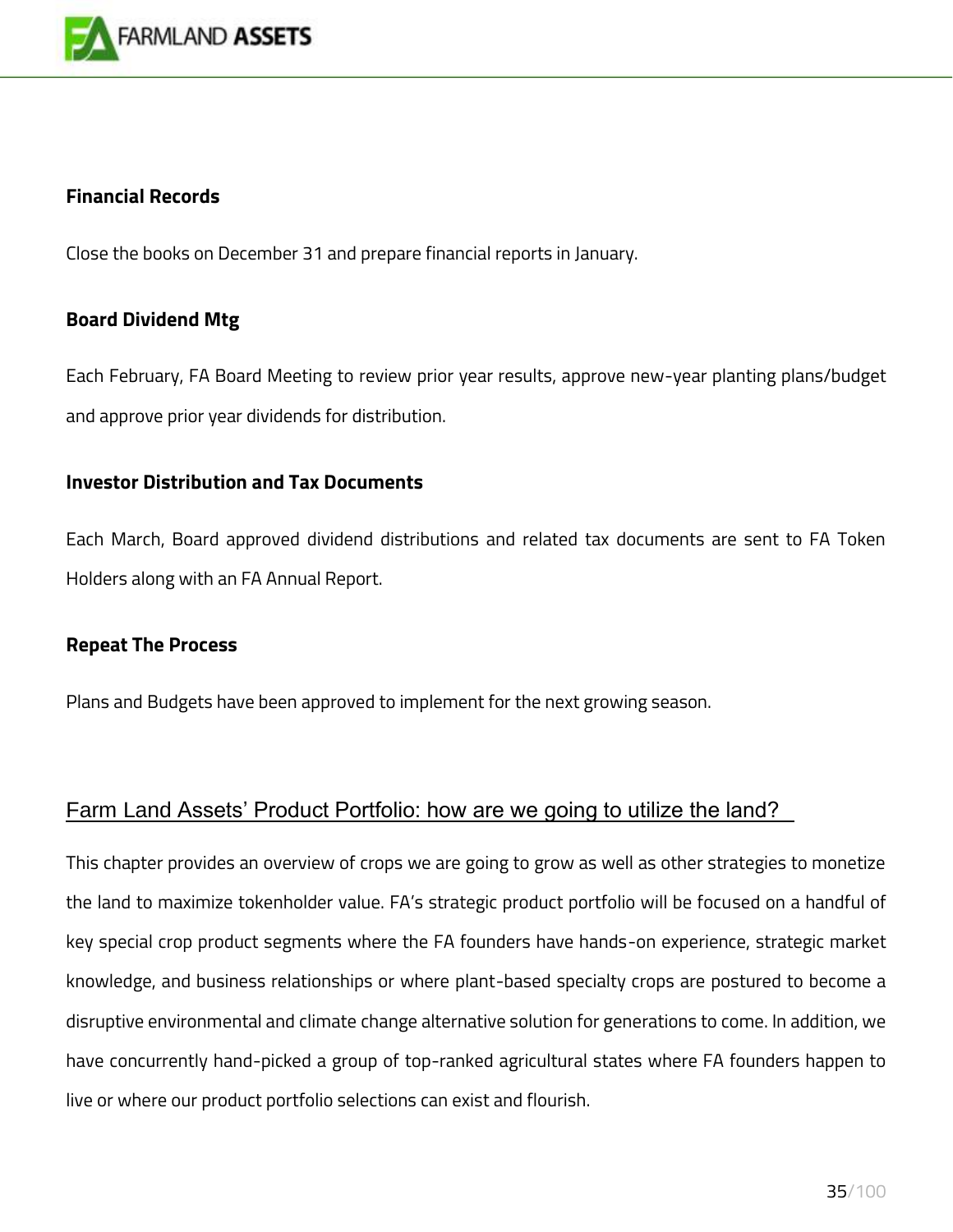**Financial Records**

Close the books on December 31 and prepare financial reports in January.

**Board Dividend Mtg**

Each February, FA Board Meeting to review prior year results, approve new-year planting plans/budget and approve prior year dividends for distribution.

**Investor Distribution and Tax Documents**

Each March, Board approved dividend distributions and related tax documents are sent to FA Token Holders along with an FA Annual Report.

**Repeat The Process**

Plans and Budgets have been approved to implement for the next growing season.

## Farm Land Assets' Product Portfolio: how are we going to utilize the land?

This chapter provides an overview of crops we are going to grow as well as other strategies to monetize the land to maximize tokenholder value. FA's strategic product portfolio will be focused on a handful of key special crop product segments where the FA founders have hands-on experience, strategic market knowledge, and business relationships or where plant-based specialty crops are postured to become a disruptive environmental and climate change alternative solution for generations to come. In addition, we have concurrently hand-picked a group of top-ranked agricultural states where FA founders happen to live or where our product portfolio selections can exist and flourish.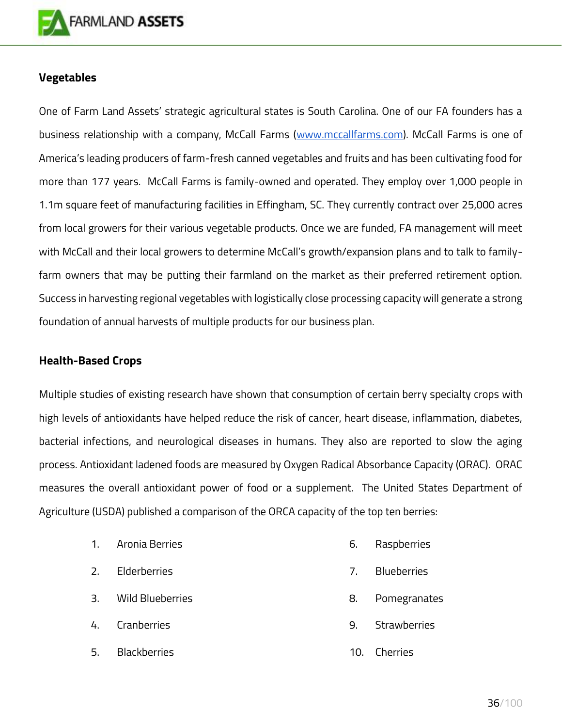**Vegetables**

One of Farm Land Assets' strategic agricultural states is South Carolina. One of our FA founders has a business relationship with a company, McCall Farms (www.mccallfarms.com). McCall Farms is one of America's leading producers of farm-fresh canned vegetables and fruits and has been cultivating food for more than 177 years. McCall Farms is family-owned and operated. They employ over 1,000 people in 1.1m square feet of manufacturing facilities in Effingham, SC. They currently contract over 25,000 acres from local growers for their various vegetable products. Once we are funded, FA management will meet with McCall and their local growers to determine McCall's growth/expansion plans and to talk to family-farm owners that may be putting their farmland on the market as their preferred retirement option. Success in harvesting regional vegetables with logistically close processing capacity will generate a strong foundation of annual harvests of multiple products for our business plan.

**Health-Based Crops**

Multiple studies of existing research have shown that consumption of certain berry specialty crops with high levels of antioxidants have helped reduce the risk of cancer, heart disease, inflammation, diabetes, bacterial infections, and neurological diseases in humans. They also are reported to slow the aging process. Antioxidant ladened foods are measured by Oxygen Radical Absorbance Capacity (ORAC). ORAC measures the overall antioxidant power of food or a supplement. The United States Department of Agriculture (USDA) published a comparison of the ORCA capacity of the top ten berries:

1. Aronia Berries
2. Elderberries
3. Wild Blueberries
4. Cranberries
5. Blackberries
6. Raspberries
7. Blueberries
8. Pomegranates
9. Strawberries
10. Cherries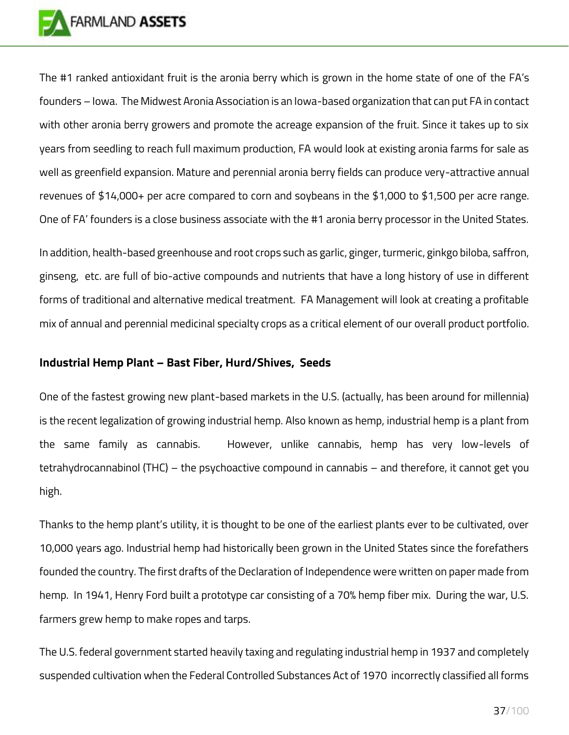The #1 ranked antioxidant fruit is the aronia berry which is grown in the home state of one of the FA's founders – Iowa. The Midwest Aronia Association is an Iowa-based organization that can put FA in contact with other aronia berry growers and promote the acreage expansion of the fruit. Since it takes up to six years from seedling to reach full maximum production, FA would look at existing aronia farms for sale as well as greenfield expansion. Mature and perennial aronia berry fields can produce very-attractive annual revenues of $14,000+ per acre compared to corn and soybeans in the $1,000 to $1,500 per acre range. One of FA' founders is a close business associate with the #1 aronia berry processor in the United States.

In addition, health-based greenhouse and root crops such as garlic, ginger, turmeric, ginkgo biloba, saffron, ginseng, etc. are full of bio-active compounds and nutrients that have a long history of use in different forms of traditional and alternative medical treatment. FA Management will look at creating a profitable mix of annual and perennial medicinal specialty crops as a critical element of our overall product portfolio.

**Industrial Hemp Plant – Bast Fiber, Hurd/Shives, Seeds**

One of the fastest growing new plant-based markets in the U.S. (actually, has been around for millennia) is the recent legalization of growing industrial hemp. Also known as hemp, industrial hemp is a plant from the same family as cannabis. However, unlike cannabis, hemp has very low-levels of tetrahydrocannabinol (THC) – the psychoactive compound in cannabis – and therefore, it cannot get you high.

Thanks to the hemp plant's utility, it is thought to be one of the earliest plants ever to be cultivated, over 10,000 years ago. Industrial hemp had historically been grown in the United States since the forefathers founded the country. The first drafts of the Declaration of Independence were written on paper made from hemp. In 1941, Henry Ford built a prototype car consisting of a 70% hemp fiber mix. During the war, U.S. farmers grew hemp to make ropes and tarps.

The U.S. federal government started heavily taxing and regulating industrial hemp in 1937 and completely suspended cultivation when the Federal Controlled Substances Act of 1970 incorrectly classified all forms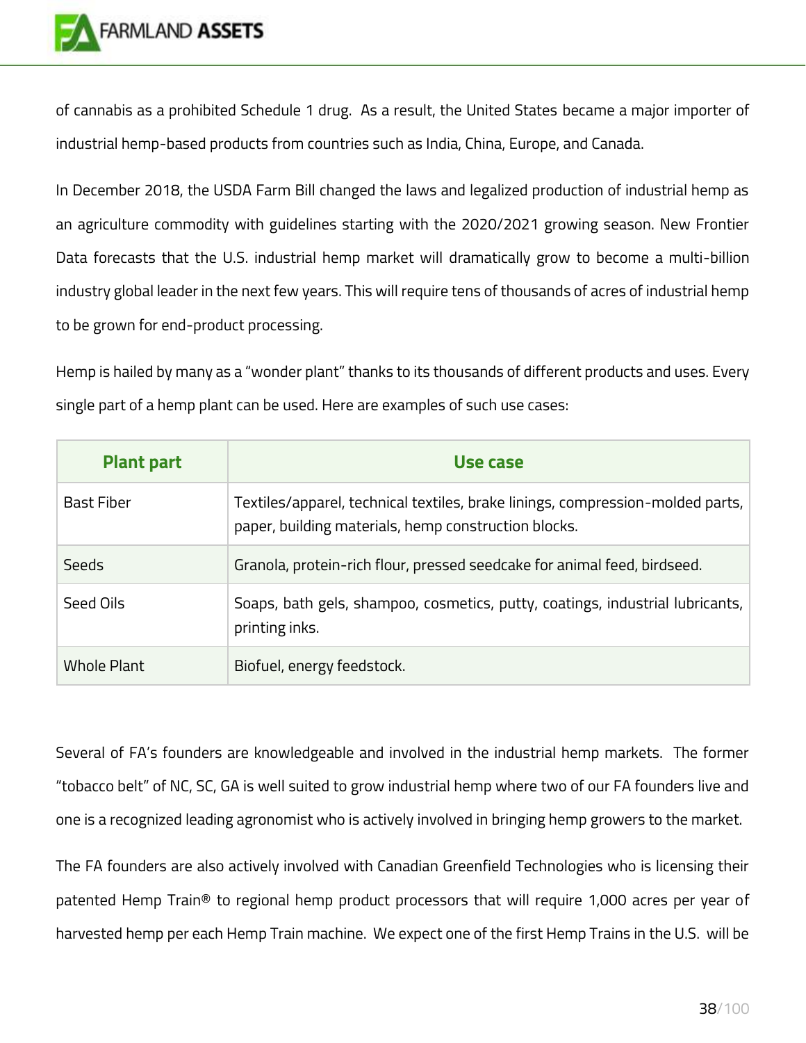of cannabis as a prohibited Schedule 1 drug. As a result, the United States became a major importer of industrial hemp-based products from countries such as India, China, Europe, and Canada.

In December 2018, the USDA Farm Bill changed the laws and legalized production of industrial hemp as an agriculture commodity with guidelines starting with the 2020/2021 growing season. New Frontier Data forecasts that the U.S. industrial hemp market will dramatically grow to become a multi-billion industry global leader in the next few years. This will require tens of thousands of acres of industrial hemp to be grown for end-product processing.

Hemp is hailed by many as a "wonder plant" thanks to its thousands of different products and uses. Every single part of a hemp plant can be used. Here are examples of such use cases:

| Plant part | Use case |
|---|---|
| Bast Fiber | Textiles/apparel, technical textiles, brake linings, compression-molded parts, paper, building materials, hemp construction blocks. |
| Seeds | Granola, protein-rich flour, pressed seedcake for animal feed, birdseed. |
| Seed Oils | Soaps, bath gels, shampoo, cosmetics, putty, coatings, industrial lubricants, printing inks. |
| Whole Plant | Biofuel, energy feedstock. |

Several of FA's founders are knowledgeable and involved in the industrial hemp markets. The former "tobacco belt" of NC, SC, GA is well suited to grow industrial hemp where two of our FA founders live and one is a recognized leading agronomist who is actively involved in bringing hemp growers to the market.

The FA founders are also actively involved with Canadian Greenfield Technologies who is licensing their patented Hemp Train® to regional hemp product processors that will require 1,000 acres per year of harvested hemp per each Hemp Train machine. We expect one of the first Hemp Trains in the U.S. will be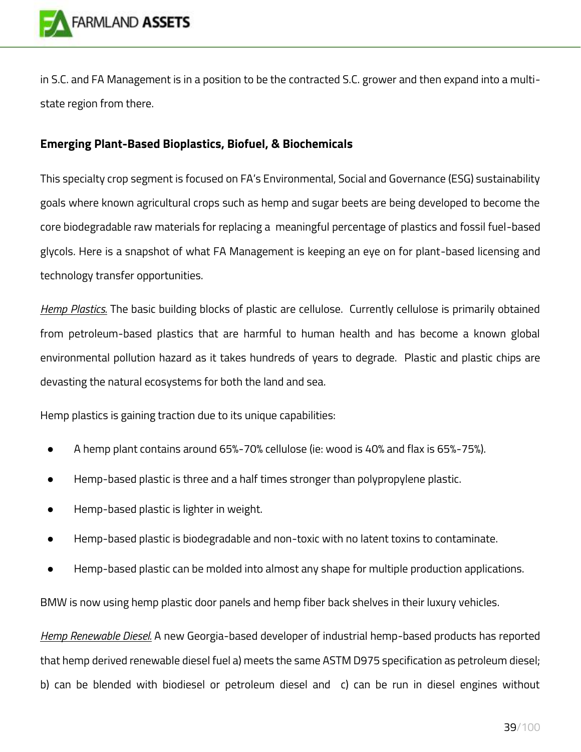in S.C. and FA Management is in a position to be the contracted S.C. grower and then expand into a multi-state region from there.

**Emerging Plant-Based Bioplastics, Biofuel, & Biochemicals**

This specialty crop segment is focused on FA's Environmental, Social and Governance (ESG) sustainability goals where known agricultural crops such as hemp and sugar beets are being developed to become the core biodegradable raw materials for replacing a meaningful percentage of plastics and fossil fuel-based glycols. Here is a snapshot of what FA Management is keeping an eye on for plant-based licensing and technology transfer opportunities.

*Hemp Plastics.* The basic building blocks of plastic are cellulose. Currently cellulose is primarily obtained from petroleum-based plastics that are harmful to human health and has become a known global environmental pollution hazard as it takes hundreds of years to degrade. Plastic and plastic chips are devasting the natural ecosystems for both the land and sea.

Hemp plastics is gaining traction due to its unique capabilities:

- A hemp plant contains around 65%-70% cellulose (ie: wood is 40% and flax is 65%-75%).
- Hemp-based plastic is three and a half times stronger than polypropylene plastic.
- Hemp-based plastic is lighter in weight.
- Hemp-based plastic is biodegradable and non-toxic with no latent toxins to contaminate.
- Hemp-based plastic can be molded into almost any shape for multiple production applications.

BMW is now using hemp plastic door panels and hemp fiber back shelves in their luxury vehicles.

*Hemp Renewable Diesel.* A new Georgia-based developer of industrial hemp-based products has reported that hemp derived renewable diesel fuel a) meets the same ASTM D975 specification as petroleum diesel; b) can be blended with biodiesel or petroleum diesel and c) can be run in diesel engines without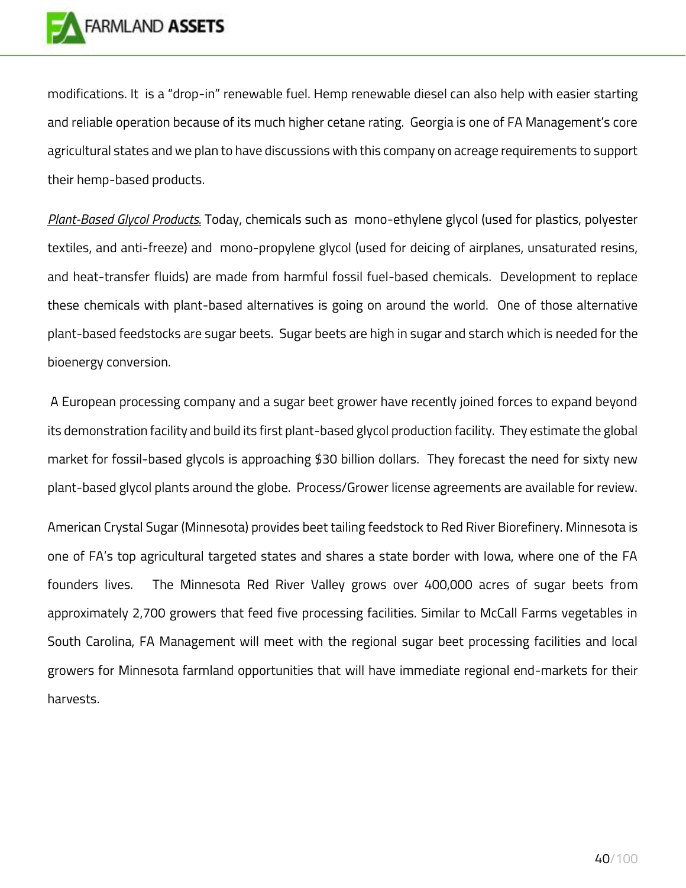modifications. It is a "drop-in" renewable fuel. Hemp renewable diesel can also help with easier starting and reliable operation because of its much higher cetane rating. Georgia is one of FA Management's core agricultural states and we plan to have discussions with this company on acreage requirements to support their hemp-based products.

***Plant-Based Glycol Products.*** Today, chemicals such as mono-ethylene glycol (used for plastics, polyester textiles, and anti-freeze) and mono-propylene glycol (used for deicing of airplanes, unsaturated resins, and heat-transfer fluids) are made from harmful fossil fuel-based chemicals. Development to replace these chemicals with plant-based alternatives is going on around the world. One of those alternative plant-based feedstocks are sugar beets. Sugar beets are high in sugar and starch which is needed for the bioenergy conversion.

A European processing company and a sugar beet grower have recently joined forces to expand beyond its demonstration facility and build its first plant-based glycol production facility. They estimate the global market for fossil-based glycols is approaching $30 billion dollars. They forecast the need for sixty new plant-based glycol plants around the globe. Process/Grower license agreements are available for review.

American Crystal Sugar (Minnesota) provides beet tailing feedstock to Red River Biorefinery. Minnesota is one of FA's top agricultural targeted states and shares a state border with Iowa, where one of the FA founders lives. The Minnesota Red River Valley grows over 400,000 acres of sugar beets from approximately 2,700 growers that feed five processing facilities. Similar to McCall Farms vegetables in South Carolina, FA Management will meet with the regional sugar beet processing facilities and local growers for Minnesota farmland opportunities that will have immediate regional end-markets for their harvests.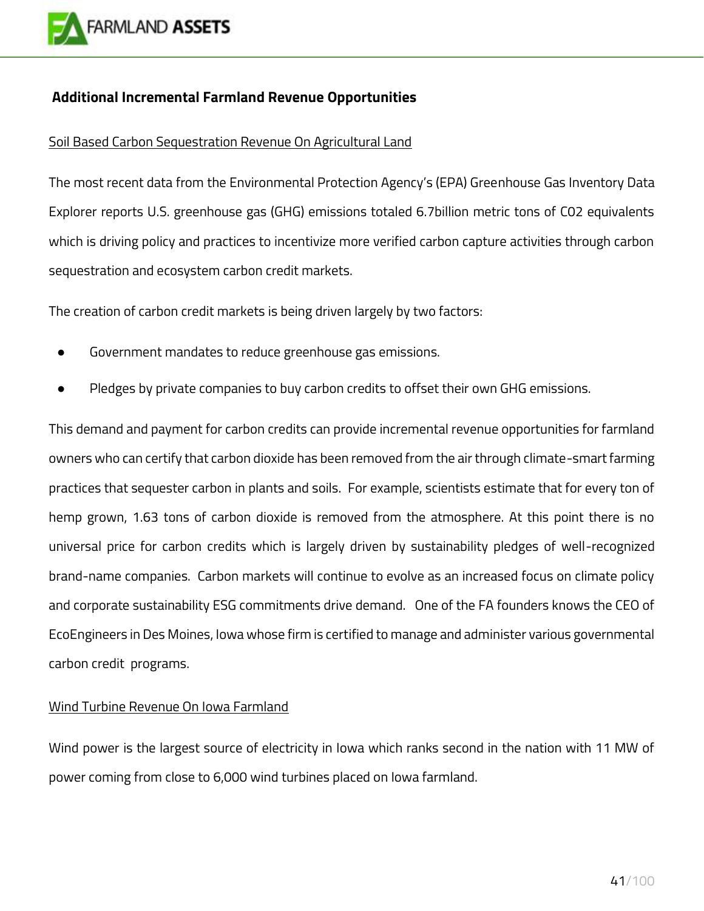**Additional Incremental Farmland Revenue Opportunities**

Soil Based Carbon Sequestration Revenue On Agricultural Land

The most recent data from the Environmental Protection Agency's (EPA) Greenhouse Gas Inventory Data Explorer reports U.S. greenhouse gas (GHG) emissions totaled 6.7billion metric tons of CO2 equivalents which is driving policy and practices to incentivize more verified carbon capture activities through carbon sequestration and ecosystem carbon credit markets.

The creation of carbon credit markets is being driven largely by two factors:

- Government mandates to reduce greenhouse gas emissions.
- Pledges by private companies to buy carbon credits to offset their own GHG emissions.

This demand and payment for carbon credits can provide incremental revenue opportunities for farmland owners who can certify that carbon dioxide has been removed from the air through climate-smart farming practices that sequester carbon in plants and soils. For example, scientists estimate that for every ton of hemp grown, 1.63 tons of carbon dioxide is removed from the atmosphere. At this point there is no universal price for carbon credits which is largely driven by sustainability pledges of well-recognized brand-name companies. Carbon markets will continue to evolve as an increased focus on climate policy and corporate sustainability ESG commitments drive demand. One of the FA founders knows the CEO of EcoEngineers in Des Moines, Iowa whose firm is certified to manage and administer various governmental carbon credit programs.

Wind Turbine Revenue On Iowa Farmland

Wind power is the largest source of electricity in Iowa which ranks second in the nation with 11 MW of power coming from close to 6,000 wind turbines placed on Iowa farmland.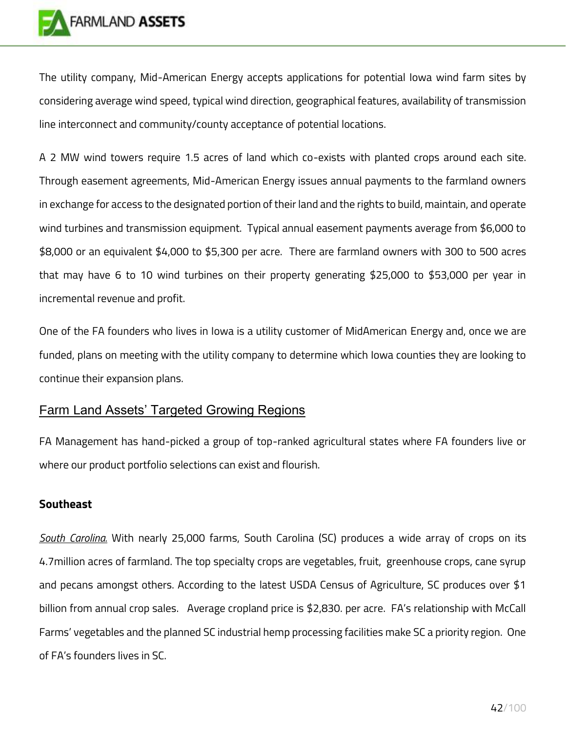The utility company, Mid-American Energy accepts applications for potential Iowa wind farm sites by considering average wind speed, typical wind direction, geographical features, availability of transmission line interconnect and community/county acceptance of potential locations.

A 2 MW wind towers require 1.5 acres of land which co-exists with planted crops around each site. Through easement agreements, Mid-American Energy issues annual payments to the farmland owners in exchange for access to the designated portion of their land and the rights to build, maintain, and operate wind turbines and transmission equipment. Typical annual easement payments average from $6,000 to $8,000 or an equivalent $4,000 to $5,300 per acre. There are farmland owners with 300 to 500 acres that may have 6 to 10 wind turbines on their property generating $25,000 to $53,000 per year in incremental revenue and profit.

One of the FA founders who lives in Iowa is a utility customer of MidAmerican Energy and, once we are funded, plans on meeting with the utility company to determine which Iowa counties they are looking to continue their expansion plans.

## Farm Land Assets' Targeted Growing Regions

FA Management has hand-picked a group of top-ranked agricultural states where FA founders live or where our product portfolio selections can exist and flourish.

### Southeast

*South Carolina.* With nearly 25,000 farms, South Carolina (SC) produces a wide array of crops on its 4.7million acres of farmland. The top specialty crops are vegetables, fruit, greenhouse crops, cane syrup and pecans amongst others. According to the latest USDA Census of Agriculture, SC produces over $1 billion from annual crop sales. Average cropland price is $2,830. per acre. FA's relationship with McCall Farms' vegetables and the planned SC industrial hemp processing facilities make SC a priority region. One of FA's founders lives in SC.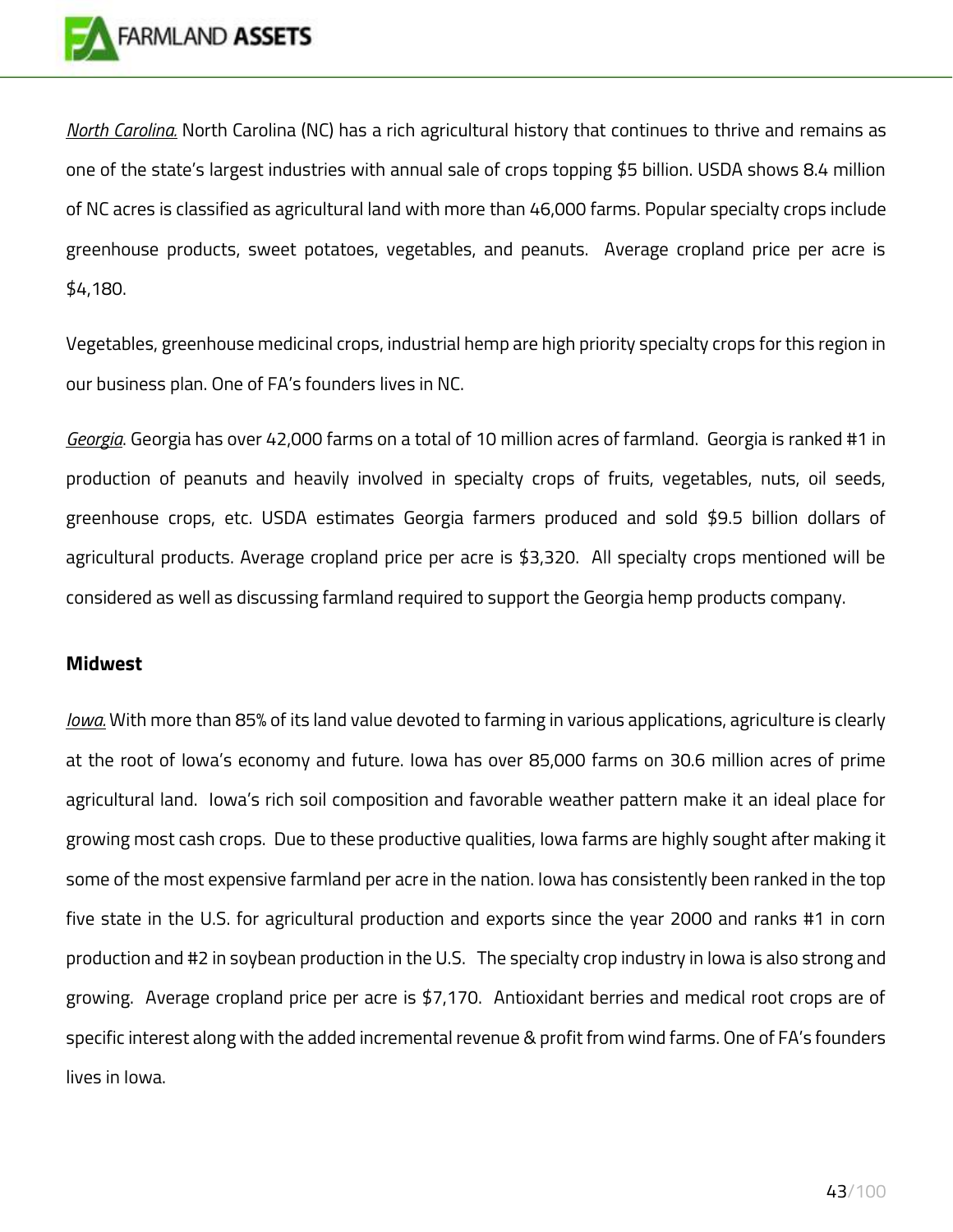*North Carolina.* North Carolina (NC) has a rich agricultural history that continues to thrive and remains as one of the state's largest industries with annual sale of crops topping $5 billion. USDA shows 8.4 million of NC acres is classified as agricultural land with more than 46,000 farms. Popular specialty crops include greenhouse products, sweet potatoes, vegetables, and peanuts. Average cropland price per acre is $4,180.

Vegetables, greenhouse medicinal crops, industrial hemp are high priority specialty crops for this region in our business plan. One of FA's founders lives in NC.

*Georgia*. Georgia has over 42,000 farms on a total of 10 million acres of farmland. Georgia is ranked #1 in production of peanuts and heavily involved in specialty crops of fruits, vegetables, nuts, oil seeds, greenhouse crops, etc. USDA estimates Georgia farmers produced and sold $9.5 billion dollars of agricultural products. Average cropland price per acre is $3,320. All specialty crops mentioned will be considered as well as discussing farmland required to support the Georgia hemp products company.

**Midwest**

*Iowa.* With more than 85% of its land value devoted to farming in various applications, agriculture is clearly at the root of Iowa's economy and future. Iowa has over 85,000 farms on 30.6 million acres of prime agricultural land. Iowa's rich soil composition and favorable weather pattern make it an ideal place for growing most cash crops. Due to these productive qualities, Iowa farms are highly sought after making it some of the most expensive farmland per acre in the nation. Iowa has consistently been ranked in the top five state in the U.S. for agricultural production and exports since the year 2000 and ranks #1 in corn production and #2 in soybean production in the U.S. The specialty crop industry in Iowa is also strong and growing. Average cropland price per acre is $7,170. Antioxidant berries and medical root crops are of specific interest along with the added incremental revenue & profit from wind farms. One of FA's founders lives in Iowa.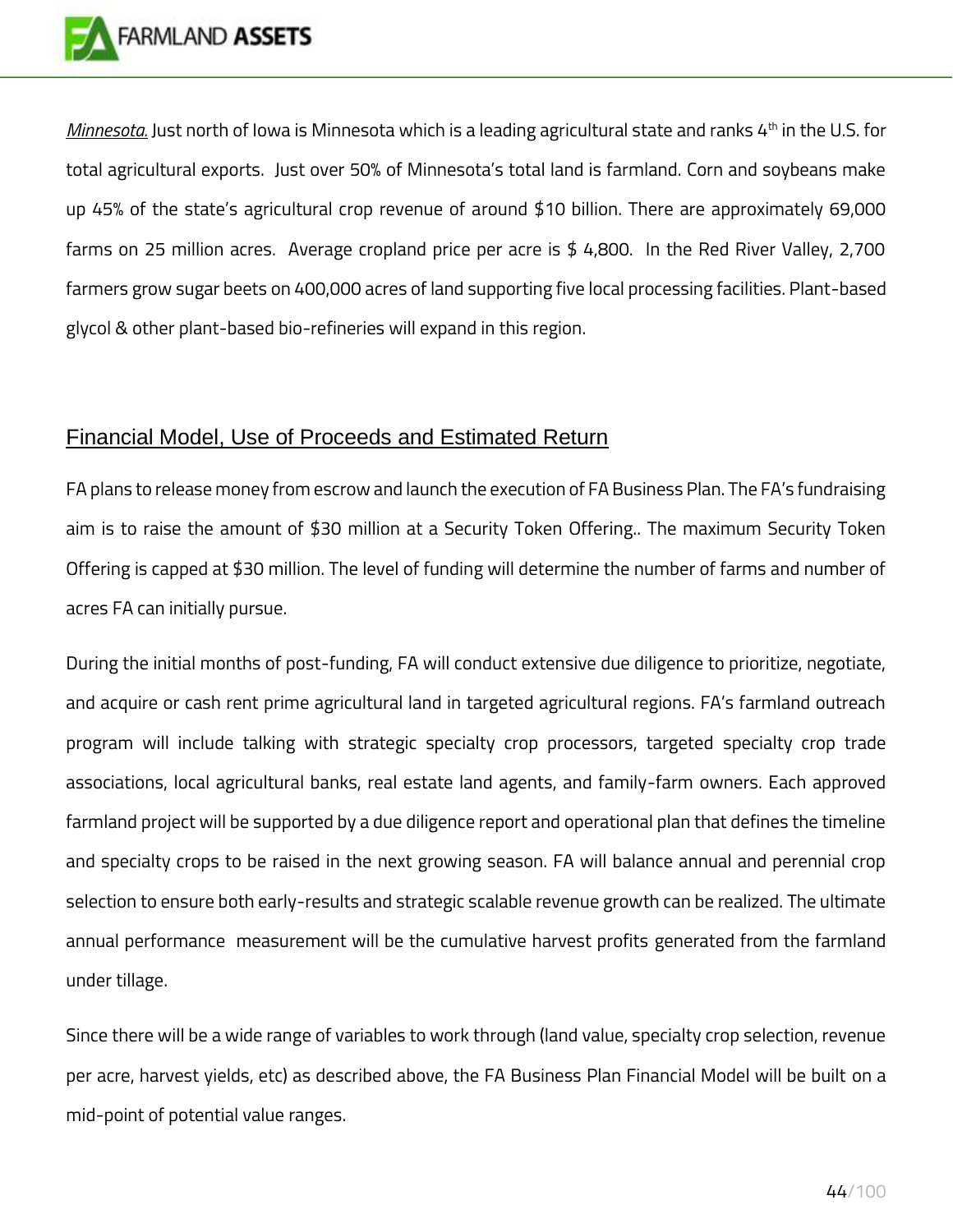*Minnesota.* Just north of Iowa is Minnesota which is a leading agricultural state and ranks 4th in the U.S. for total agricultural exports. Just over 50% of Minnesota's total land is farmland. Corn and soybeans make up 45% of the state's agricultural crop revenue of around $10 billion. There are approximately 69,000 farms on 25 million acres. Average cropland price per acre is $ 4,800. In the Red River Valley, 2,700 farmers grow sugar beets on 400,000 acres of land supporting five local processing facilities. Plant-based glycol & other plant-based bio-refineries will expand in this region.

## Financial Model, Use of Proceeds and Estimated Return

FA plans to release money from escrow and launch the execution of FA Business Plan. The FA's fundraising aim is to raise the amount of $30 million at a Security Token Offering.. The maximum Security Token Offering is capped at $30 million. The level of funding will determine the number of farms and number of acres FA can initially pursue.

During the initial months of post-funding, FA will conduct extensive due diligence to prioritize, negotiate, and acquire or cash rent prime agricultural land in targeted agricultural regions. FA's farmland outreach program will include talking with strategic specialty crop processors, targeted specialty crop trade associations, local agricultural banks, real estate land agents, and family-farm owners. Each approved farmland project will be supported by a due diligence report and operational plan that defines the timeline and specialty crops to be raised in the next growing season. FA will balance annual and perennial crop selection to ensure both early-results and strategic scalable revenue growth can be realized. The ultimate annual performance measurement will be the cumulative harvest profits generated from the farmland under tillage.

Since there will be a wide range of variables to work through (land value, specialty crop selection, revenue per acre, harvest yields, etc) as described above, the FA Business Plan Financial Model will be built on a mid-point of potential value ranges.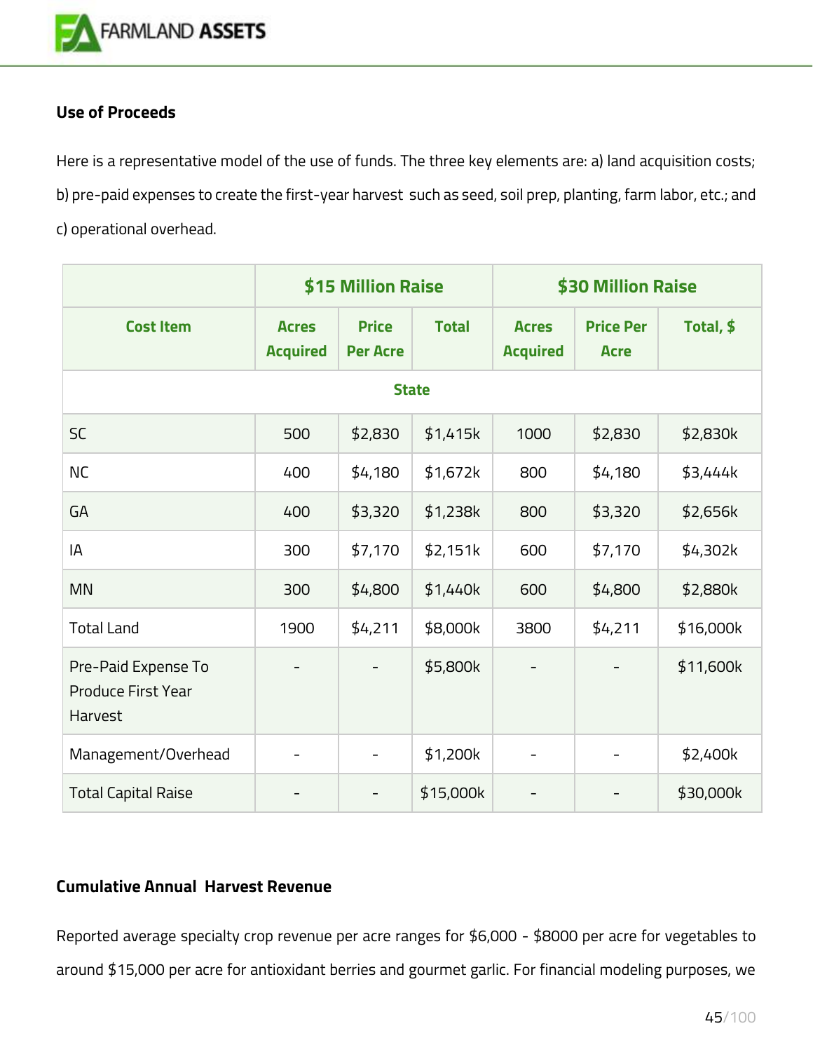**Use of Proceeds**

Here is a representative model of the use of funds. The three key elements are: a) land acquisition costs; b) pre-paid expenses to create the first-year harvest such as seed, soil prep, planting, farm labor, etc.; and c) operational overhead.

| | $15 Million Raise | | | $30 Million Raise | | |
|---|---|---|---|---|---|---|
| **Cost Item** | **Acres Acquired** | **Price Per Acre** | **Total** | **Acres Acquired** | **Price Per Acre** | **Total, $** |
| **State** | | | | | | |
| SC | 500 | $2,830 | $1,415k | 1000 | $2,830 | $2,830k |
| NC | 400 | $4,180 | $1,672k | 800 | $4,180 | $3,444k |
| GA | 400 | $3,320 | $1,238k | 800 | $3,320 | $2,656k |
| IA | 300 | $7,170 | $2,151k | 600 | $7,170 | $4,302k |
| MN | 300 | $4,800 | $1,440k | 600 | $4,800 | $2,880k |
| Total Land | 1900 | $4,211 | $8,000k | 3800 | $4,211 | $16,000k |
| Pre-Paid Expense To Produce First Year Harvest | - | - | $5,800k | - | - | $11,600k |
| Management/Overhead | - | - | $1,200k | - | - | $2,400k |
| Total Capital Raise | - | - | $15,000k | - | - | $30,000k |

**Cumulative Annual Harvest Revenue**

Reported average specialty crop revenue per acre ranges for $6,000 - $8000 per acre for vegetables to around $15,000 per acre for antioxidant berries and gourmet garlic. For financial modeling purposes, we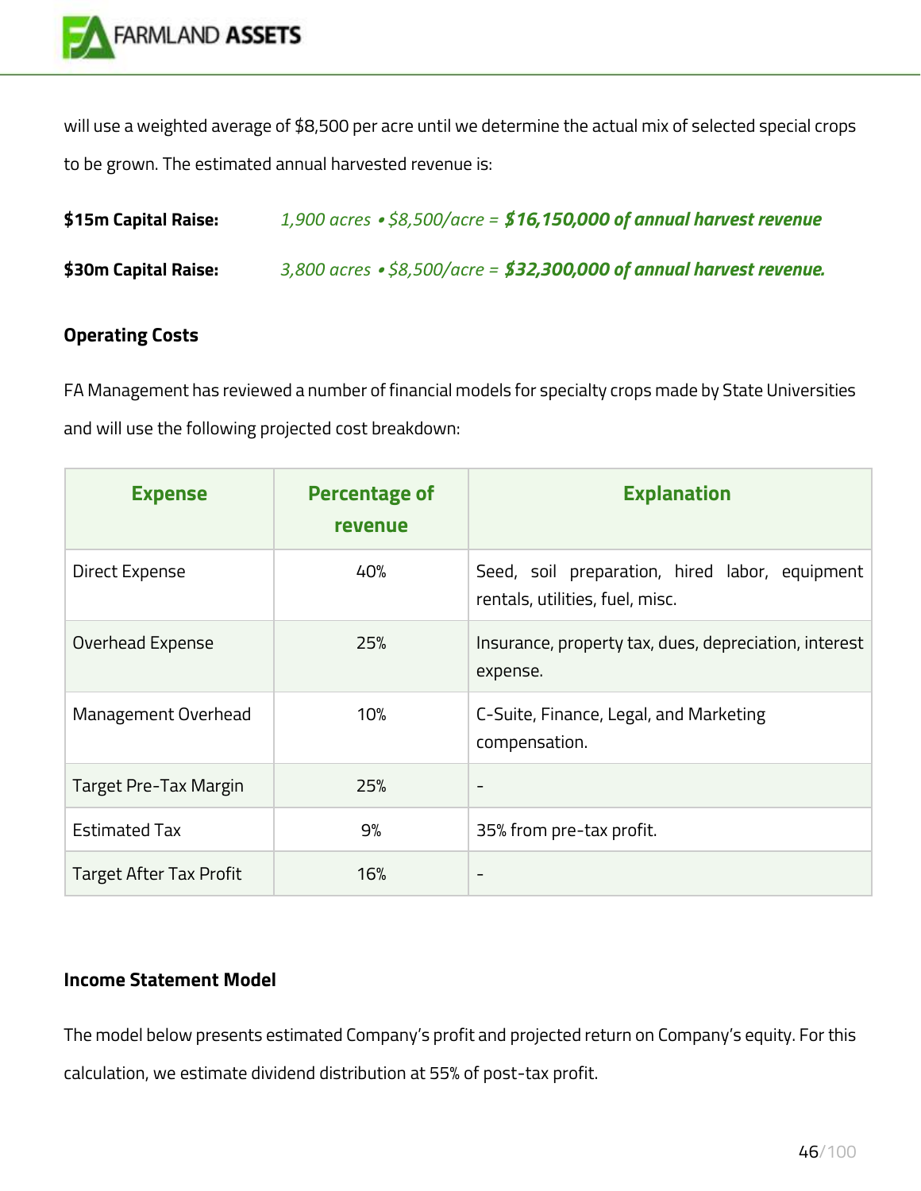will use a weighted average of $8,500 per acre until we determine the actual mix of selected special crops to be grown. The estimated annual harvested revenue is:

**$15m Capital Raise:** *1,900 acres • $8,500/acre =* ***$16,150,000 of annual harvest revenue***

**$30m Capital Raise:** *3,800 acres • $8,500/acre =* ***$32,300,000 of annual harvest revenue.***

### Operating Costs

FA Management has reviewed a number of financial models for specialty crops made by State Universities and will use the following projected cost breakdown:

| Expense | Percentage of revenue | Explanation |
| --- | --- | --- |
| Direct Expense | 40% | Seed, soil preparation, hired labor, equipment rentals, utilities, fuel, misc. |
| Overhead Expense | 25% | Insurance, property tax, dues, depreciation, interest expense. |
| Management Overhead | 10% | C-Suite, Finance, Legal, and Marketing compensation. |
| Target Pre-Tax Margin | 25% | - |
| Estimated Tax | 9% | 35% from pre-tax profit. |
| Target After Tax Profit | 16% | - |

### Income Statement Model

The model below presents estimated Company's profit and projected return on Company's equity. For this calculation, we estimate dividend distribution at 55% of post-tax profit.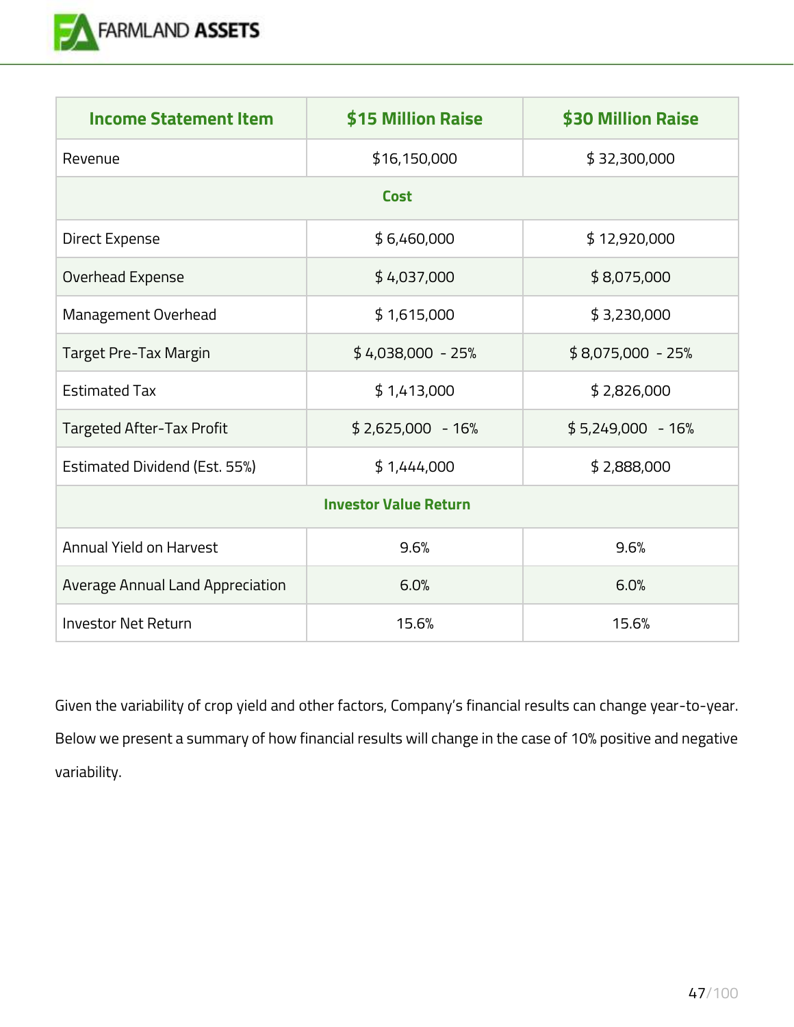| Income Statement Item | $15 Million Raise | $30 Million Raise |
| --- | --- | --- |
| Revenue | $16,150,000 | $ 32,300,000 |
| **Cost** | | |
| Direct Expense | $ 6,460,000 | $ 12,920,000 |
| Overhead Expense | $ 4,037,000 | $ 8,075,000 |
| Management Overhead | $ 1,615,000 | $ 3,230,000 |
| Target Pre-Tax Margin | $ 4,038,000 - 25% | $ 8,075,000 - 25% |
| Estimated Tax | $ 1,413,000 | $ 2,826,000 |
| Targeted After-Tax Profit | $ 2,625,000 - 16% | $ 5,249,000 - 16% |
| Estimated Dividend (Est. 55%) | $ 1,444,000 | $ 2,888,000 |
| **Investor Value Return** | | |
| Annual Yield on Harvest | 9.6% | 9.6% |
| Average Annual Land Appreciation | 6.0% | 6.0% |
| Investor Net Return | 15.6% | 15.6% |

Given the variability of crop yield and other factors, Company's financial results can change year-to-year. Below we present a summary of how financial results will change in the case of 10% positive and negative variability.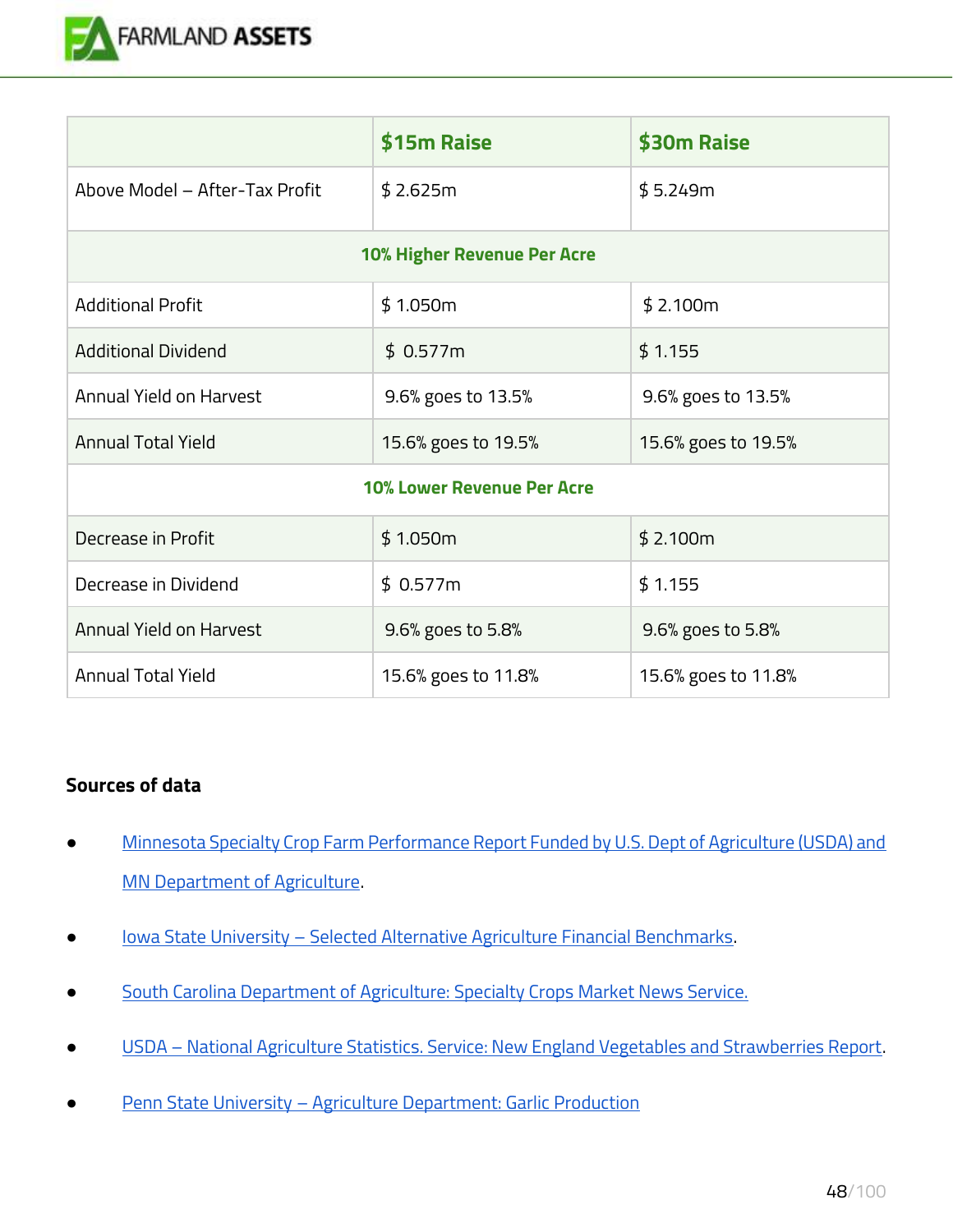| | $15m Raise | $30m Raise |
|---|---|---|
| Above Model – After-Tax Profit | $ 2.625m | $ 5.249m |
| **10% Higher Revenue Per Acre** | | |
| Additional Profit | $ 1.050m | $ 2.100m |
| Additional Dividend | $ 0.577m | $ 1.155 |
| Annual Yield on Harvest | 9.6% goes to 13.5% | 9.6% goes to 13.5% |
| Annual Total Yield | 15.6% goes to 19.5% | 15.6% goes to 19.5% |
| **10% Lower Revenue Per Acre** | | |
| Decrease in Profit | $ 1.050m | $ 2.100m |
| Decrease in Dividend | $ 0.577m | $ 1.155 |
| Annual Yield on Harvest | 9.6% goes to 5.8% | 9.6% goes to 5.8% |
| Annual Total Yield | 15.6% goes to 11.8% | 15.6% goes to 11.8% |

**Sources of data**

- Minnesota Specialty Crop Farm Performance Report Funded by U.S. Dept of Agriculture (USDA) and MN Department of Agriculture.
- Iowa State University – Selected Alternative Agriculture Financial Benchmarks.
- South Carolina Department of Agriculture: Specialty Crops Market News Service.
- USDA – National Agriculture Statistics. Service: New England Vegetables and Strawberries Report.
- Penn State University – Agriculture Department: Garlic Production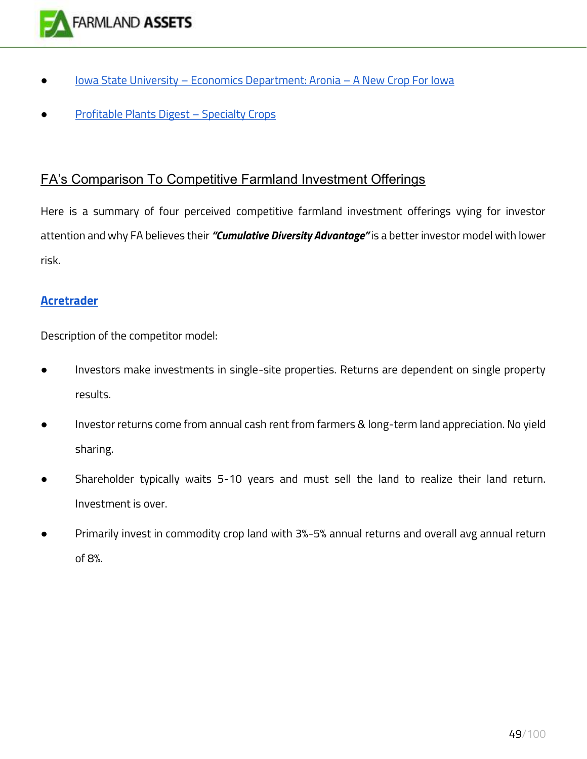- Iowa State University – Economics Department: Aronia – A New Crop For Iowa
- Profitable Plants Digest – Specialty Crops

## FA's Comparison To Competitive Farmland Investment Offerings

Here is a summary of four perceived competitive farmland investment offerings vying for investor attention and why FA believes their ***"Cumulative Diversity Advantage"*** is a better investor model with lower risk.

### Acretrader

Description of the competitor model:

- Investors make investments in single-site properties. Returns are dependent on single property results.
- Investor returns come from annual cash rent from farmers & long-term land appreciation. No yield sharing.
- Shareholder typically waits 5-10 years and must sell the land to realize their land return. Investment is over.
- Primarily invest in commodity crop land with 3%-5% annual returns and overall avg annual return of 8%.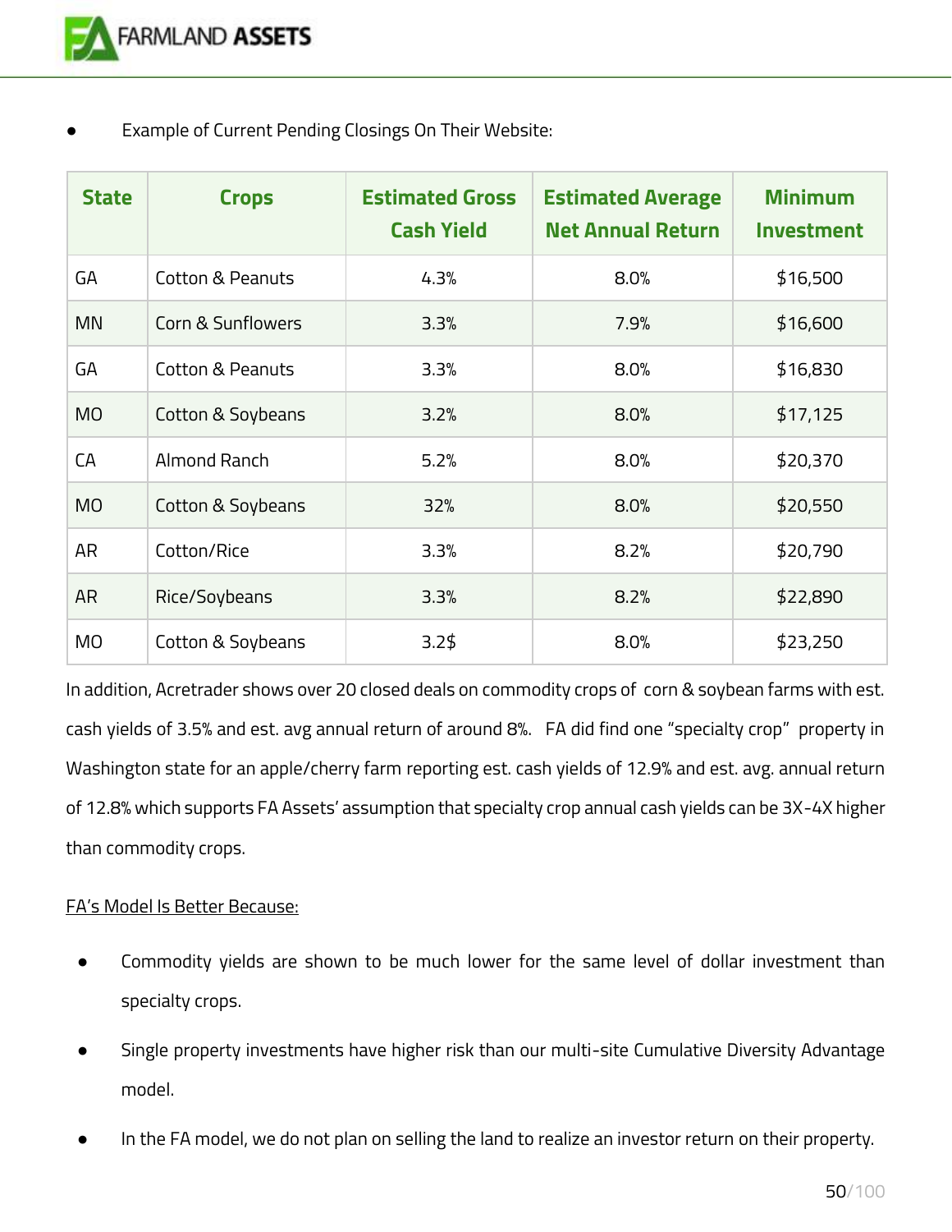- Example of Current Pending Closings On Their Website:

| State | Crops | Estimated Gross Cash Yield | Estimated Average Net Annual Return | Minimum Investment |
|---|---|---|---|---|
| GA | Cotton & Peanuts | 4.3% | 8.0% | $16,500 |
| MN | Corn & Sunflowers | 3.3% | 7.9% | $16,600 |
| GA | Cotton & Peanuts | 3.3% | 8.0% | $16,830 |
| MO | Cotton & Soybeans | 3.2% | 8.0% | $17,125 |
| CA | Almond Ranch | 5.2% | 8.0% | $20,370 |
| MO | Cotton & Soybeans | 32% | 8.0% | $20,550 |
| AR | Cotton/Rice | 3.3% | 8.2% | $20,790 |
| AR | Rice/Soybeans | 3.3% | 8.2% | $22,890 |
| MO | Cotton & Soybeans | 3.2$ | 8.0% | $23,250 |

In addition, Acretrader shows over 20 closed deals on commodity crops of corn & soybean farms with est. cash yields of 3.5% and est. avg annual return of around 8%. FA did find one "specialty crop" property in Washington state for an apple/cherry farm reporting est. cash yields of 12.9% and est. avg. annual return of 12.8% which supports FA Assets' assumption that specialty crop annual cash yields can be 3X-4X higher than commodity crops.

<u>FA's Model Is Better Because:</u>

- Commodity yields are shown to be much lower for the same level of dollar investment than specialty crops.
- Single property investments have higher risk than our multi-site Cumulative Diversity Advantage model.
- In the FA model, we do not plan on selling the land to realize an investor return on their property.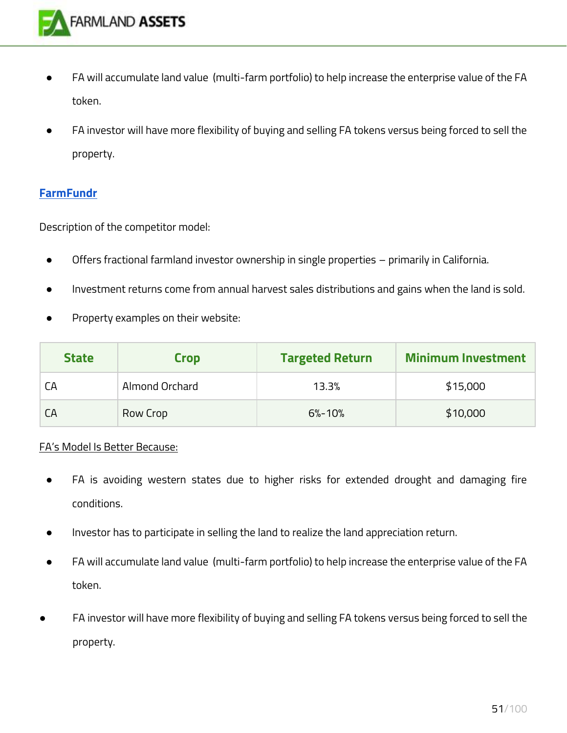- FA will accumulate land value (multi-farm portfolio) to help increase the enterprise value of the FA token.
- FA investor will have more flexibility of buying and selling FA tokens versus being forced to sell the property.

### FarmFundr

Description of the competitor model:

- Offers fractional farmland investor ownership in single properties – primarily in California.
- Investment returns come from annual harvest sales distributions and gains when the land is sold.
- Property examples on their website:

| State | Crop | Targeted Return | Minimum Investment |
|---|---|---|---|
| CA | Almond Orchard | 13.3% | $15,000 |
| CA | Row Crop | 6%-10% | $10,000 |

FA's Model Is Better Because:

- FA is avoiding western states due to higher risks for extended drought and damaging fire conditions.
- Investor has to participate in selling the land to realize the land appreciation return.
- FA will accumulate land value (multi-farm portfolio) to help increase the enterprise value of the FA token.
- FA investor will have more flexibility of buying and selling FA tokens versus being forced to sell the property.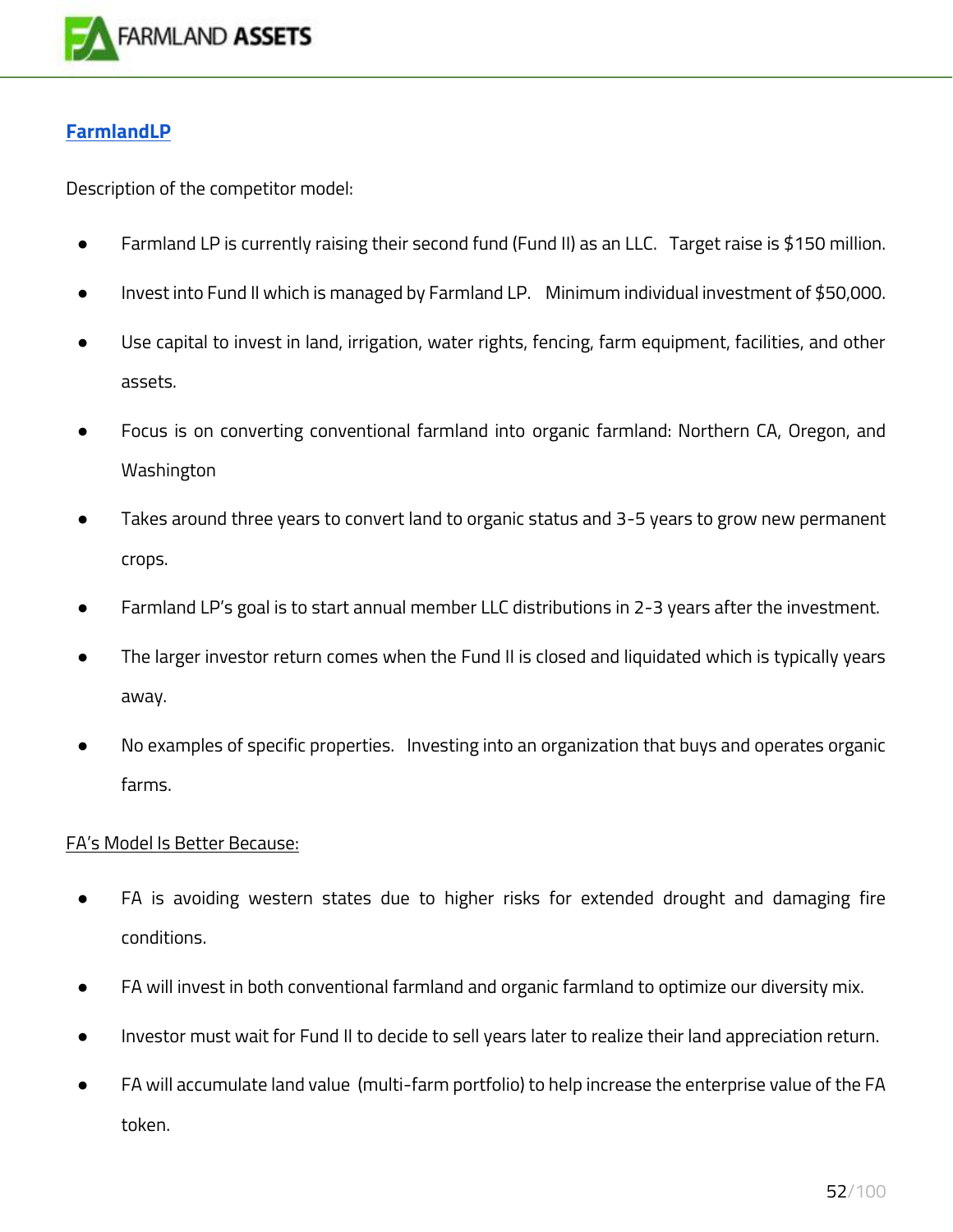## [FarmlandLP]

Description of the competitor model:

- Farmland LP is currently raising their second fund (Fund II) as an LLC. Target raise is $150 million.
- Invest into Fund II which is managed by Farmland LP. Minimum individual investment of $50,000.
- Use capital to invest in land, irrigation, water rights, fencing, farm equipment, facilities, and other assets.
- Focus is on converting conventional farmland into organic farmland: Northern CA, Oregon, and Washington
- Takes around three years to convert land to organic status and 3-5 years to grow new permanent crops.
- Farmland LP's goal is to start annual member LLC distributions in 2-3 years after the investment.
- The larger investor return comes when the Fund II is closed and liquidated which is typically years away.
- No examples of specific properties. Investing into an organization that buys and operates organic farms.

<u>FA's Model Is Better Because:</u>

- FA is avoiding western states due to higher risks for extended drought and damaging fire conditions.
- FA will invest in both conventional farmland and organic farmland to optimize our diversity mix.
- Investor must wait for Fund II to decide to sell years later to realize their land appreciation return.
- FA will accumulate land value (multi-farm portfolio) to help increase the enterprise value of the FA token.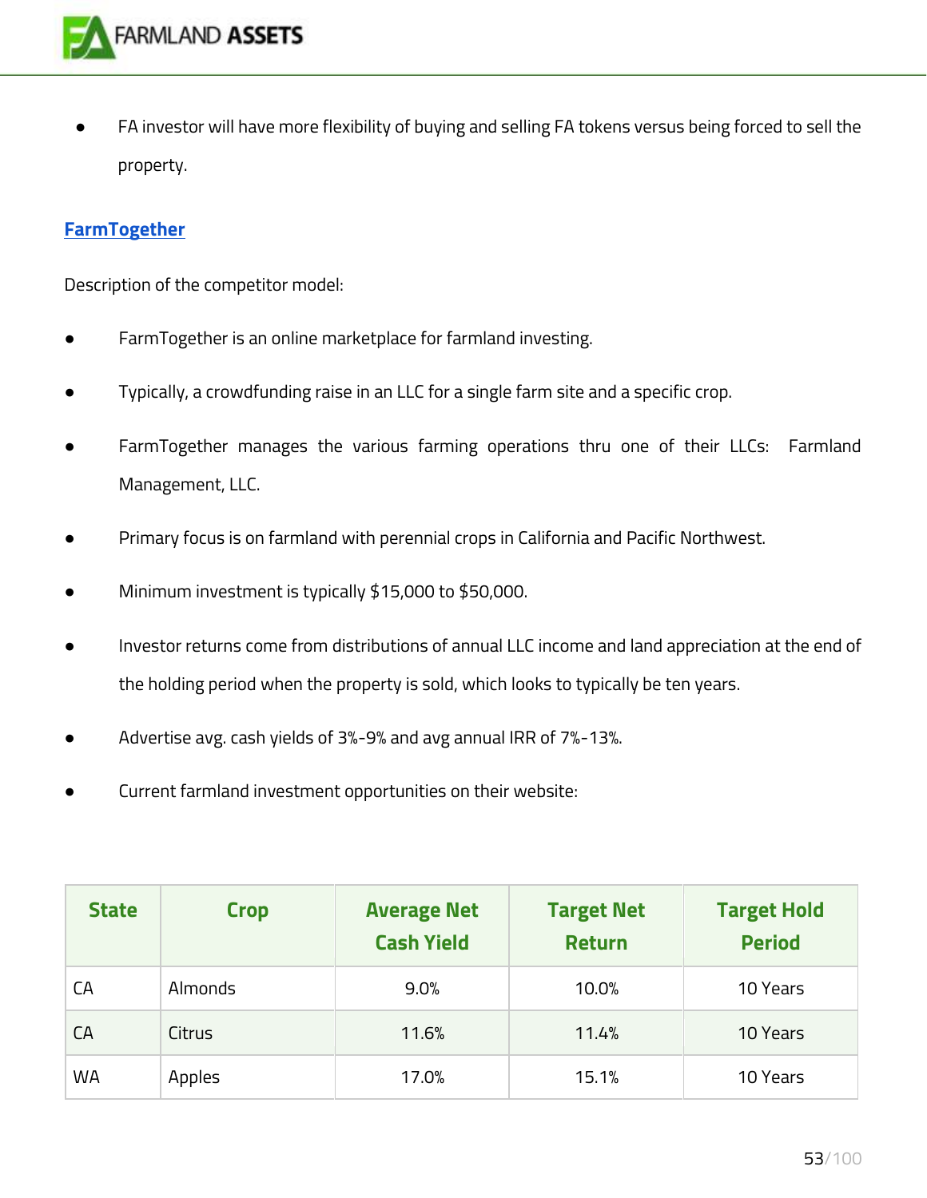- FA investor will have more flexibility of buying and selling FA tokens versus being forced to sell the property.

### FarmTogether

Description of the competitor model:

- FarmTogether is an online marketplace for farmland investing.
- Typically, a crowdfunding raise in an LLC for a single farm site and a specific crop.
- FarmTogether manages the various farming operations thru one of their LLCs: Farmland Management, LLC.
- Primary focus is on farmland with perennial crops in California and Pacific Northwest.
- Minimum investment is typically $15,000 to $50,000.
- Investor returns come from distributions of annual LLC income and land appreciation at the end of the holding period when the property is sold, which looks to typically be ten years.
- Advertise avg. cash yields of 3%-9% and avg annual IRR of 7%-13%.
- Current farmland investment opportunities on their website:

| State | Crop | Average Net Cash Yield | Target Net Return | Target Hold Period |
|---|---|---|---|---|
| CA | Almonds | 9.0% | 10.0% | 10 Years |
| CA | Citrus | 11.6% | 11.4% | 10 Years |
| WA | Apples | 17.0% | 15.1% | 10 Years |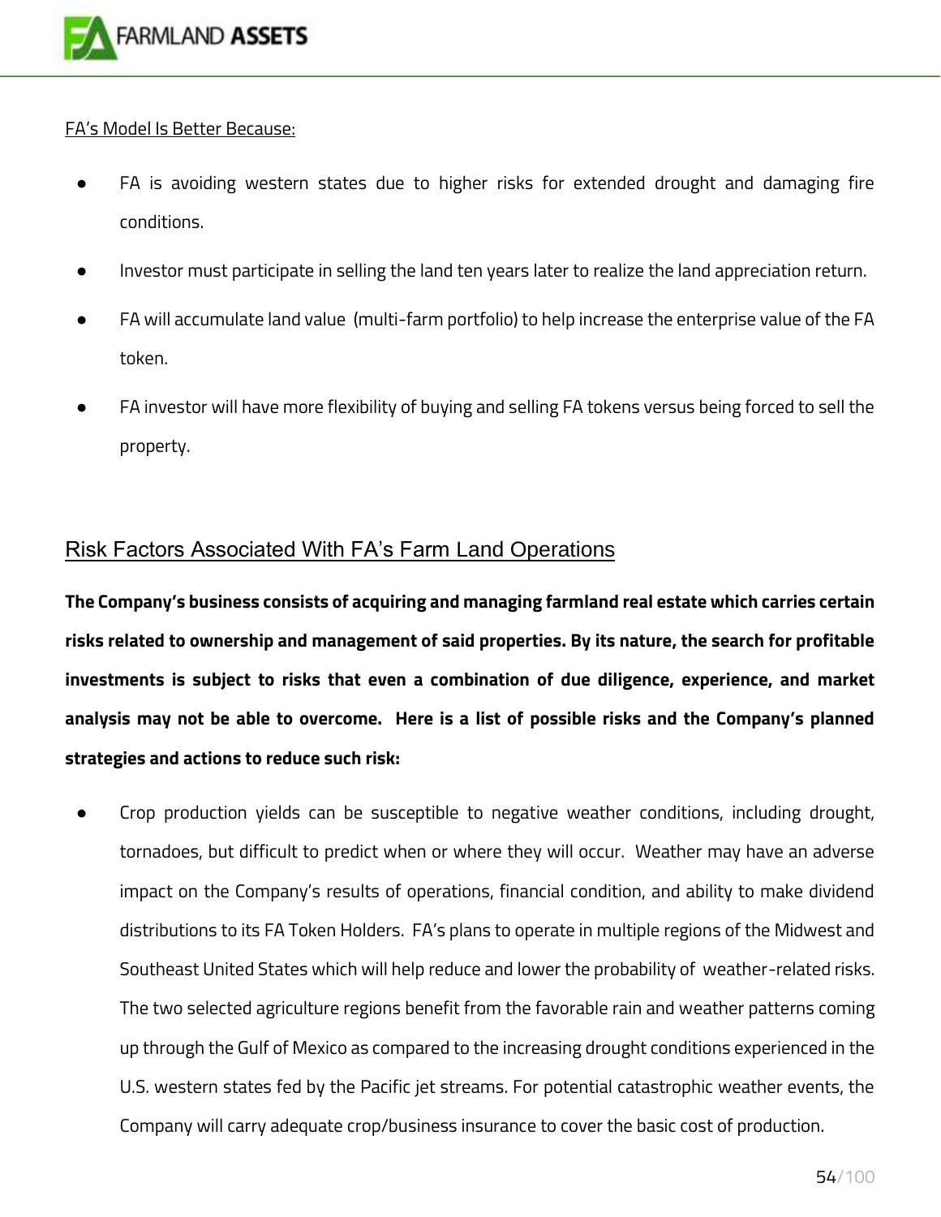<u>FA's Model Is Better Because:</u>

- FA is avoiding western states due to higher risks for extended drought and damaging fire conditions.
- Investor must participate in selling the land ten years later to realize the land appreciation return.
- FA will accumulate land value (multi-farm portfolio) to help increase the enterprise value of the FA token.
- FA investor will have more flexibility of buying and selling FA tokens versus being forced to sell the property.

## Risk Factors Associated With FA's Farm Land Operations

**The Company's business consists of acquiring and managing farmland real estate which carries certain risks related to ownership and management of said properties. By its nature, the search for profitable investments is subject to risks that even a combination of due diligence, experience, and market analysis may not be able to overcome. Here is a list of possible risks and the Company's planned strategies and actions to reduce such risk:**

- Crop production yields can be susceptible to negative weather conditions, including drought, tornadoes, but difficult to predict when or where they will occur. Weather may have an adverse impact on the Company's results of operations, financial condition, and ability to make dividend distributions to its FA Token Holders. FA's plans to operate in multiple regions of the Midwest and Southeast United States which will help reduce and lower the probability of weather-related risks. The two selected agriculture regions benefit from the favorable rain and weather patterns coming up through the Gulf of Mexico as compared to the increasing drought conditions experienced in the U.S. western states fed by the Pacific jet streams. For potential catastrophic weather events, the Company will carry adequate crop/business insurance to cover the basic cost of production.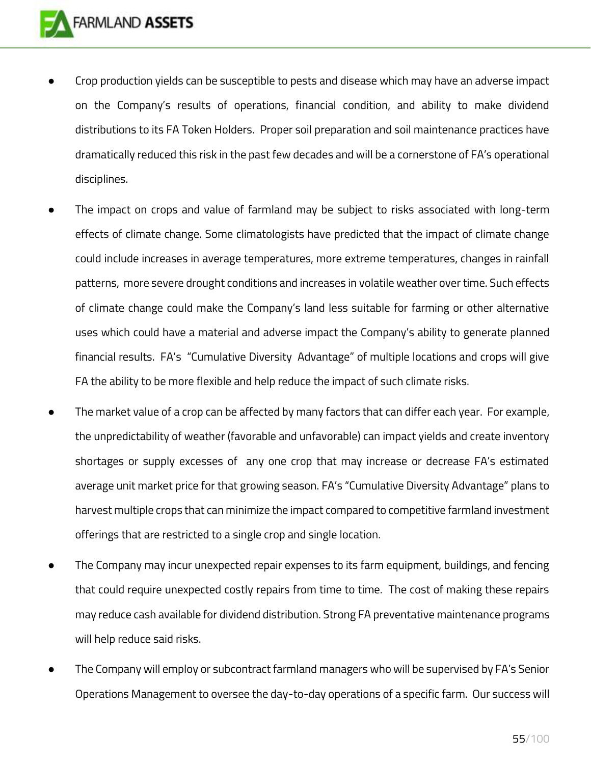- Crop production yields can be susceptible to pests and disease which may have an adverse impact on the Company's results of operations, financial condition, and ability to make dividend distributions to its FA Token Holders. Proper soil preparation and soil maintenance practices have dramatically reduced this risk in the past few decades and will be a cornerstone of FA's operational disciplines.
- The impact on crops and value of farmland may be subject to risks associated with long-term effects of climate change. Some climatologists have predicted that the impact of climate change could include increases in average temperatures, more extreme temperatures, changes in rainfall patterns, more severe drought conditions and increases in volatile weather over time. Such effects of climate change could make the Company's land less suitable for farming or other alternative uses which could have a material and adverse impact the Company's ability to generate planned financial results. FA's "Cumulative Diversity Advantage" of multiple locations and crops will give FA the ability to be more flexible and help reduce the impact of such climate risks.
- The market value of a crop can be affected by many factors that can differ each year. For example, the unpredictability of weather (favorable and unfavorable) can impact yields and create inventory shortages or supply excesses of any one crop that may increase or decrease FA's estimated average unit market price for that growing season. FA's "Cumulative Diversity Advantage" plans to harvest multiple crops that can minimize the impact compared to competitive farmland investment offerings that are restricted to a single crop and single location.
- The Company may incur unexpected repair expenses to its farm equipment, buildings, and fencing that could require unexpected costly repairs from time to time. The cost of making these repairs may reduce cash available for dividend distribution. Strong FA preventative maintenance programs will help reduce said risks.
- The Company will employ or subcontract farmland managers who will be supervised by FA's Senior Operations Management to oversee the day-to-day operations of a specific farm. Our success will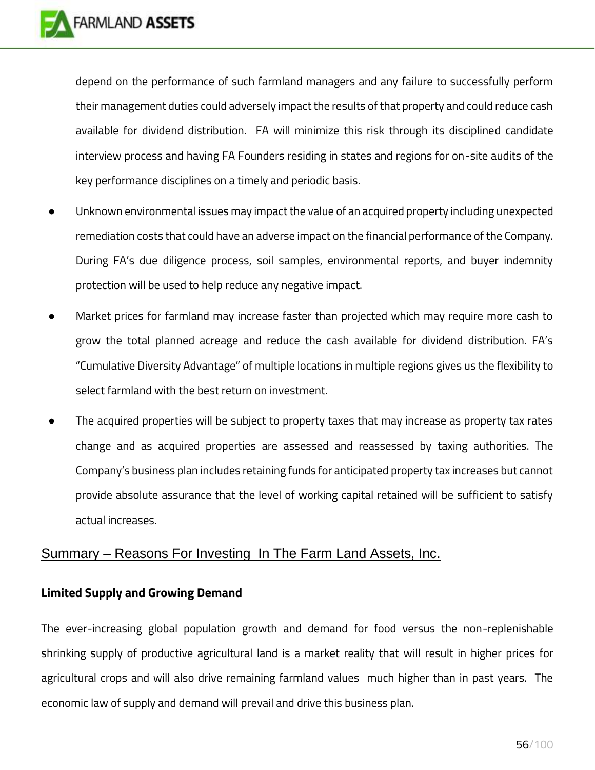depend on the performance of such farmland managers and any failure to successfully perform their management duties could adversely impact the results of that property and could reduce cash available for dividend distribution. FA will minimize this risk through its disciplined candidate interview process and having FA Founders residing in states and regions for on-site audits of the key performance disciplines on a timely and periodic basis.

- Unknown environmental issues may impact the value of an acquired property including unexpected remediation costs that could have an adverse impact on the financial performance of the Company. During FA's due diligence process, soil samples, environmental reports, and buyer indemnity protection will be used to help reduce any negative impact.
- Market prices for farmland may increase faster than projected which may require more cash to grow the total planned acreage and reduce the cash available for dividend distribution. FA's "Cumulative Diversity Advantage" of multiple locations in multiple regions gives us the flexibility to select farmland with the best return on investment.
- The acquired properties will be subject to property taxes that may increase as property tax rates change and as acquired properties are assessed and reassessed by taxing authorities. The Company's business plan includes retaining funds for anticipated property tax increases but cannot provide absolute assurance that the level of working capital retained will be sufficient to satisfy actual increases.

## Summary – Reasons For Investing In The Farm Land Assets, Inc.

### Limited Supply and Growing Demand

The ever-increasing global population growth and demand for food versus the non-replenishable shrinking supply of productive agricultural land is a market reality that will result in higher prices for agricultural crops and will also drive remaining farmland values much higher than in past years. The economic law of supply and demand will prevail and drive this business plan.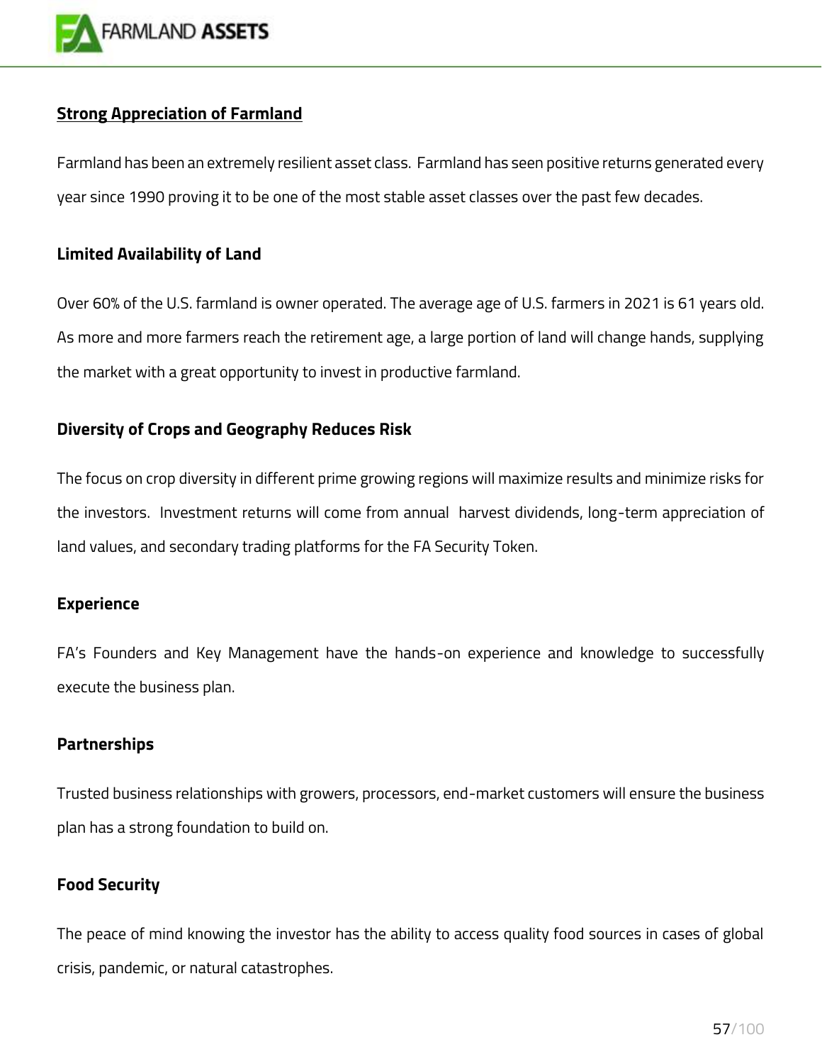## Strong Appreciation of Farmland

Farmland has been an extremely resilient asset class. Farmland has seen positive returns generated every year since 1990 proving it to be one of the most stable asset classes over the past few decades.

### Limited Availability of Land

Over 60% of the U.S. farmland is owner operated. The average age of U.S. farmers in 2021 is 61 years old. As more and more farmers reach the retirement age, a large portion of land will change hands, supplying the market with a great opportunity to invest in productive farmland.

### Diversity of Crops and Geography Reduces Risk

The focus on crop diversity in different prime growing regions will maximize results and minimize risks for the investors. Investment returns will come from annual harvest dividends, long-term appreciation of land values, and secondary trading platforms for the FA Security Token.

### Experience

FA's Founders and Key Management have the hands-on experience and knowledge to successfully execute the business plan.

### Partnerships

Trusted business relationships with growers, processors, end-market customers will ensure the business plan has a strong foundation to build on.

### Food Security

The peace of mind knowing the investor has the ability to access quality food sources in cases of global crisis, pandemic, or natural catastrophes.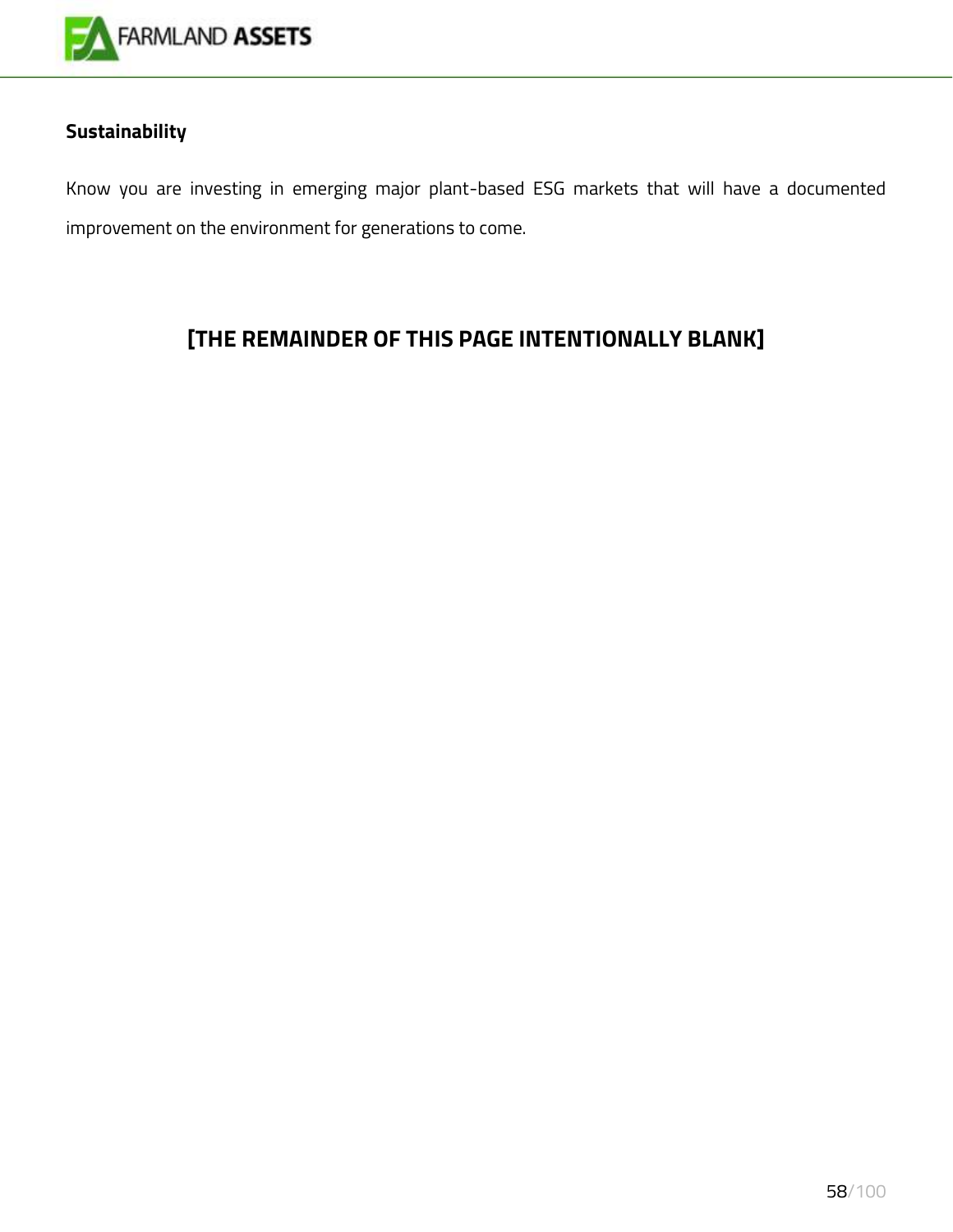**Sustainability**

Know you are investing in emerging major plant-based ESG markets that will have a documented improvement on the environment for generations to come.

**[THE REMAINDER OF THIS PAGE INTENTIONALLY BLANK]**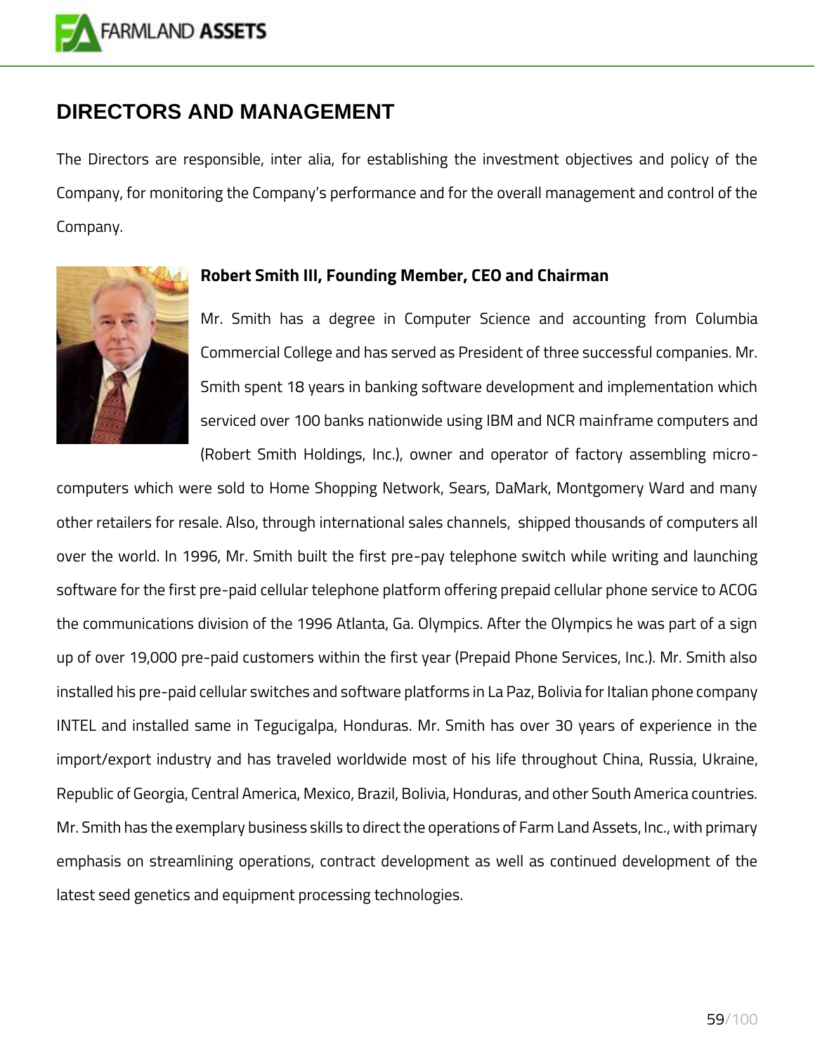# DIRECTORS AND MANAGEMENT

The Directors are responsible, inter alia, for establishing the investment objectives and policy of the Company, for monitoring the Company's performance and for the overall management and control of the Company.

**Robert Smith III, Founding Member, CEO and Chairman**

Mr. Smith has a degree in Computer Science and accounting from Columbia Commercial College and has served as President of three successful companies. Mr. Smith spent 18 years in banking software development and implementation which serviced over 100 banks nationwide using IBM and NCR mainframe computers and (Robert Smith Holdings, Inc.), owner and operator of factory assembling micro-computers which were sold to Home Shopping Network, Sears, DaMark, Montgomery Ward and many other retailers for resale. Also, through international sales channels, shipped thousands of computers all over the world. In 1996, Mr. Smith built the first pre-pay telephone switch while writing and launching software for the first pre-paid cellular telephone platform offering prepaid cellular phone service to ACOG the communications division of the 1996 Atlanta, Ga. Olympics. After the Olympics he was part of a sign up of over 19,000 pre-paid customers within the first year (Prepaid Phone Services, Inc.). Mr. Smith also installed his pre-paid cellular switches and software platforms in La Paz, Bolivia for Italian phone company INTEL and installed same in Tegucigalpa, Honduras. Mr. Smith has over 30 years of experience in the import/export industry and has traveled worldwide most of his life throughout China, Russia, Ukraine, Republic of Georgia, Central America, Mexico, Brazil, Bolivia, Honduras, and other South America countries. Mr. Smith has the exemplary business skills to direct the operations of Farm Land Assets, Inc., with primary emphasis on streamlining operations, contract development as well as continued development of the latest seed genetics and equipment processing technologies.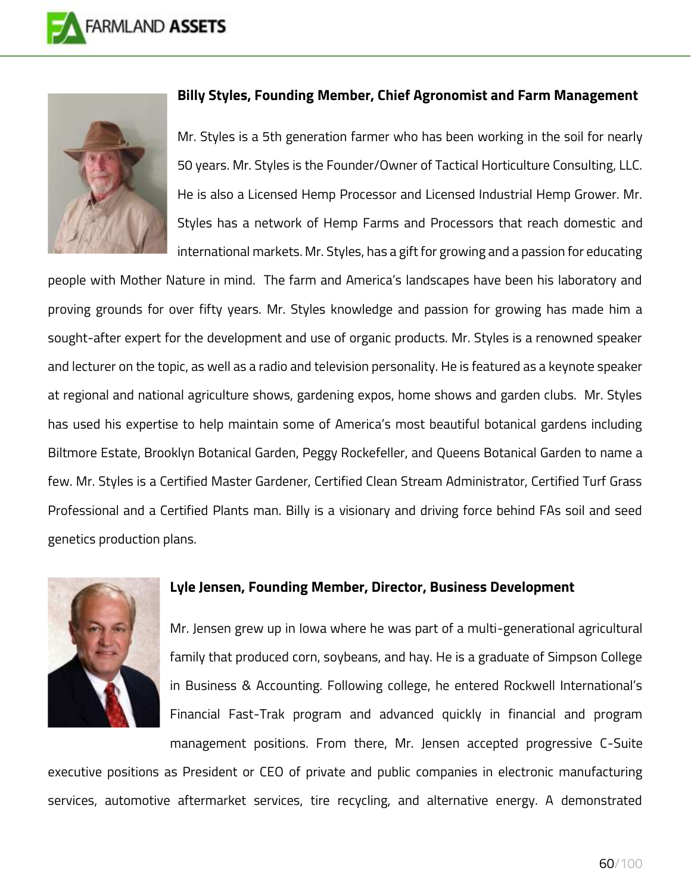**Billy Styles, Founding Member, Chief Agronomist and Farm Management**

Mr. Styles is a 5th generation farmer who has been working in the soil for nearly 50 years. Mr. Styles is the Founder/Owner of Tactical Horticulture Consulting, LLC. He is also a Licensed Hemp Processor and Licensed Industrial Hemp Grower. Mr. Styles has a network of Hemp Farms and Processors that reach domestic and international markets. Mr. Styles, has a gift for growing and a passion for educating people with Mother Nature in mind. The farm and America's landscapes have been his laboratory and proving grounds for over fifty years. Mr. Styles knowledge and passion for growing has made him a sought-after expert for the development and use of organic products. Mr. Styles is a renowned speaker and lecturer on the topic, as well as a radio and television personality. He is featured as a keynote speaker at regional and national agriculture shows, gardening expos, home shows and garden clubs. Mr. Styles has used his expertise to help maintain some of America's most beautiful botanical gardens including Biltmore Estate, Brooklyn Botanical Garden, Peggy Rockefeller, and Queens Botanical Garden to name a few. Mr. Styles is a Certified Master Gardener, Certified Clean Stream Administrator, Certified Turf Grass Professional and a Certified Plants man. Billy is a visionary and driving force behind FAs soil and seed genetics production plans.

**Lyle Jensen, Founding Member, Director, Business Development**

Mr. Jensen grew up in Iowa where he was part of a multi-generational agricultural family that produced corn, soybeans, and hay. He is a graduate of Simpson College in Business & Accounting. Following college, he entered Rockwell International's Financial Fast-Trak program and advanced quickly in financial and program management positions. From there, Mr. Jensen accepted progressive C-Suite executive positions as President or CEO of private and public companies in electronic manufacturing services, automotive aftermarket services, tire recycling, and alternative energy. A demonstrated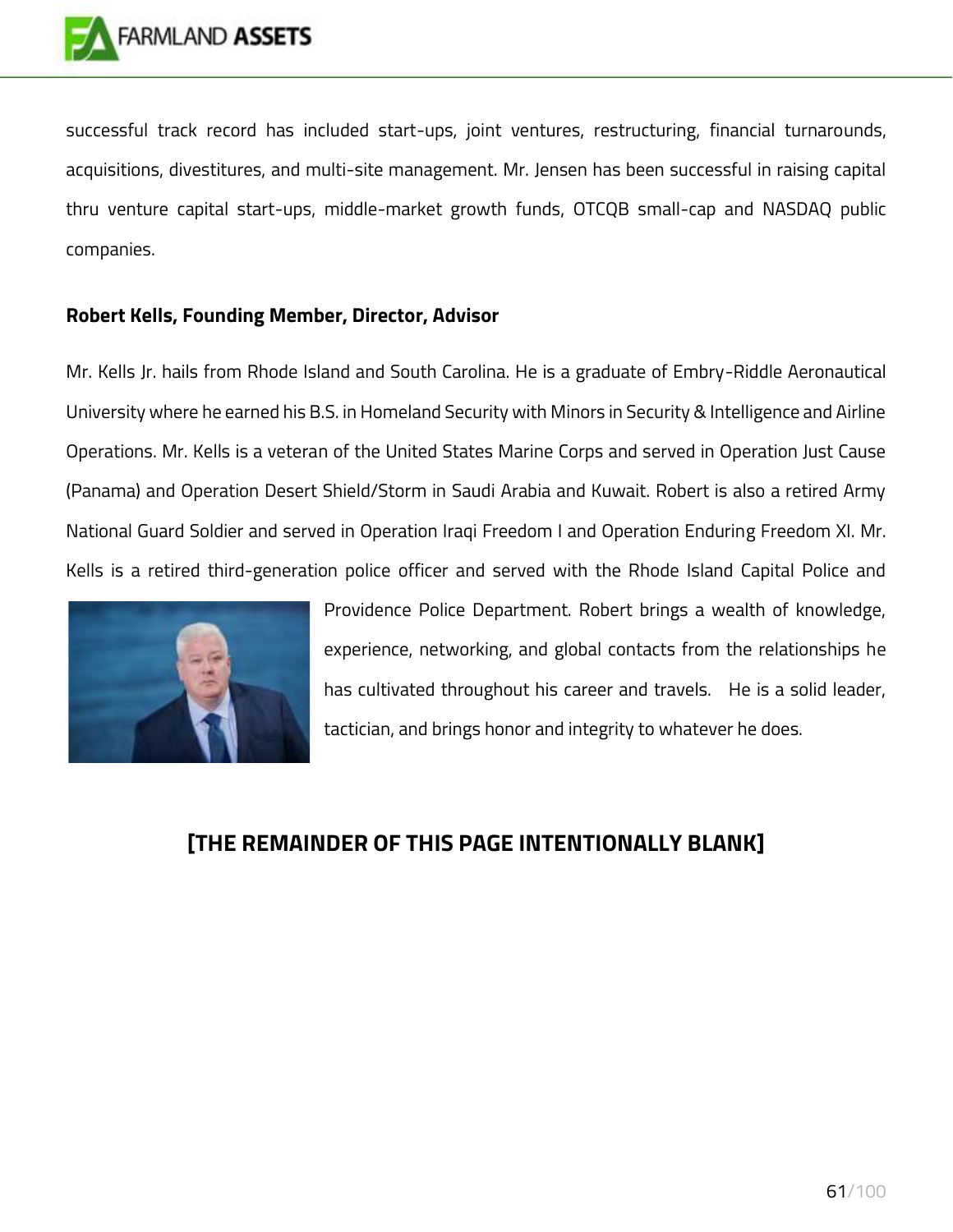successful track record has included start-ups, joint ventures, restructuring, financial turnarounds, acquisitions, divestitures, and multi-site management. Mr. Jensen has been successful in raising capital thru venture capital start-ups, middle-market growth funds, OTCQB small-cap and NASDAQ public companies.

**Robert Kells, Founding Member, Director, Advisor**

Mr. Kells Jr. hails from Rhode Island and South Carolina. He is a graduate of Embry-Riddle Aeronautical University where he earned his B.S. in Homeland Security with Minors in Security & Intelligence and Airline Operations. Mr. Kells is a veteran of the United States Marine Corps and served in Operation Just Cause (Panama) and Operation Desert Shield/Storm in Saudi Arabia and Kuwait. Robert is also a retired Army National Guard Soldier and served in Operation Iraqi Freedom I and Operation Enduring Freedom XI. Mr. Kells is a retired third-generation police officer and served with the Rhode Island Capital Police and Providence Police Department. Robert brings a wealth of knowledge, experience, networking, and global contacts from the relationships he has cultivated throughout his career and travels. He is a solid leader, tactician, and brings honor and integrity to whatever he does.

**[THE REMAINDER OF THIS PAGE INTENTIONALLY BLANK]**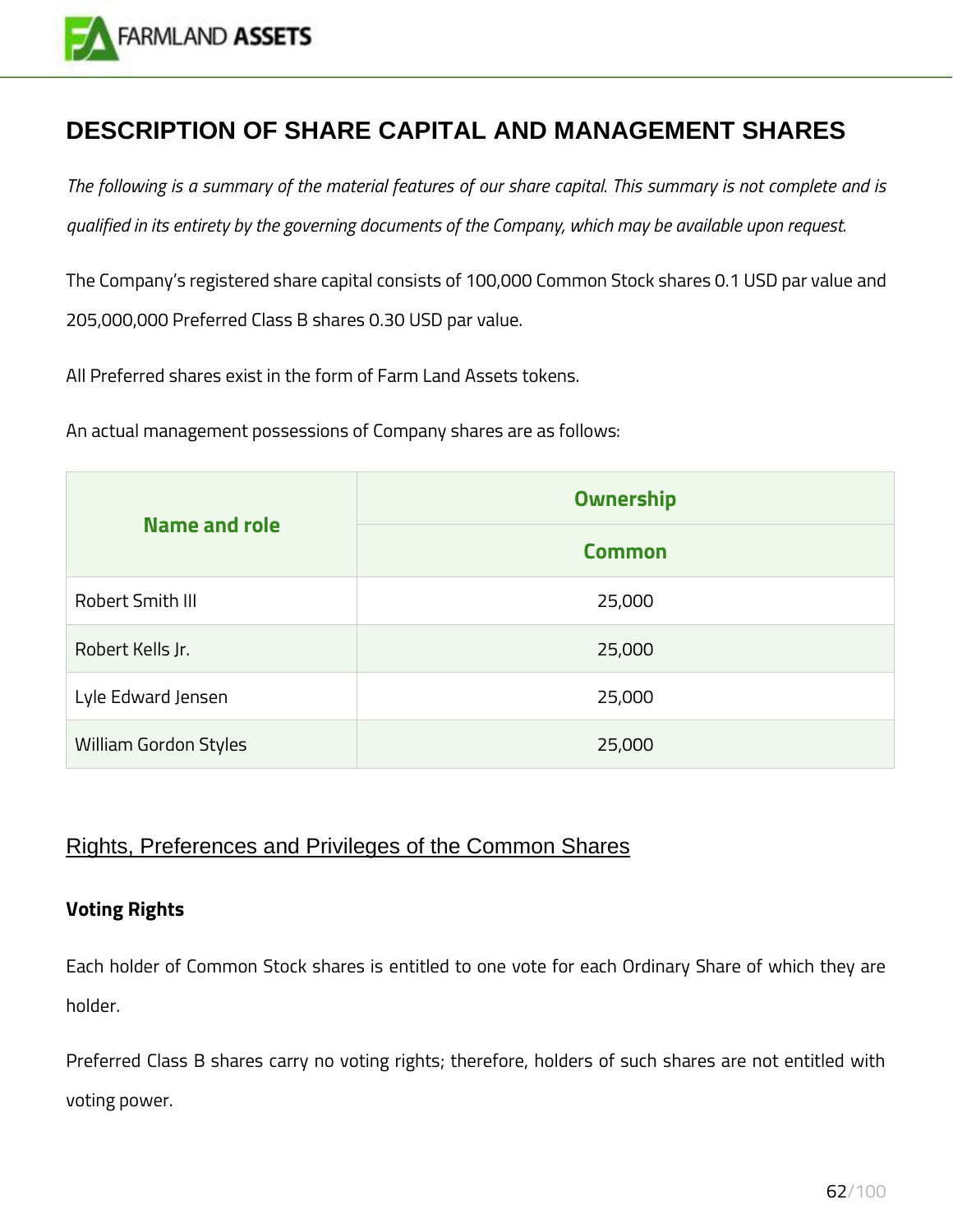# DESCRIPTION OF SHARE CAPITAL AND MANAGEMENT SHARES

*The following is a summary of the material features of our share capital. This summary is not complete and is qualified in its entirety by the governing documents of the Company, which may be available upon request.*

The Company's registered share capital consists of 100,000 Common Stock shares 0.1 USD par value and 205,000,000 Preferred Class B shares 0.30 USD par value.

All Preferred shares exist in the form of Farm Land Assets tokens.

An actual management possessions of Company shares are as follows:

| Name and role | Ownership |
|---|---|
| | Common |
| Robert Smith III | 25,000 |
| Robert Kells Jr. | 25,000 |
| Lyle Edward Jensen | 25,000 |
| William Gordon Styles | 25,000 |

## Rights, Preferences and Privileges of the Common Shares

**Voting Rights**

Each holder of Common Stock shares is entitled to one vote for each Ordinary Share of which they are holder.

Preferred Class B shares carry no voting rights; therefore, holders of such shares are not entitled with voting power.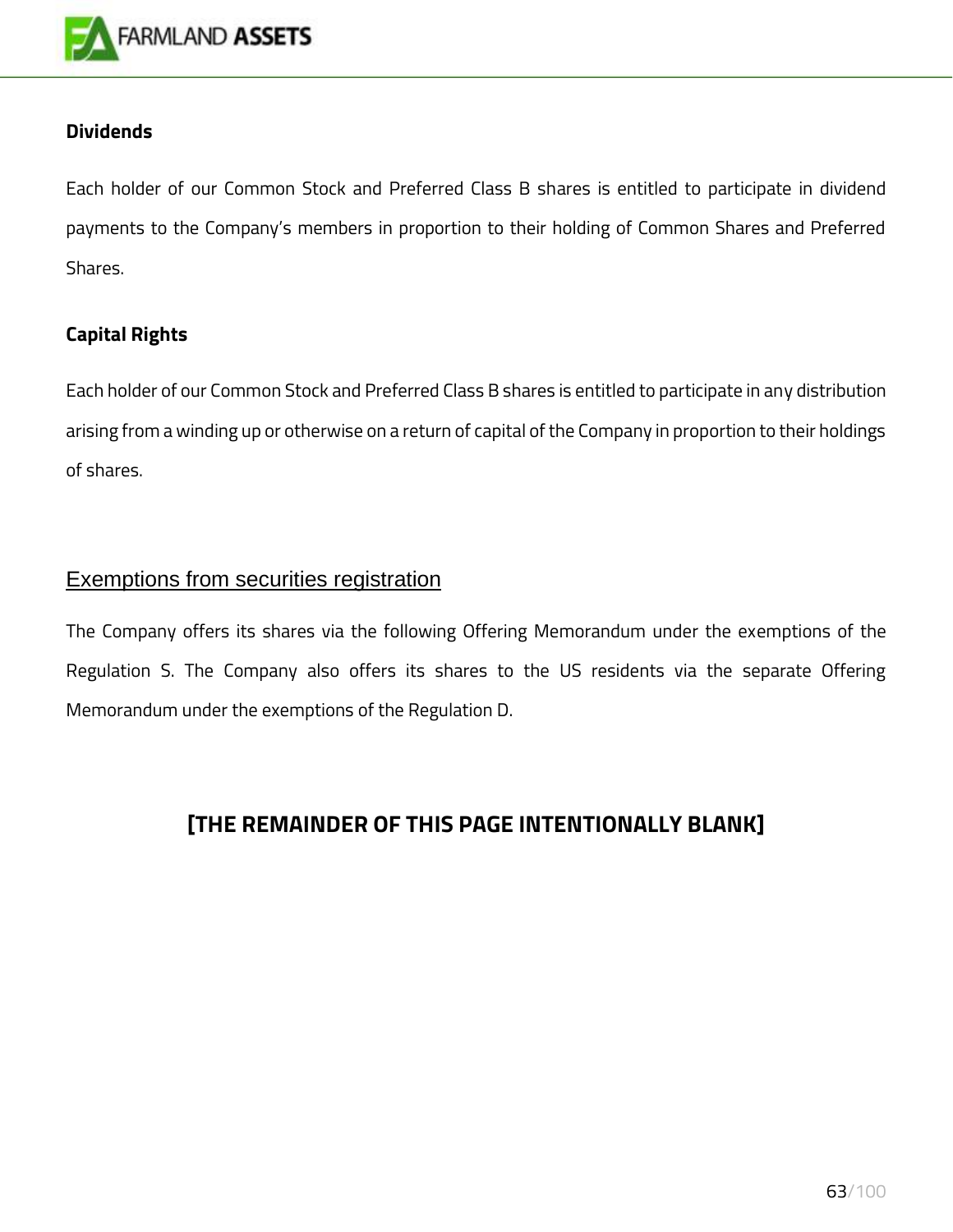### Dividends

Each holder of our Common Stock and Preferred Class B shares is entitled to participate in dividend payments to the Company's members in proportion to their holding of Common Shares and Preferred Shares.

### Capital Rights

Each holder of our Common Stock and Preferred Class B shares is entitled to participate in any distribution arising from a winding up or otherwise on a return of capital of the Company in proportion to their holdings of shares.

## Exemptions from securities registration

The Company offers its shares via the following Offering Memorandum under the exemptions of the Regulation S. The Company also offers its shares to the US residents via the separate Offering Memorandum under the exemptions of the Regulation D.

**[THE REMAINDER OF THIS PAGE INTENTIONALLY BLANK]**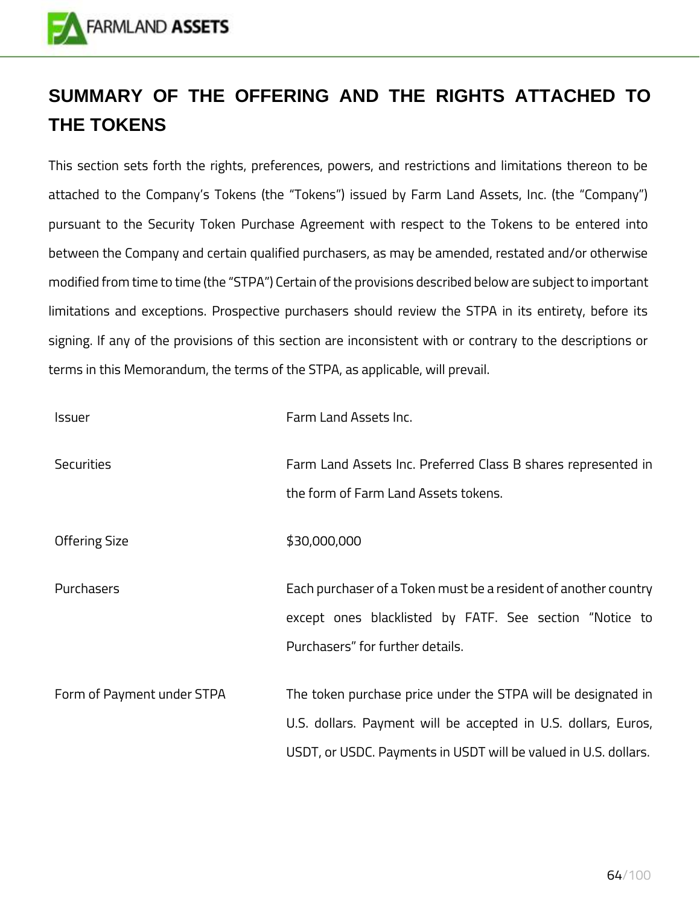# SUMMARY OF THE OFFERING AND THE RIGHTS ATTACHED TO THE TOKENS

This section sets forth the rights, preferences, powers, and restrictions and limitations thereon to be attached to the Company's Tokens (the "Tokens") issued by Farm Land Assets, Inc. (the "Company") pursuant to the Security Token Purchase Agreement with respect to the Tokens to be entered into between the Company and certain qualified purchasers, as may be amended, restated and/or otherwise modified from time to time (the "STPA") Certain of the provisions described below are subject to important limitations and exceptions. Prospective purchasers should review the STPA in its entirety, before its signing. If any of the provisions of this section are inconsistent with or contrary to the descriptions or terms in this Memorandum, the terms of the STPA, as applicable, will prevail.

| | |
|---|---|
| Issuer | Farm Land Assets Inc. |
| Securities | Farm Land Assets Inc. Preferred Class B shares represented in the form of Farm Land Assets tokens. |
| Offering Size | $30,000,000 |
| Purchasers | Each purchaser of a Token must be a resident of another country except ones blacklisted by FATF. See section "Notice to Purchasers" for further details. |
| Form of Payment under STPA | The token purchase price under the STPA will be designated in U.S. dollars. Payment will be accepted in U.S. dollars, Euros, USDT, or USDC. Payments in USDT will be valued in U.S. dollars. |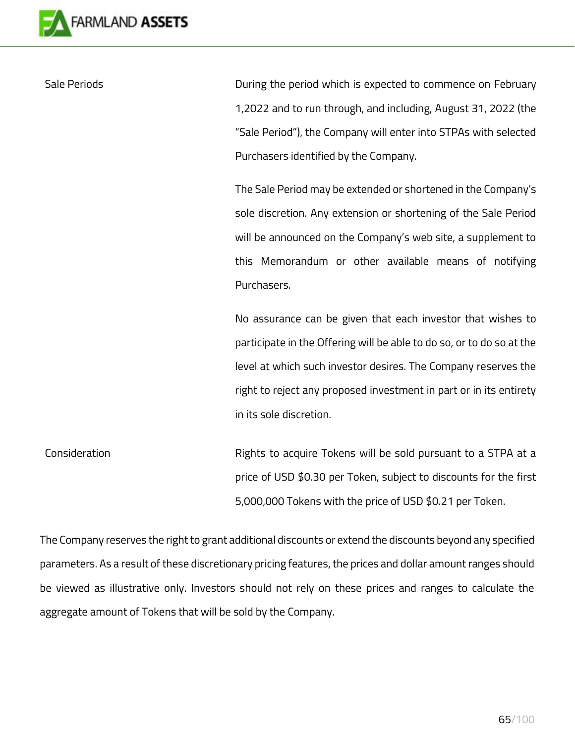| | |
|---|---|
| Sale Periods | During the period which is expected to commence on February 1,2022 and to run through, and including, August 31, 2022 (the "Sale Period"), the Company will enter into STPAs with selected Purchasers identified by the Company.<br><br>The Sale Period may be extended or shortened in the Company's sole discretion. Any extension or shortening of the Sale Period will be announced on the Company's web site, a supplement to this Memorandum or other available means of notifying Purchasers.<br><br>No assurance can be given that each investor that wishes to participate in the Offering will be able to do so, or to do so at the level at which such investor desires. The Company reserves the right to reject any proposed investment in part or in its entirety in its sole discretion. |
| Consideration | Rights to acquire Tokens will be sold pursuant to a STPA at a price of USD $0.30 per Token, subject to discounts for the first 5,000,000 Tokens with the price of USD $0.21 per Token. |

The Company reserves the right to grant additional discounts or extend the discounts beyond any specified parameters. As a result of these discretionary pricing features, the prices and dollar amount ranges should be viewed as illustrative only. Investors should not rely on these prices and ranges to calculate the aggregate amount of Tokens that will be sold by the Company.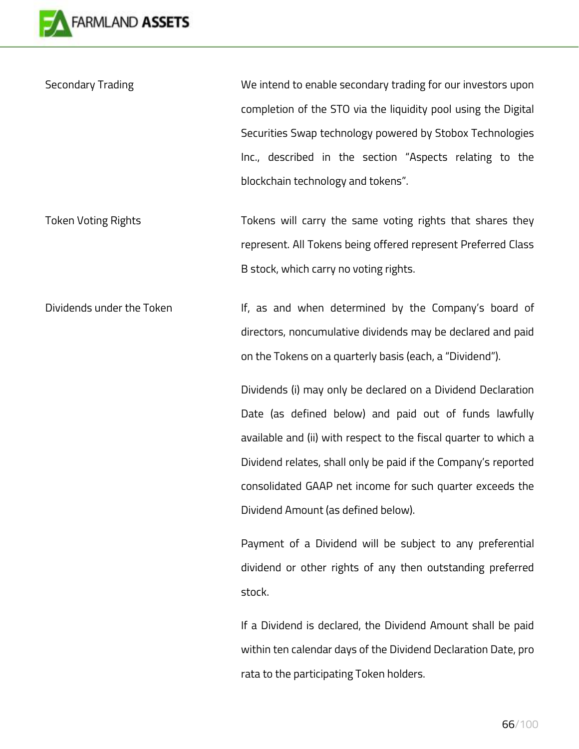| | |
|---|---|
| Secondary Trading | We intend to enable secondary trading for our investors upon completion of the STO via the liquidity pool using the Digital Securities Swap technology powered by Stobox Technologies Inc., described in the section "Aspects relating to the blockchain technology and tokens". |
| Token Voting Rights | Tokens will carry the same voting rights that shares they represent. All Tokens being offered represent Preferred Class B stock, which carry no voting rights. |
| Dividends under the Token | If, as and when determined by the Company's board of directors, noncumulative dividends may be declared and paid on the Tokens on a quarterly basis (each, a "Dividend").<br><br>Dividends (i) may only be declared on a Dividend Declaration Date (as defined below) and paid out of funds lawfully available and (ii) with respect to the fiscal quarter to which a Dividend relates, shall only be paid if the Company's reported consolidated GAAP net income for such quarter exceeds the Dividend Amount (as defined below).<br><br>Payment of a Dividend will be subject to any preferential dividend or other rights of any then outstanding preferred stock.<br><br>If a Dividend is declared, the Dividend Amount shall be paid within ten calendar days of the Dividend Declaration Date, pro rata to the participating Token holders. |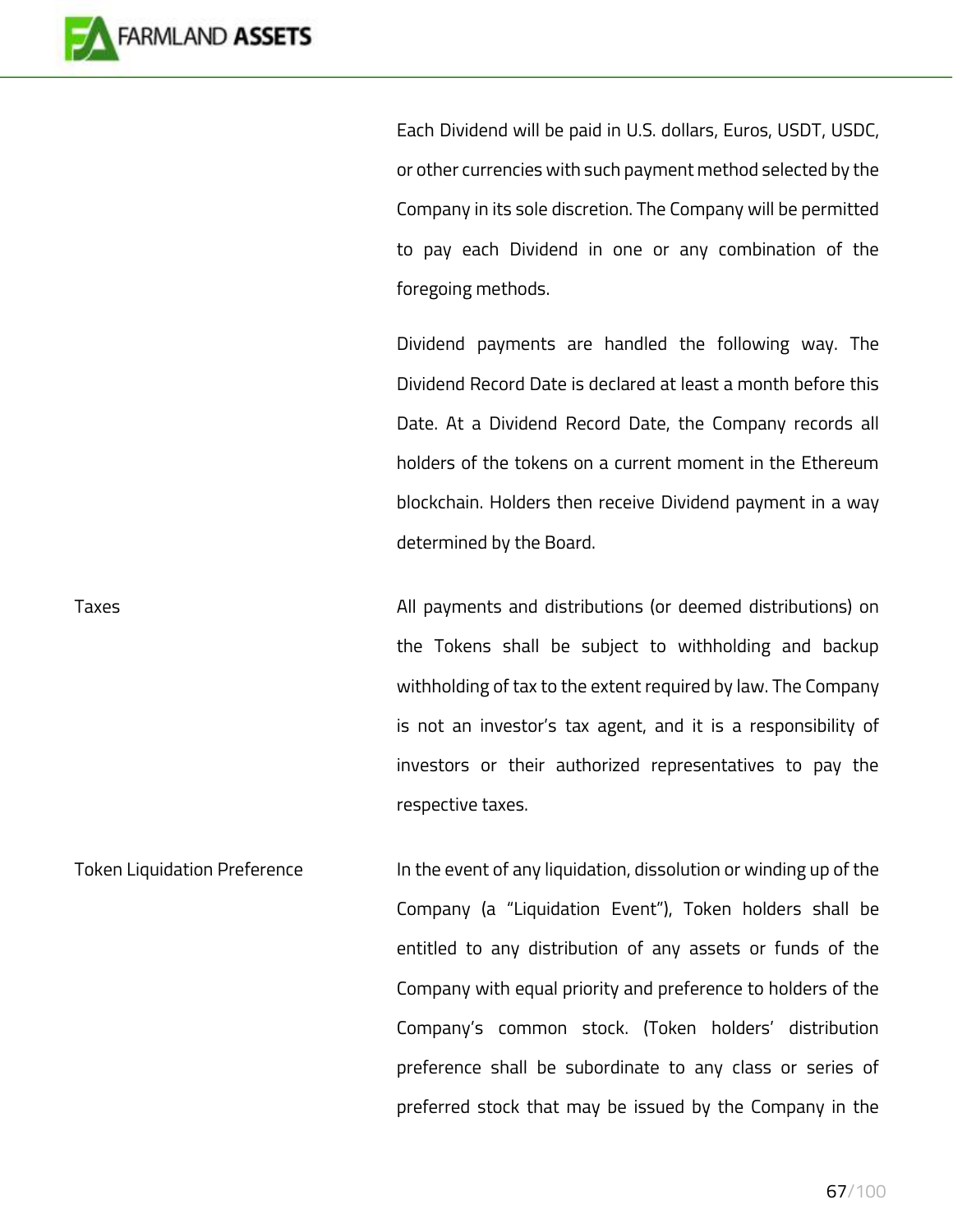| | |
|---|---|
| | Each Dividend will be paid in U.S. dollars, Euros, USDT, USDC, or other currencies with such payment method selected by the Company in its sole discretion. The Company will be permitted to pay each Dividend in one or any combination of the foregoing methods.<br><br>Dividend payments are handled the following way. The Dividend Record Date is declared at least a month before this Date. At a Dividend Record Date, the Company records all holders of the tokens on a current moment in the Ethereum blockchain. Holders then receive Dividend payment in a way determined by the Board. |
| Taxes | All payments and distributions (or deemed distributions) on the Tokens shall be subject to withholding and backup withholding of tax to the extent required by law. The Company is not an investor's tax agent, and it is a responsibility of investors or their authorized representatives to pay the respective taxes. |
| Token Liquidation Preference | In the event of any liquidation, dissolution or winding up of the Company (a "Liquidation Event"), Token holders shall be entitled to any distribution of any assets or funds of the Company with equal priority and preference to holders of the Company's common stock. (Token holders' distribution preference shall be subordinate to any class or series of preferred stock that may be issued by the Company in the |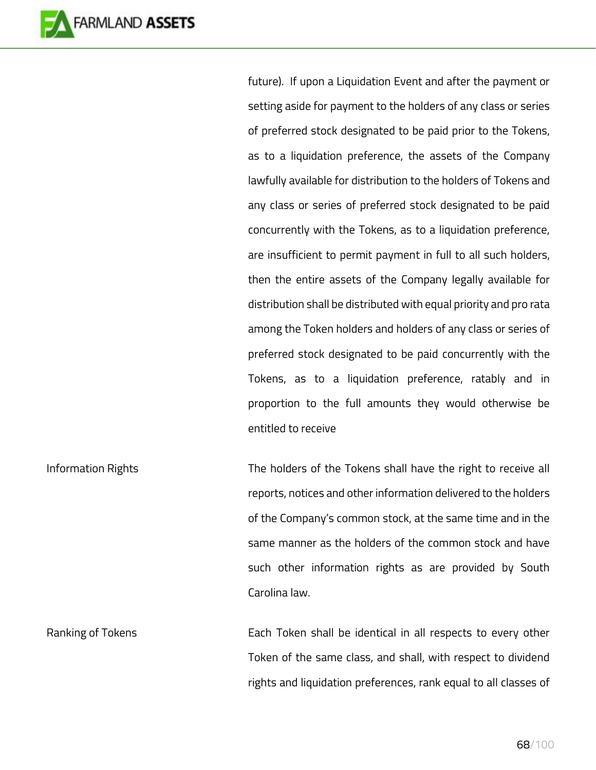| | |
|---|---|
| | future). If upon a Liquidation Event and after the payment or setting aside for payment to the holders of any class or series of preferred stock designated to be paid prior to the Tokens, as to a liquidation preference, the assets of the Company lawfully available for distribution to the holders of Tokens and any class or series of preferred stock designated to be paid concurrently with the Tokens, as to a liquidation preference, are insufficient to permit payment in full to all such holders, then the entire assets of the Company legally available for distribution shall be distributed with equal priority and pro rata among the Token holders and holders of any class or series of preferred stock designated to be paid concurrently with the Tokens, as to a liquidation preference, ratably and in proportion to the full amounts they would otherwise be entitled to receive |
| Information Rights | The holders of the Tokens shall have the right to receive all reports, notices and other information delivered to the holders of the Company's common stock, at the same time and in the same manner as the holders of the common stock and have such other information rights as are provided by South Carolina law. |
| Ranking of Tokens | Each Token shall be identical in all respects to every other Token of the same class, and shall, with respect to dividend rights and liquidation preferences, rank equal to all classes of |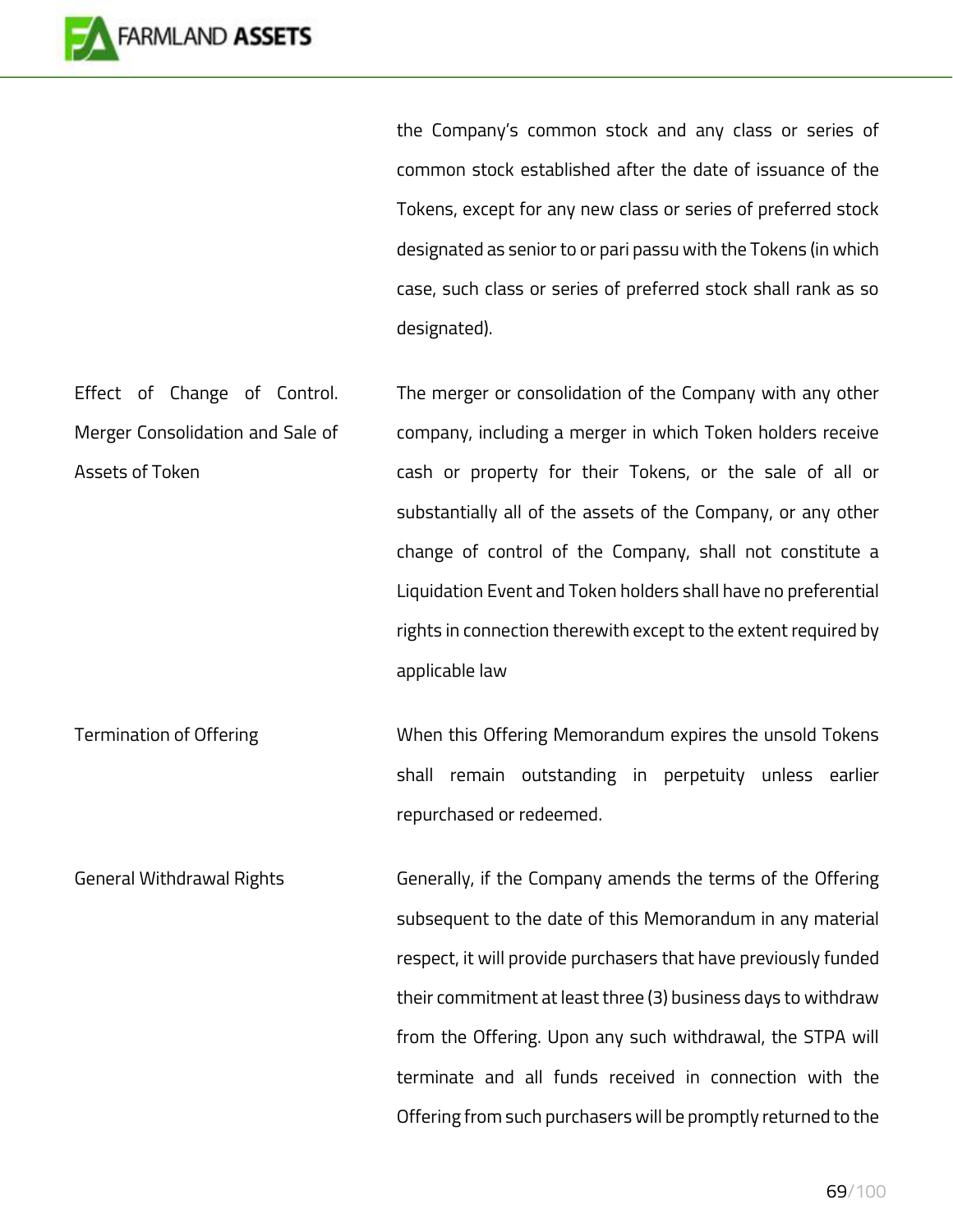|  |  |
|---|---|
|  | the Company's common stock and any class or series of common stock established after the date of issuance of the Tokens, except for any new class or series of preferred stock designated as senior to or pari passu with the Tokens (in which case, such class or series of preferred stock shall rank as so designated). |
| Effect of Change of Control. Merger Consolidation and Sale of Assets of Token | The merger or consolidation of the Company with any other company, including a merger in which Token holders receive cash or property for their Tokens, or the sale of all or substantially all of the assets of the Company, or any other change of control of the Company, shall not constitute a Liquidation Event and Token holders shall have no preferential rights in connection therewith except to the extent required by applicable law |
| Termination of Offering | When this Offering Memorandum expires the unsold Tokens shall remain outstanding in perpetuity unless earlier repurchased or redeemed. |
| General Withdrawal Rights | Generally, if the Company amends the terms of the Offering subsequent to the date of this Memorandum in any material respect, it will provide purchasers that have previously funded their commitment at least three (3) business days to withdraw from the Offering. Upon any such withdrawal, the STPA will terminate and all funds received in connection with the Offering from such purchasers will be promptly returned to the |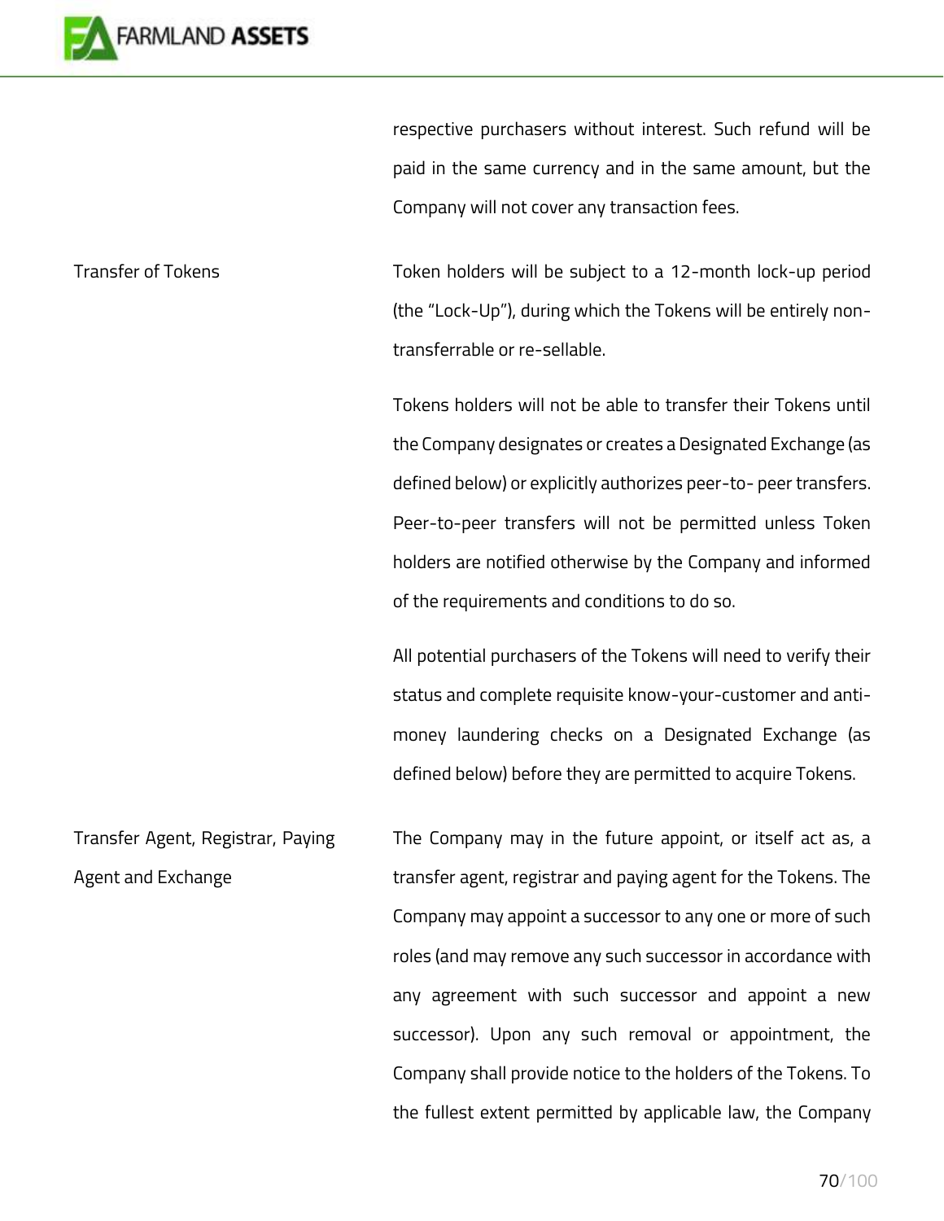respective purchasers without interest. Such refund will be paid in the same currency and in the same amount, but the Company will not cover any transaction fees.

| | |
|---|---|
| Transfer of Tokens | Token holders will be subject to a 12-month lock-up period (the "Lock-Up"), during which the Tokens will be entirely non-transferrable or re-sellable.<br><br>Tokens holders will not be able to transfer their Tokens until the Company designates or creates a Designated Exchange (as defined below) or explicitly authorizes peer-to- peer transfers. Peer-to-peer transfers will not be permitted unless Token holders are notified otherwise by the Company and informed of the requirements and conditions to do so.<br><br>All potential purchasers of the Tokens will need to verify their status and complete requisite know-your-customer and anti-money laundering checks on a Designated Exchange (as defined below) before they are permitted to acquire Tokens. |
| Transfer Agent, Registrar, Paying Agent and Exchange | The Company may in the future appoint, or itself act as, a transfer agent, registrar and paying agent for the Tokens. The Company may appoint a successor to any one or more of such roles (and may remove any such successor in accordance with any agreement with such successor and appoint a new successor). Upon any such removal or appointment, the Company shall provide notice to the holders of the Tokens. To the fullest extent permitted by applicable law, the Company |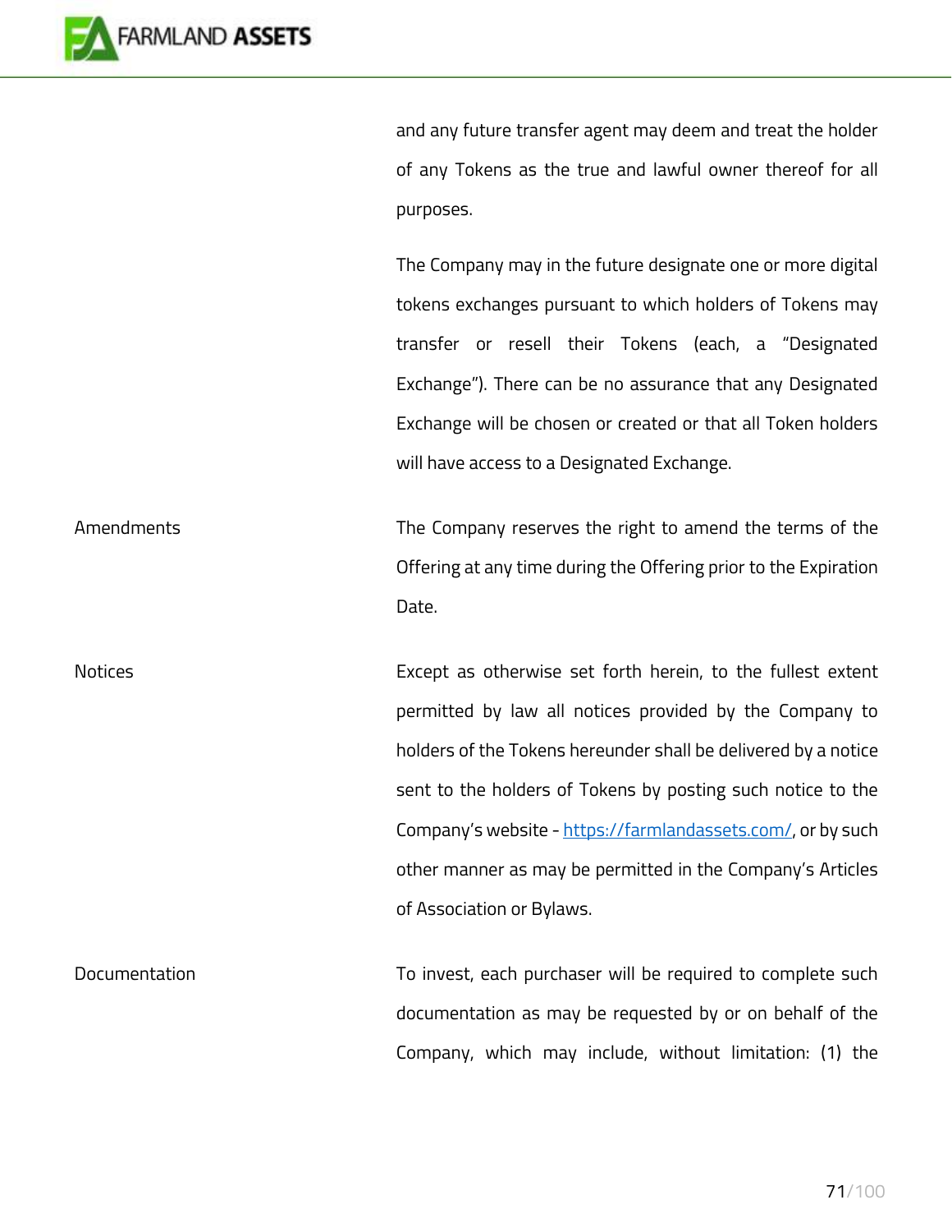| | |
|---|---|
| | and any future transfer agent may deem and treat the holder of any Tokens as the true and lawful owner thereof for all purposes.<br><br>The Company may in the future designate one or more digital tokens exchanges pursuant to which holders of Tokens may transfer or resell their Tokens (each, a "Designated Exchange"). There can be no assurance that any Designated Exchange will be chosen or created or that all Token holders will have access to a Designated Exchange. |
| Amendments | The Company reserves the right to amend the terms of the Offering at any time during the Offering prior to the Expiration Date. |
| Notices | Except as otherwise set forth herein, to the fullest extent permitted by law all notices provided by the Company to holders of the Tokens hereunder shall be delivered by a notice sent to the holders of Tokens by posting such notice to the Company's website - https://farmlandassets.com/, or by such other manner as may be permitted in the Company's Articles of Association or Bylaws. |
| Documentation | To invest, each purchaser will be required to complete such documentation as may be requested by or on behalf of the Company, which may include, without limitation: (1) the |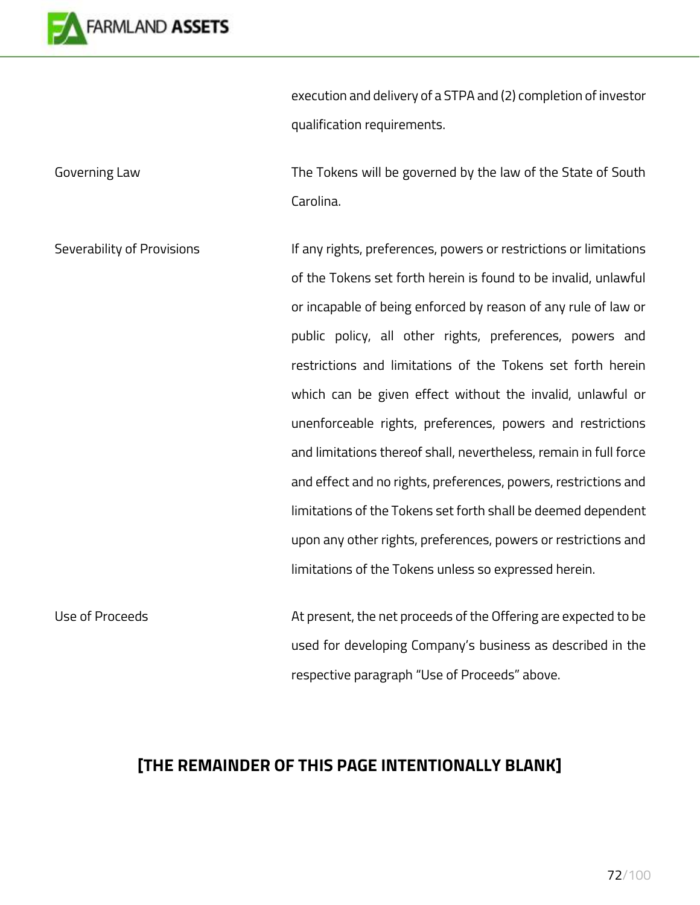| | |
|---|---|
| | execution and delivery of a STPA and (2) completion of investor qualification requirements. |
| Governing Law | The Tokens will be governed by the law of the State of South Carolina. |
| Severability of Provisions | If any rights, preferences, powers or restrictions or limitations of the Tokens set forth herein is found to be invalid, unlawful or incapable of being enforced by reason of any rule of law or public policy, all other rights, preferences, powers and restrictions and limitations of the Tokens set forth herein which can be given effect without the invalid, unlawful or unenforceable rights, preferences, powers and restrictions and limitations thereof shall, nevertheless, remain in full force and effect and no rights, preferences, powers, restrictions and limitations of the Tokens set forth shall be deemed dependent upon any other rights, preferences, powers or restrictions and limitations of the Tokens unless so expressed herein. |
| Use of Proceeds | At present, the net proceeds of the Offering are expected to be used for developing Company's business as described in the respective paragraph "Use of Proceeds" above. |

**[THE REMAINDER OF THIS PAGE INTENTIONALLY BLANK]**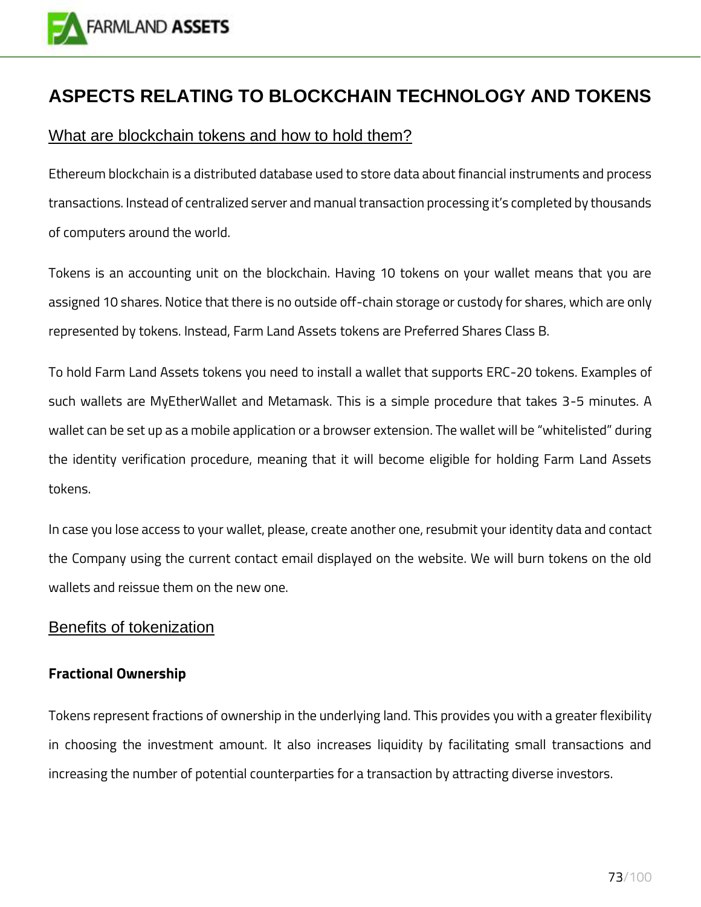# ASPECTS RELATING TO BLOCKCHAIN TECHNOLOGY AND TOKENS

## What are blockchain tokens and how to hold them?

Ethereum blockchain is a distributed database used to store data about financial instruments and process transactions. Instead of centralized server and manual transaction processing it's completed by thousands of computers around the world.

Tokens is an accounting unit on the blockchain. Having 10 tokens on your wallet means that you are assigned 10 shares. Notice that there is no outside off-chain storage or custody for shares, which are only represented by tokens. Instead, Farm Land Assets tokens are Preferred Shares Class B.

To hold Farm Land Assets tokens you need to install a wallet that supports ERC-20 tokens. Examples of such wallets are MyEtherWallet and Metamask. This is a simple procedure that takes 3-5 minutes. A wallet can be set up as a mobile application or a browser extension. The wallet will be "whitelisted" during the identity verification procedure, meaning that it will become eligible for holding Farm Land Assets tokens.

In case you lose access to your wallet, please, create another one, resubmit your identity data and contact the Company using the current contact email displayed on the website. We will burn tokens on the old wallets and reissue them on the new one.

## Benefits of tokenization

**Fractional Ownership**

Tokens represent fractions of ownership in the underlying land. This provides you with a greater flexibility in choosing the investment amount. It also increases liquidity by facilitating small transactions and increasing the number of potential counterparties for a transaction by attracting diverse investors.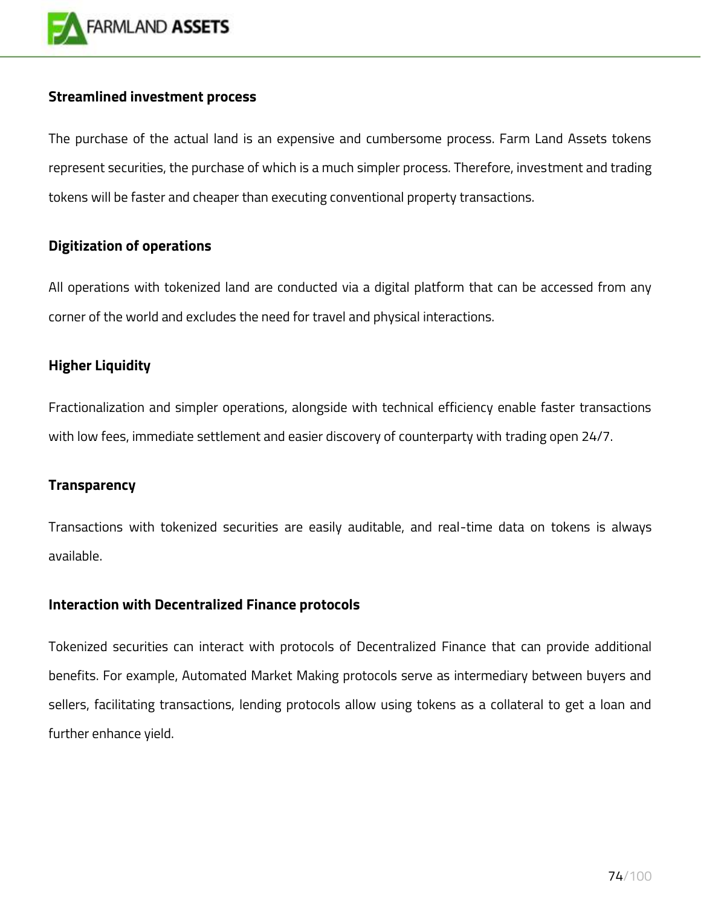### Streamlined investment process

The purchase of the actual land is an expensive and cumbersome process. Farm Land Assets tokens represent securities, the purchase of which is a much simpler process. Therefore, investment and trading tokens will be faster and cheaper than executing conventional property transactions.

### Digitization of operations

All operations with tokenized land are conducted via a digital platform that can be accessed from any corner of the world and excludes the need for travel and physical interactions.

### Higher Liquidity

Fractionalization and simpler operations, alongside with technical efficiency enable faster transactions with low fees, immediate settlement and easier discovery of counterparty with trading open 24/7.

### Transparency

Transactions with tokenized securities are easily auditable, and real-time data on tokens is always available.

### Interaction with Decentralized Finance protocols

Tokenized securities can interact with protocols of Decentralized Finance that can provide additional benefits. For example, Automated Market Making protocols serve as intermediary between buyers and sellers, facilitating transactions, lending protocols allow using tokens as a collateral to get a loan and further enhance yield.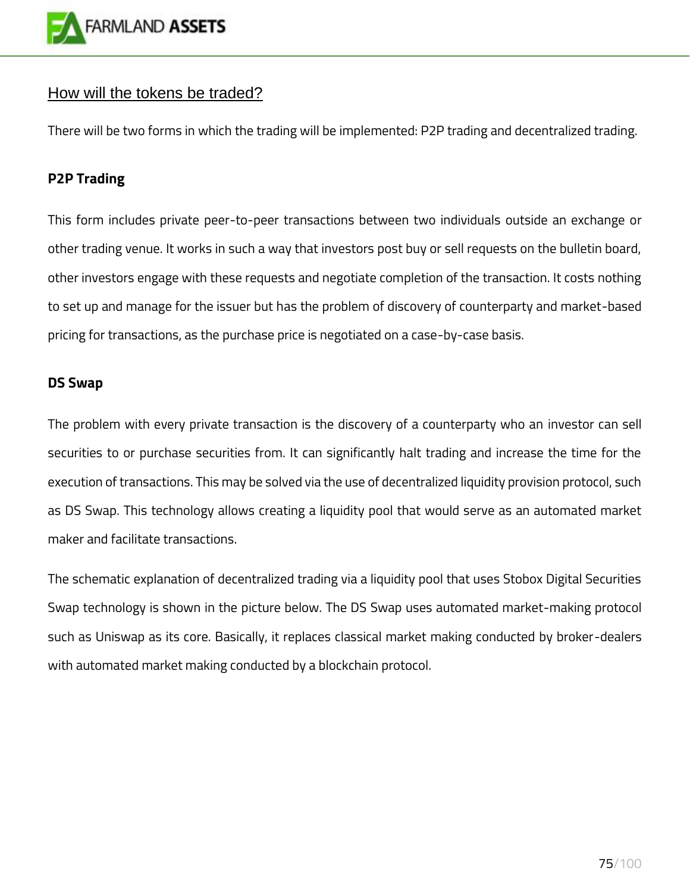## How will the tokens be traded?

There will be two forms in which the trading will be implemented: P2P trading and decentralized trading.

**P2P Trading**

This form includes private peer-to-peer transactions between two individuals outside an exchange or other trading venue. It works in such a way that investors post buy or sell requests on the bulletin board, other investors engage with these requests and negotiate completion of the transaction. It costs nothing to set up and manage for the issuer but has the problem of discovery of counterparty and market-based pricing for transactions, as the purchase price is negotiated on a case-by-case basis.

**DS Swap**

The problem with every private transaction is the discovery of a counterparty who an investor can sell securities to or purchase securities from. It can significantly halt trading and increase the time for the execution of transactions. This may be solved via the use of decentralized liquidity provision protocol, such as DS Swap. This technology allows creating a liquidity pool that would serve as an automated market maker and facilitate transactions.

The schematic explanation of decentralized trading via a liquidity pool that uses Stobox Digital Securities Swap technology is shown in the picture below. The DS Swap uses automated market-making protocol such as Uniswap as its core. Basically, it replaces classical market making conducted by broker-dealers with automated market making conducted by a blockchain protocol.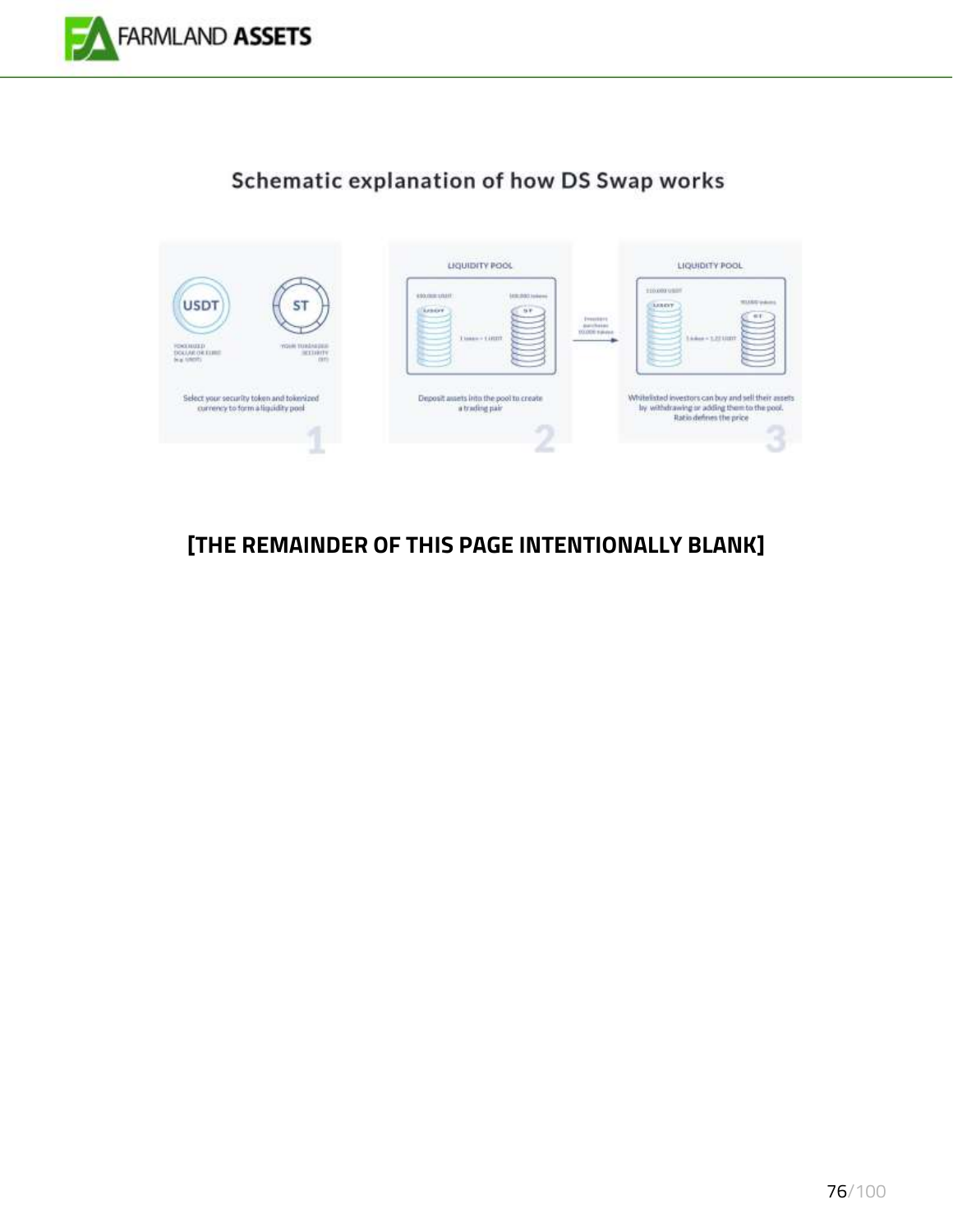## Schematic explanation of how DS Swap works

USDT

ST

TOKENIZED DOLLAR OR EURO (e.g. USDT)

YOUR TOKENIZED SECURITY (ST)

Select your security token and tokenized currency to form a liquidity pool

1

LIQUIDITY POOL

100,000 USDT

100,000 tokens

1 token = 1 USDT

Deposit assets into the pool to create a trading pair

2

Investors purchase 10,000 tokens

LIQUIDITY POOL

110,000 USDT

90,000 tokens

1 token = 1.22 USDT

Whitelisted investors can buy and sell their assets by withdrawing or adding them to the pool. Ratio defines the price

3

**[THE REMAINDER OF THIS PAGE INTENTIONALLY BLANK]**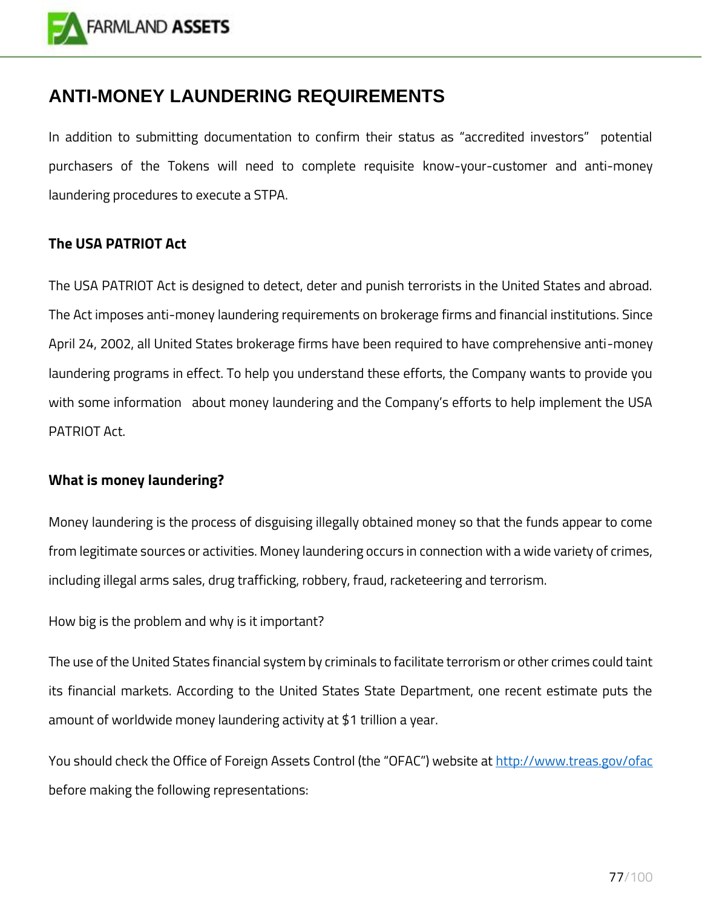## ANTI-MONEY LAUNDERING REQUIREMENTS

In addition to submitting documentation to confirm their status as "accredited investors" potential purchasers of the Tokens will need to complete requisite know-your-customer and anti-money laundering procedures to execute a STPA.

**The USA PATRIOT Act**

The USA PATRIOT Act is designed to detect, deter and punish terrorists in the United States and abroad. The Act imposes anti-money laundering requirements on brokerage firms and financial institutions. Since April 24, 2002, all United States brokerage firms have been required to have comprehensive anti-money laundering programs in effect. To help you understand these efforts, the Company wants to provide you with some information about money laundering and the Company's efforts to help implement the USA PATRIOT Act.

**What is money laundering?**

Money laundering is the process of disguising illegally obtained money so that the funds appear to come from legitimate sources or activities. Money laundering occurs in connection with a wide variety of crimes, including illegal arms sales, drug trafficking, robbery, fraud, racketeering and terrorism.

How big is the problem and why is it important?

The use of the United States financial system by criminals to facilitate terrorism or other crimes could taint its financial markets. According to the United States State Department, one recent estimate puts the amount of worldwide money laundering activity at $1 trillion a year.

You should check the Office of Foreign Assets Control (the "OFAC") website at http://www.treas.gov/ofac before making the following representations: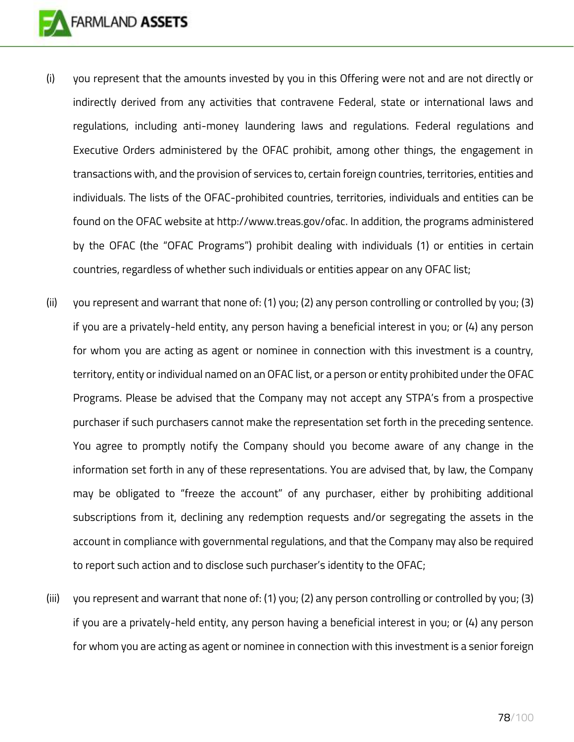(i) you represent that the amounts invested by you in this Offering were not and are not directly or indirectly derived from any activities that contravene Federal, state or international laws and regulations, including anti-money laundering laws and regulations. Federal regulations and Executive Orders administered by the OFAC prohibit, among other things, the engagement in transactions with, and the provision of services to, certain foreign countries, territories, entities and individuals. The lists of the OFAC-prohibited countries, territories, individuals and entities can be found on the OFAC website at http://www.treas.gov/ofac. In addition, the programs administered by the OFAC (the "OFAC Programs") prohibit dealing with individuals (1) or entities in certain countries, regardless of whether such individuals or entities appear on any OFAC list;

(ii) you represent and warrant that none of: (1) you; (2) any person controlling or controlled by you; (3) if you are a privately-held entity, any person having a beneficial interest in you; or (4) any person for whom you are acting as agent or nominee in connection with this investment is a country, territory, entity or individual named on an OFAC list, or a person or entity prohibited under the OFAC Programs. Please be advised that the Company may not accept any STPA's from a prospective purchaser if such purchasers cannot make the representation set forth in the preceding sentence. You agree to promptly notify the Company should you become aware of any change in the information set forth in any of these representations. You are advised that, by law, the Company may be obligated to "freeze the account" of any purchaser, either by prohibiting additional subscriptions from it, declining any redemption requests and/or segregating the assets in the account in compliance with governmental regulations, and that the Company may also be required to report such action and to disclose such purchaser's identity to the OFAC;

(iii) you represent and warrant that none of: (1) you; (2) any person controlling or controlled by you; (3) if you are a privately-held entity, any person having a beneficial interest in you; or (4) any person for whom you are acting as agent or nominee in connection with this investment is a senior foreign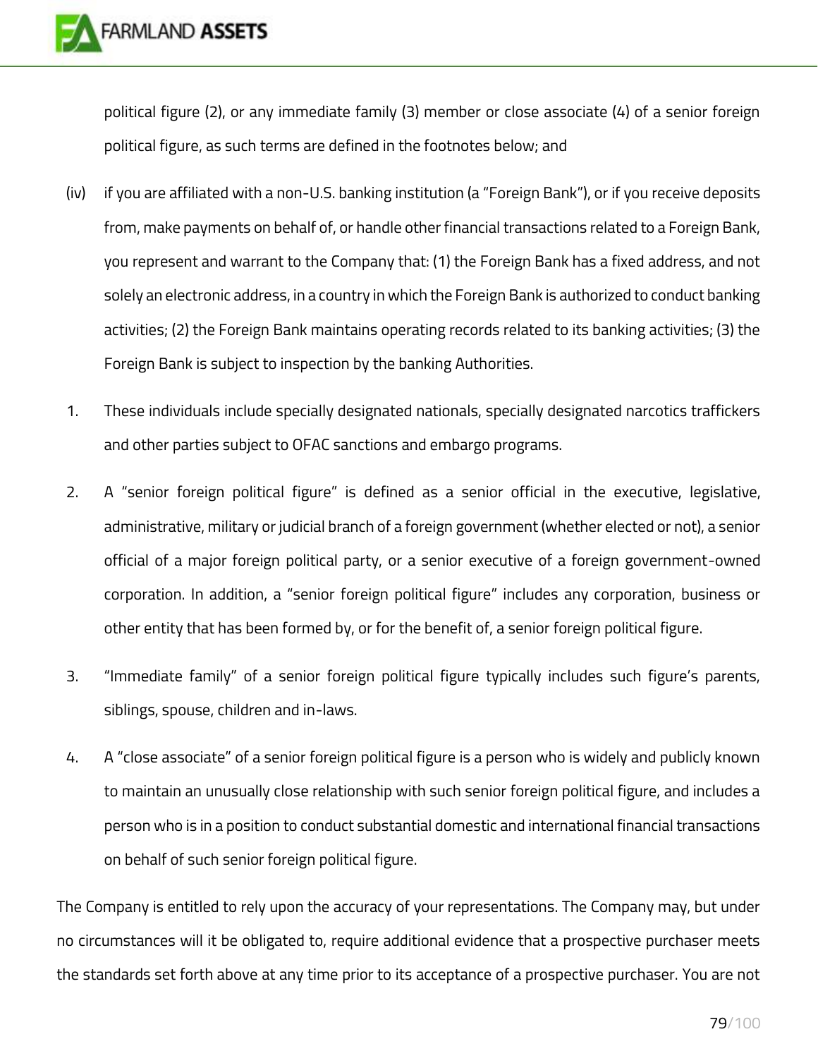political figure (2), or any immediate family (3) member or close associate (4) of a senior foreign political figure, as such terms are defined in the footnotes below; and

(iv) if you are affiliated with a non-U.S. banking institution (a "Foreign Bank"), or if you receive deposits from, make payments on behalf of, or handle other financial transactions related to a Foreign Bank, you represent and warrant to the Company that: (1) the Foreign Bank has a fixed address, and not solely an electronic address, in a country in which the Foreign Bank is authorized to conduct banking activities; (2) the Foreign Bank maintains operating records related to its banking activities; (3) the Foreign Bank is subject to inspection by the banking Authorities.

1. These individuals include specially designated nationals, specially designated narcotics traffickers and other parties subject to OFAC sanctions and embargo programs.

2. A "senior foreign political figure" is defined as a senior official in the executive, legislative, administrative, military or judicial branch of a foreign government (whether elected or not), a senior official of a major foreign political party, or a senior executive of a foreign government-owned corporation. In addition, a "senior foreign political figure" includes any corporation, business or other entity that has been formed by, or for the benefit of, a senior foreign political figure.

3. "Immediate family" of a senior foreign political figure typically includes such figure's parents, siblings, spouse, children and in-laws.

4. A "close associate" of a senior foreign political figure is a person who is widely and publicly known to maintain an unusually close relationship with such senior foreign political figure, and includes a person who is in a position to conduct substantial domestic and international financial transactions on behalf of such senior foreign political figure.

The Company is entitled to rely upon the accuracy of your representations. The Company may, but under no circumstances will it be obligated to, require additional evidence that a prospective purchaser meets the standards set forth above at any time prior to its acceptance of a prospective purchaser. You are not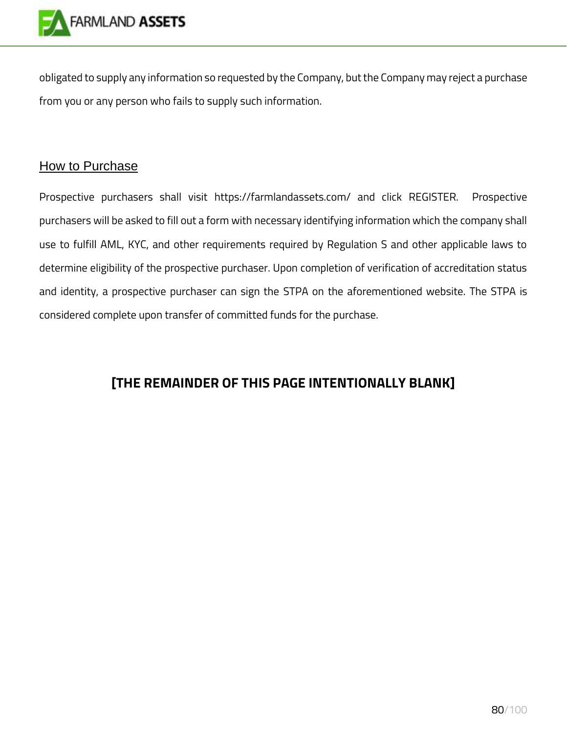obligated to supply any information so requested by the Company, but the Company may reject a purchase from you or any person who fails to supply such information.

## How to Purchase

Prospective purchasers shall visit https://farmlandassets.com/ and click REGISTER. Prospective purchasers will be asked to fill out a form with necessary identifying information which the company shall use to fulfill AML, KYC, and other requirements required by Regulation S and other applicable laws to determine eligibility of the prospective purchaser. Upon completion of verification of accreditation status and identity, a prospective purchaser can sign the STPA on the aforementioned website. The STPA is considered complete upon transfer of committed funds for the purchase.

**[THE REMAINDER OF THIS PAGE INTENTIONALLY BLANK]**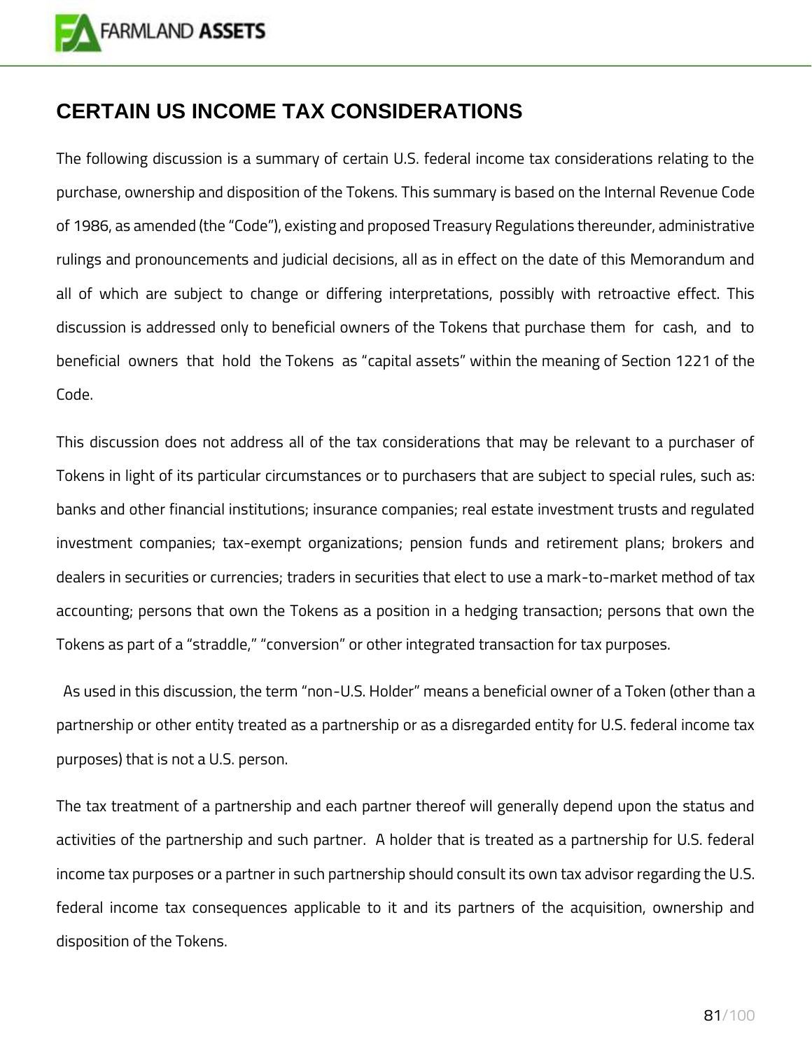## CERTAIN US INCOME TAX CONSIDERATIONS

The following discussion is a summary of certain U.S. federal income tax considerations relating to the purchase, ownership and disposition of the Tokens. This summary is based on the Internal Revenue Code of 1986, as amended (the "Code"), existing and proposed Treasury Regulations thereunder, administrative rulings and pronouncements and judicial decisions, all as in effect on the date of this Memorandum and all of which are subject to change or differing interpretations, possibly with retroactive effect. This discussion is addressed only to beneficial owners of the Tokens that purchase them for cash, and to beneficial owners that hold the Tokens as "capital assets" within the meaning of Section 1221 of the Code.

This discussion does not address all of the tax considerations that may be relevant to a purchaser of Tokens in light of its particular circumstances or to purchasers that are subject to special rules, such as: banks and other financial institutions; insurance companies; real estate investment trusts and regulated investment companies; tax-exempt organizations; pension funds and retirement plans; brokers and dealers in securities or currencies; traders in securities that elect to use a mark-to-market method of tax accounting; persons that own the Tokens as a position in a hedging transaction; persons that own the Tokens as part of a "straddle," "conversion" or other integrated transaction for tax purposes.

As used in this discussion, the term "non-U.S. Holder" means a beneficial owner of a Token (other than a partnership or other entity treated as a partnership or as a disregarded entity for U.S. federal income tax purposes) that is not a U.S. person.

The tax treatment of a partnership and each partner thereof will generally depend upon the status and activities of the partnership and such partner. A holder that is treated as a partnership for U.S. federal income tax purposes or a partner in such partnership should consult its own tax advisor regarding the U.S. federal income tax consequences applicable to it and its partners of the acquisition, ownership and disposition of the Tokens.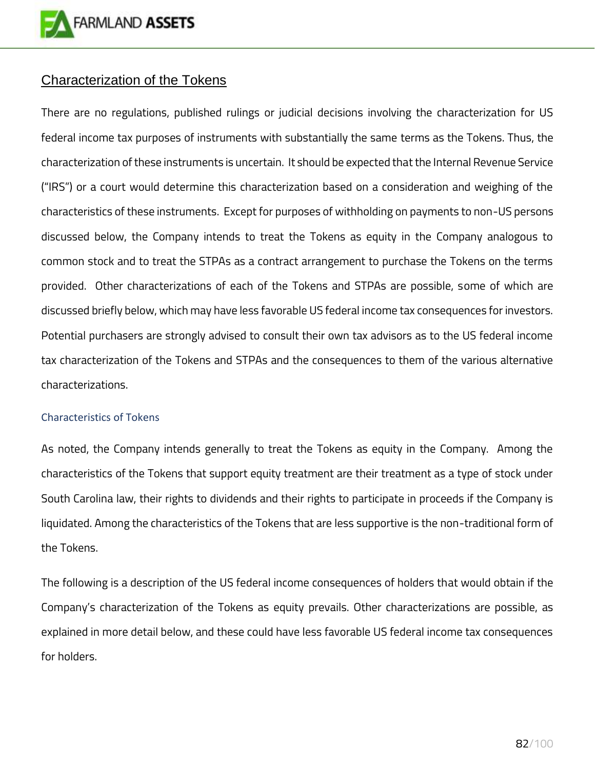## Characterization of the Tokens

There are no regulations, published rulings or judicial decisions involving the characterization for US federal income tax purposes of instruments with substantially the same terms as the Tokens. Thus, the characterization of these instruments is uncertain. It should be expected that the Internal Revenue Service ("IRS") or a court would determine this characterization based on a consideration and weighing of the characteristics of these instruments. Except for purposes of withholding on payments to non-US persons discussed below, the Company intends to treat the Tokens as equity in the Company analogous to common stock and to treat the STPAs as a contract arrangement to purchase the Tokens on the terms provided. Other characterizations of each of the Tokens and STPAs are possible, some of which are discussed briefly below, which may have less favorable US federal income tax consequences for investors. Potential purchasers are strongly advised to consult their own tax advisors as to the US federal income tax characterization of the Tokens and STPAs and the consequences to them of the various alternative characterizations.

### Characteristics of Tokens

As noted, the Company intends generally to treat the Tokens as equity in the Company. Among the characteristics of the Tokens that support equity treatment are their treatment as a type of stock under South Carolina law, their rights to dividends and their rights to participate in proceeds if the Company is liquidated. Among the characteristics of the Tokens that are less supportive is the non-traditional form of the Tokens.

The following is a description of the US federal income consequences of holders that would obtain if the Company's characterization of the Tokens as equity prevails. Other characterizations are possible, as explained in more detail below, and these could have less favorable US federal income tax consequences for holders.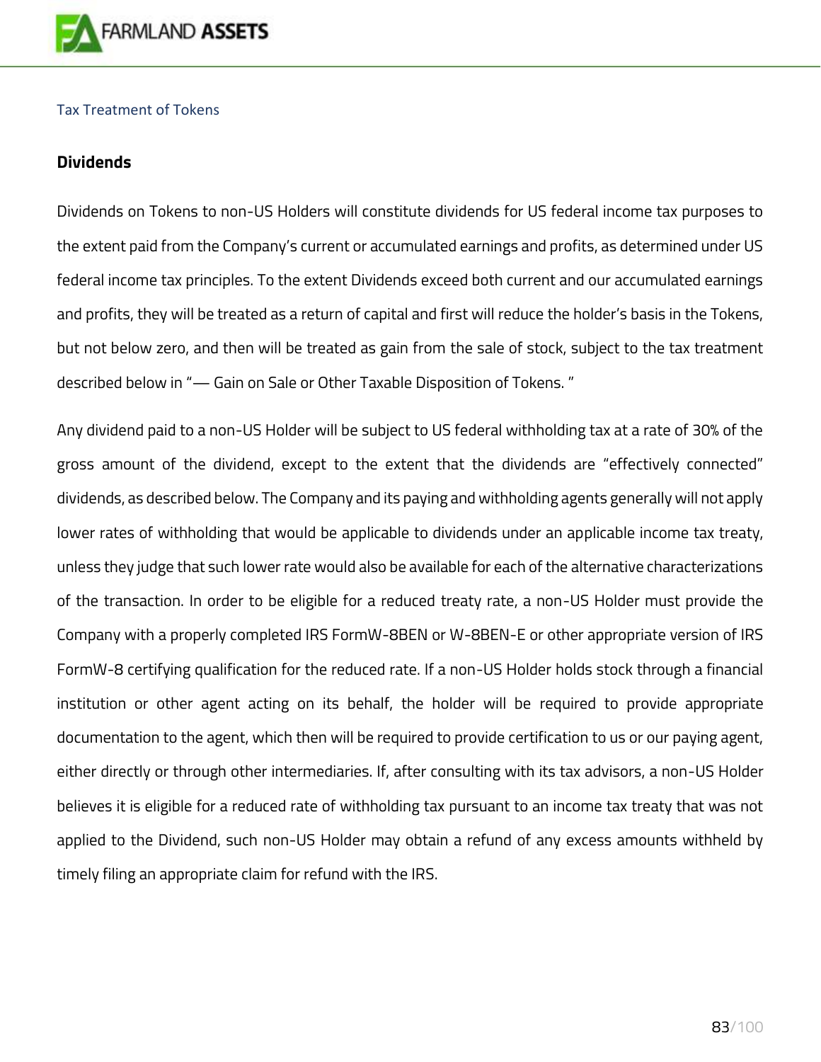Tax Treatment of Tokens

## Dividends

Dividends on Tokens to non-US Holders will constitute dividends for US federal income tax purposes to the extent paid from the Company's current or accumulated earnings and profits, as determined under US federal income tax principles. To the extent Dividends exceed both current and our accumulated earnings and profits, they will be treated as a return of capital and first will reduce the holder's basis in the Tokens, but not below zero, and then will be treated as gain from the sale of stock, subject to the tax treatment described below in "— Gain on Sale or Other Taxable Disposition of Tokens. "

Any dividend paid to a non-US Holder will be subject to US federal withholding tax at a rate of 30% of the gross amount of the dividend, except to the extent that the dividends are "effectively connected" dividends, as described below. The Company and its paying and withholding agents generally will not apply lower rates of withholding that would be applicable to dividends under an applicable income tax treaty, unless they judge that such lower rate would also be available for each of the alternative characterizations of the transaction. In order to be eligible for a reduced treaty rate, a non-US Holder must provide the Company with a properly completed IRS FormW-8BEN or W-8BEN-E or other appropriate version of IRS FormW-8 certifying qualification for the reduced rate. If a non-US Holder holds stock through a financial institution or other agent acting on its behalf, the holder will be required to provide appropriate documentation to the agent, which then will be required to provide certification to us or our paying agent, either directly or through other intermediaries. If, after consulting with its tax advisors, a non-US Holder believes it is eligible for a reduced rate of withholding tax pursuant to an income tax treaty that was not applied to the Dividend, such non-US Holder may obtain a refund of any excess amounts withheld by timely filing an appropriate claim for refund with the IRS.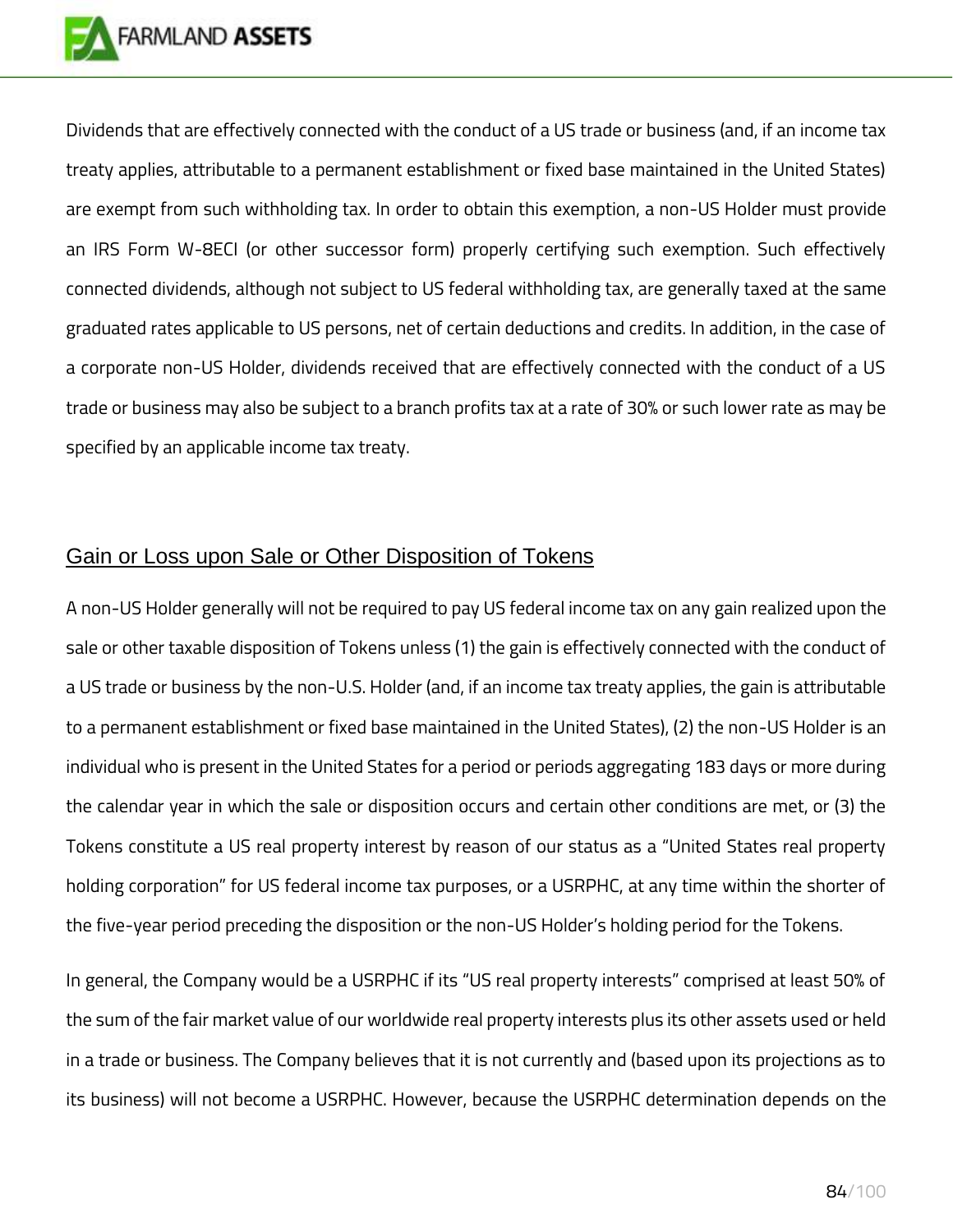Dividends that are effectively connected with the conduct of a US trade or business (and, if an income tax treaty applies, attributable to a permanent establishment or fixed base maintained in the United States) are exempt from such withholding tax. In order to obtain this exemption, a non-US Holder must provide an IRS Form W-8ECI (or other successor form) properly certifying such exemption. Such effectively connected dividends, although not subject to US federal withholding tax, are generally taxed at the same graduated rates applicable to US persons, net of certain deductions and credits. In addition, in the case of a corporate non-US Holder, dividends received that are effectively connected with the conduct of a US trade or business may also be subject to a branch profits tax at a rate of 30% or such lower rate as may be specified by an applicable income tax treaty.

## Gain or Loss upon Sale or Other Disposition of Tokens

A non-US Holder generally will not be required to pay US federal income tax on any gain realized upon the sale or other taxable disposition of Tokens unless (1) the gain is effectively connected with the conduct of a US trade or business by the non-U.S. Holder (and, if an income tax treaty applies, the gain is attributable to a permanent establishment or fixed base maintained in the United States), (2) the non-US Holder is an individual who is present in the United States for a period or periods aggregating 183 days or more during the calendar year in which the sale or disposition occurs and certain other conditions are met, or (3) the Tokens constitute a US real property interest by reason of our status as a "United States real property holding corporation" for US federal income tax purposes, or a USRPHC, at any time within the shorter of the five-year period preceding the disposition or the non-US Holder's holding period for the Tokens.

In general, the Company would be a USRPHC if its "US real property interests" comprised at least 50% of the sum of the fair market value of our worldwide real property interests plus its other assets used or held in a trade or business. The Company believes that it is not currently and (based upon its projections as to its business) will not become a USRPHC. However, because the USRPHC determination depends on the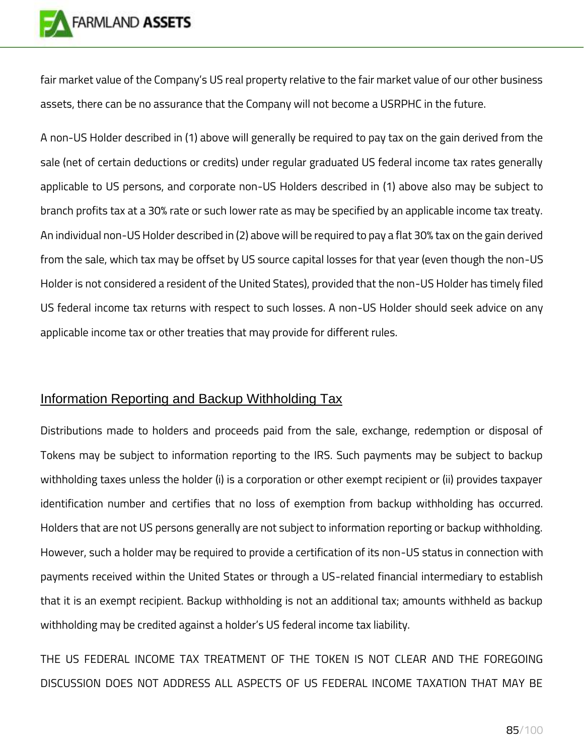fair market value of the Company's US real property relative to the fair market value of our other business assets, there can be no assurance that the Company will not become a USRPHC in the future.

A non-US Holder described in (1) above will generally be required to pay tax on the gain derived from the sale (net of certain deductions or credits) under regular graduated US federal income tax rates generally applicable to US persons, and corporate non-US Holders described in (1) above also may be subject to branch profits tax at a 30% rate or such lower rate as may be specified by an applicable income tax treaty. An individual non-US Holder described in (2) above will be required to pay a flat 30% tax on the gain derived from the sale, which tax may be offset by US source capital losses for that year (even though the non-US Holder is not considered a resident of the United States), provided that the non-US Holder has timely filed US federal income tax returns with respect to such losses. A non-US Holder should seek advice on any applicable income tax or other treaties that may provide for different rules.

## Information Reporting and Backup Withholding Tax

Distributions made to holders and proceeds paid from the sale, exchange, redemption or disposal of Tokens may be subject to information reporting to the IRS. Such payments may be subject to backup withholding taxes unless the holder (i) is a corporation or other exempt recipient or (ii) provides taxpayer identification number and certifies that no loss of exemption from backup withholding has occurred. Holders that are not US persons generally are not subject to information reporting or backup withholding. However, such a holder may be required to provide a certification of its non-US status in connection with payments received within the United States or through a US-related financial intermediary to establish that it is an exempt recipient. Backup withholding is not an additional tax; amounts withheld as backup withholding may be credited against a holder's US federal income tax liability.

THE US FEDERAL INCOME TAX TREATMENT OF THE TOKEN IS NOT CLEAR AND THE FOREGOING DISCUSSION DOES NOT ADDRESS ALL ASPECTS OF US FEDERAL INCOME TAXATION THAT MAY BE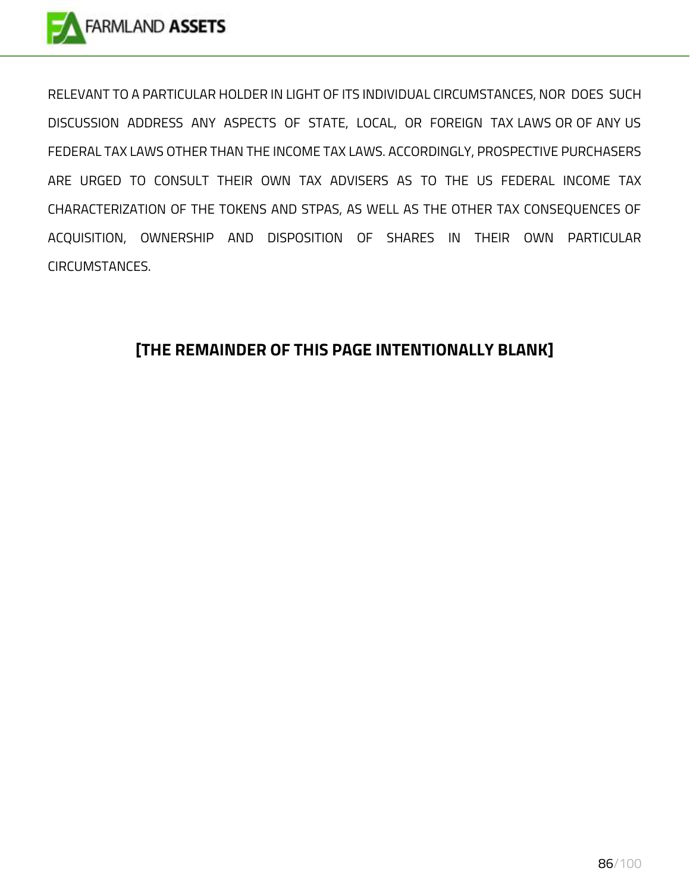RELEVANT TO A PARTICULAR HOLDER IN LIGHT OF ITS INDIVIDUAL CIRCUMSTANCES, NOR DOES SUCH DISCUSSION ADDRESS ANY ASPECTS OF STATE, LOCAL, OR FOREIGN TAX LAWS OR OF ANY US FEDERAL TAX LAWS OTHER THAN THE INCOME TAX LAWS. ACCORDINGLY, PROSPECTIVE PURCHASERS ARE URGED TO CONSULT THEIR OWN TAX ADVISERS AS TO THE US FEDERAL INCOME TAX CHARACTERIZATION OF THE TOKENS AND STPAS, AS WELL AS THE OTHER TAX CONSEQUENCES OF ACQUISITION, OWNERSHIP AND DISPOSITION OF SHARES IN THEIR OWN PARTICULAR CIRCUMSTANCES.

**[THE REMAINDER OF THIS PAGE INTENTIONALLY BLANK]**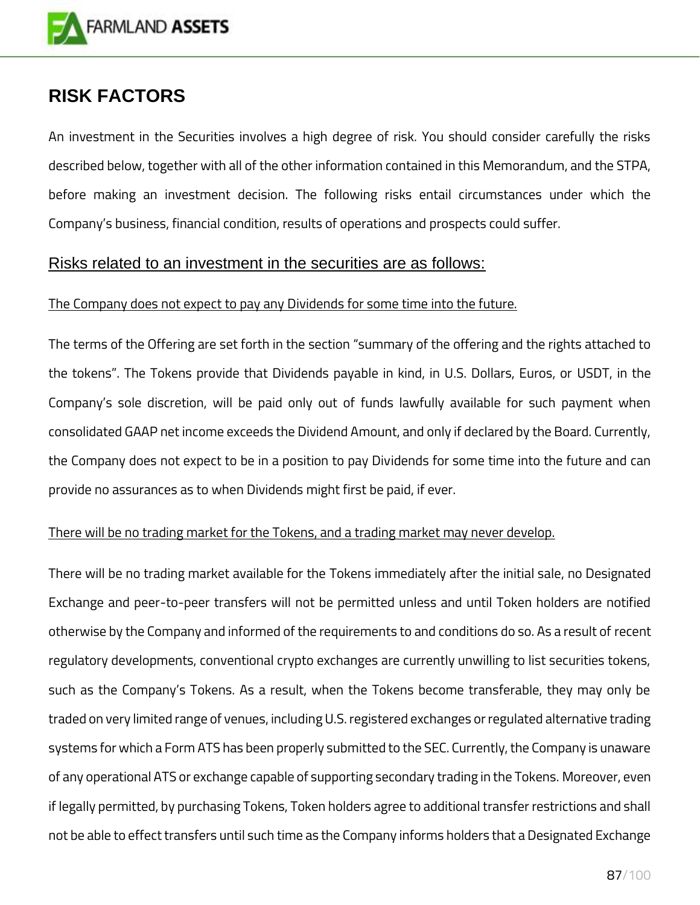# RISK FACTORS

An investment in the Securities involves a high degree of risk. You should consider carefully the risks described below, together with all of the other information contained in this Memorandum, and the STPA, before making an investment decision. The following risks entail circumstances under which the Company's business, financial condition, results of operations and prospects could suffer.

## Risks related to an investment in the securities are as follows:

The Company does not expect to pay any Dividends for some time into the future.

The terms of the Offering are set forth in the section "summary of the offering and the rights attached to the tokens". The Tokens provide that Dividends payable in kind, in U.S. Dollars, Euros, or USDT, in the Company's sole discretion, will be paid only out of funds lawfully available for such payment when consolidated GAAP net income exceeds the Dividend Amount, and only if declared by the Board. Currently, the Company does not expect to be in a position to pay Dividends for some time into the future and can provide no assurances as to when Dividends might first be paid, if ever.

There will be no trading market for the Tokens, and a trading market may never develop.

There will be no trading market available for the Tokens immediately after the initial sale, no Designated Exchange and peer-to-peer transfers will not be permitted unless and until Token holders are notified otherwise by the Company and informed of the requirements to and conditions do so. As a result of recent regulatory developments, conventional crypto exchanges are currently unwilling to list securities tokens, such as the Company's Tokens. As a result, when the Tokens become transferable, they may only be traded on very limited range of venues, including U.S. registered exchanges or regulated alternative trading systems for which a Form ATS has been properly submitted to the SEC. Currently, the Company is unaware of any operational ATS or exchange capable of supporting secondary trading in the Tokens. Moreover, even if legally permitted, by purchasing Tokens, Token holders agree to additional transfer restrictions and shall not be able to effect transfers until such time as the Company informs holders that a Designated Exchange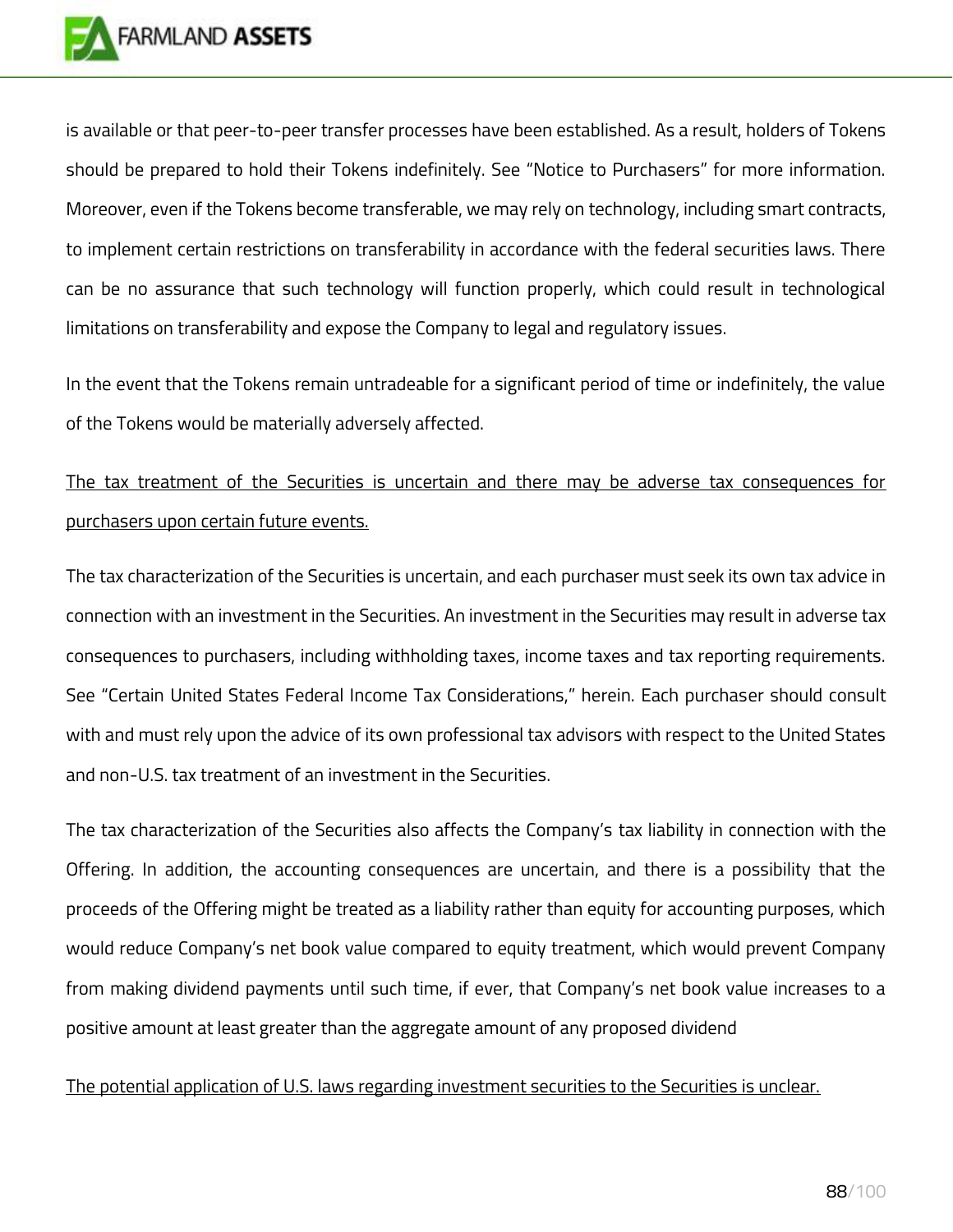is available or that peer-to-peer transfer processes have been established. As a result, holders of Tokens should be prepared to hold their Tokens indefinitely. See "Notice to Purchasers" for more information. Moreover, even if the Tokens become transferable, we may rely on technology, including smart contracts, to implement certain restrictions on transferability in accordance with the federal securities laws. There can be no assurance that such technology will function properly, which could result in technological limitations on transferability and expose the Company to legal and regulatory issues.

In the event that the Tokens remain untradeable for a significant period of time or indefinitely, the value of the Tokens would be materially adversely affected.

<u>The tax treatment of the Securities is uncertain and there may be adverse tax consequences for purchasers upon certain future events.</u>

The tax characterization of the Securities is uncertain, and each purchaser must seek its own tax advice in connection with an investment in the Securities. An investment in the Securities may result in adverse tax consequences to purchasers, including withholding taxes, income taxes and tax reporting requirements. See "Certain United States Federal Income Tax Considerations," herein. Each purchaser should consult with and must rely upon the advice of its own professional tax advisors with respect to the United States and non-U.S. tax treatment of an investment in the Securities.

The tax characterization of the Securities also affects the Company's tax liability in connection with the Offering. In addition, the accounting consequences are uncertain, and there is a possibility that the proceeds of the Offering might be treated as a liability rather than equity for accounting purposes, which would reduce Company's net book value compared to equity treatment, which would prevent Company from making dividend payments until such time, if ever, that Company's net book value increases to a positive amount at least greater than the aggregate amount of any proposed dividend

<u>The potential application of U.S. laws regarding investment securities to the Securities is unclear.</u>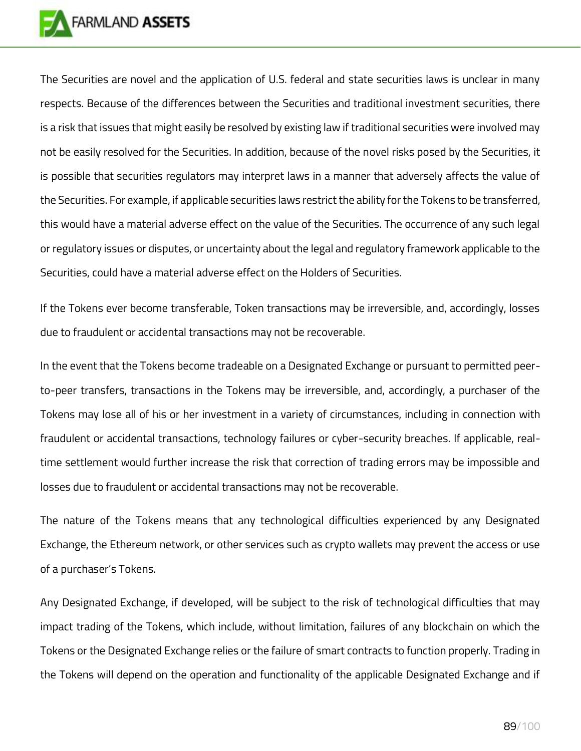The Securities are novel and the application of U.S. federal and state securities laws is unclear in many respects. Because of the differences between the Securities and traditional investment securities, there is a risk that issues that might easily be resolved by existing law if traditional securities were involved may not be easily resolved for the Securities. In addition, because of the novel risks posed by the Securities, it is possible that securities regulators may interpret laws in a manner that adversely affects the value of the Securities. For example, if applicable securities laws restrict the ability for the Tokens to be transferred, this would have a material adverse effect on the value of the Securities. The occurrence of any such legal or regulatory issues or disputes, or uncertainty about the legal and regulatory framework applicable to the Securities, could have a material adverse effect on the Holders of Securities.

If the Tokens ever become transferable, Token transactions may be irreversible, and, accordingly, losses due to fraudulent or accidental transactions may not be recoverable.

In the event that the Tokens become tradeable on a Designated Exchange or pursuant to permitted peer-to-peer transfers, transactions in the Tokens may be irreversible, and, accordingly, a purchaser of the Tokens may lose all of his or her investment in a variety of circumstances, including in connection with fraudulent or accidental transactions, technology failures or cyber-security breaches. If applicable, real-time settlement would further increase the risk that correction of trading errors may be impossible and losses due to fraudulent or accidental transactions may not be recoverable.

The nature of the Tokens means that any technological difficulties experienced by any Designated Exchange, the Ethereum network, or other services such as crypto wallets may prevent the access or use of a purchaser's Tokens.

Any Designated Exchange, if developed, will be subject to the risk of technological difficulties that may impact trading of the Tokens, which include, without limitation, failures of any blockchain on which the Tokens or the Designated Exchange relies or the failure of smart contracts to function properly. Trading in the Tokens will depend on the operation and functionality of the applicable Designated Exchange and if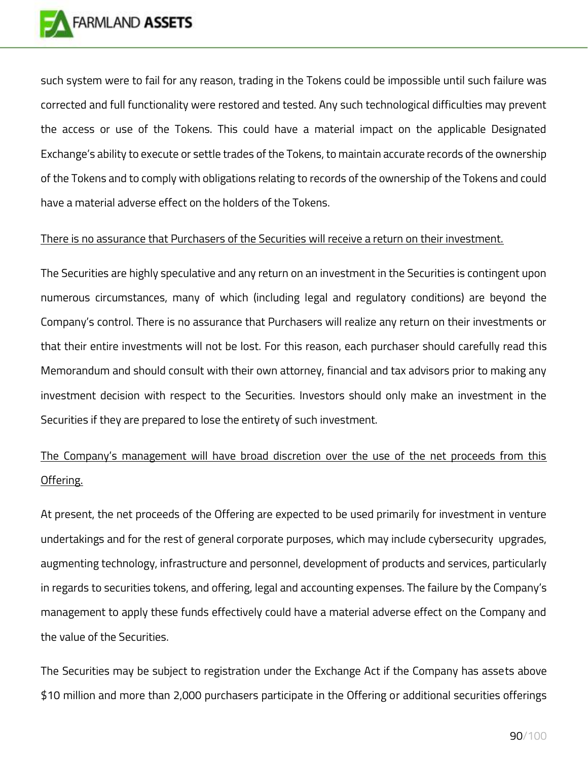such system were to fail for any reason, trading in the Tokens could be impossible until such failure was corrected and full functionality were restored and tested. Any such technological difficulties may prevent the access or use of the Tokens. This could have a material impact on the applicable Designated Exchange's ability to execute or settle trades of the Tokens, to maintain accurate records of the ownership of the Tokens and to comply with obligations relating to records of the ownership of the Tokens and could have a material adverse effect on the holders of the Tokens.

<u>There is no assurance that Purchasers of the Securities will receive a return on their investment.</u>

The Securities are highly speculative and any return on an investment in the Securities is contingent upon numerous circumstances, many of which (including legal and regulatory conditions) are beyond the Company's control. There is no assurance that Purchasers will realize any return on their investments or that their entire investments will not be lost. For this reason, each purchaser should carefully read this Memorandum and should consult with their own attorney, financial and tax advisors prior to making any investment decision with respect to the Securities. Investors should only make an investment in the Securities if they are prepared to lose the entirety of such investment.

<u>The Company's management will have broad discretion over the use of the net proceeds from this Offering.</u>

At present, the net proceeds of the Offering are expected to be used primarily for investment in venture undertakings and for the rest of general corporate purposes, which may include cybersecurity upgrades, augmenting technology, infrastructure and personnel, development of products and services, particularly in regards to securities tokens, and offering, legal and accounting expenses. The failure by the Company's management to apply these funds effectively could have a material adverse effect on the Company and the value of the Securities.

The Securities may be subject to registration under the Exchange Act if the Company has assets above $10 million and more than 2,000 purchasers participate in the Offering or additional securities offerings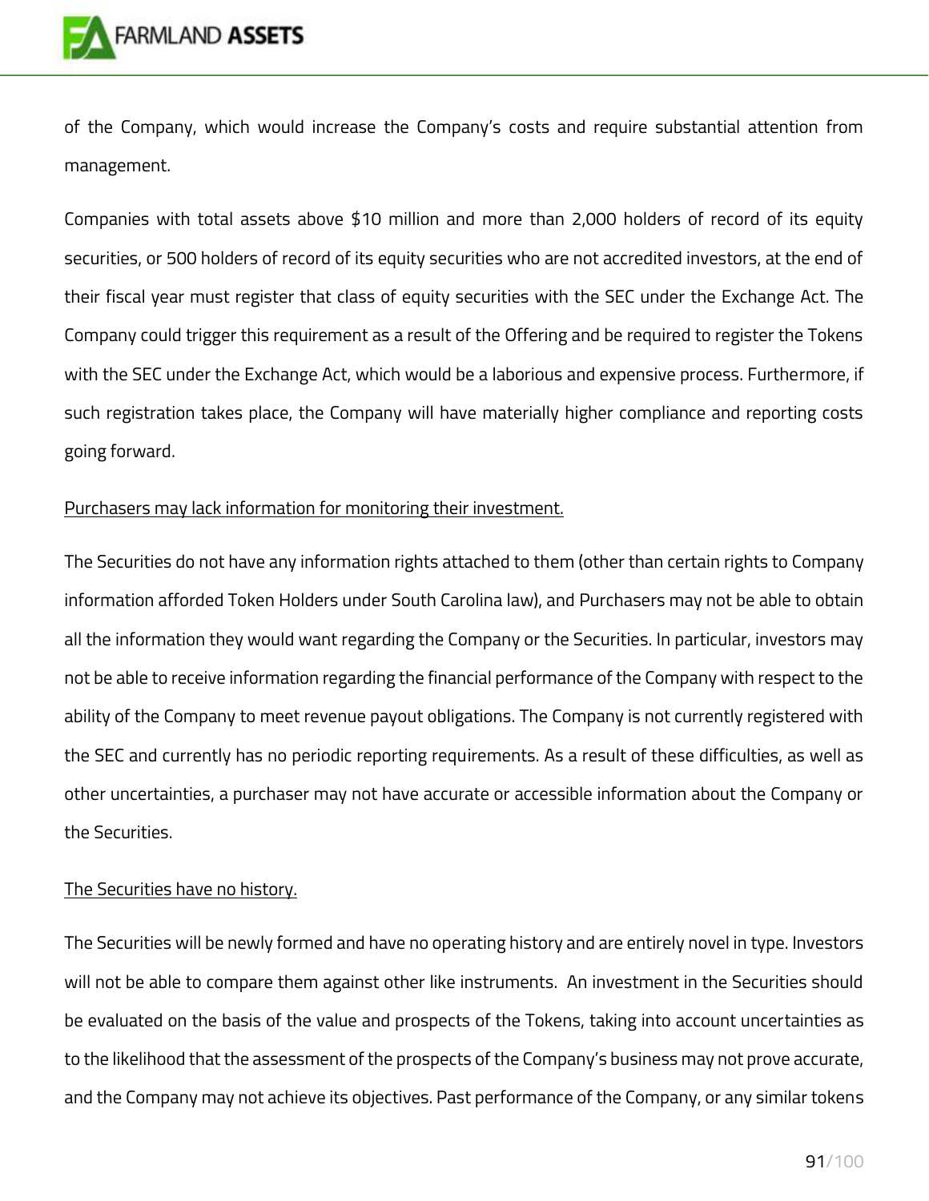of the Company, which would increase the Company's costs and require substantial attention from management.

Companies with total assets above $10 million and more than 2,000 holders of record of its equity securities, or 500 holders of record of its equity securities who are not accredited investors, at the end of their fiscal year must register that class of equity securities with the SEC under the Exchange Act. The Company could trigger this requirement as a result of the Offering and be required to register the Tokens with the SEC under the Exchange Act, which would be a laborious and expensive process. Furthermore, if such registration takes place, the Company will have materially higher compliance and reporting costs going forward.

<u>Purchasers may lack information for monitoring their investment.</u>

The Securities do not have any information rights attached to them (other than certain rights to Company information afforded Token Holders under South Carolina law), and Purchasers may not be able to obtain all the information they would want regarding the Company or the Securities. In particular, investors may not be able to receive information regarding the financial performance of the Company with respect to the ability of the Company to meet revenue payout obligations. The Company is not currently registered with the SEC and currently has no periodic reporting requirements. As a result of these difficulties, as well as other uncertainties, a purchaser may not have accurate or accessible information about the Company or the Securities.

<u>The Securities have no history.</u>

The Securities will be newly formed and have no operating history and are entirely novel in type. Investors will not be able to compare them against other like instruments. An investment in the Securities should be evaluated on the basis of the value and prospects of the Tokens, taking into account uncertainties as to the likelihood that the assessment of the prospects of the Company's business may not prove accurate, and the Company may not achieve its objectives. Past performance of the Company, or any similar tokens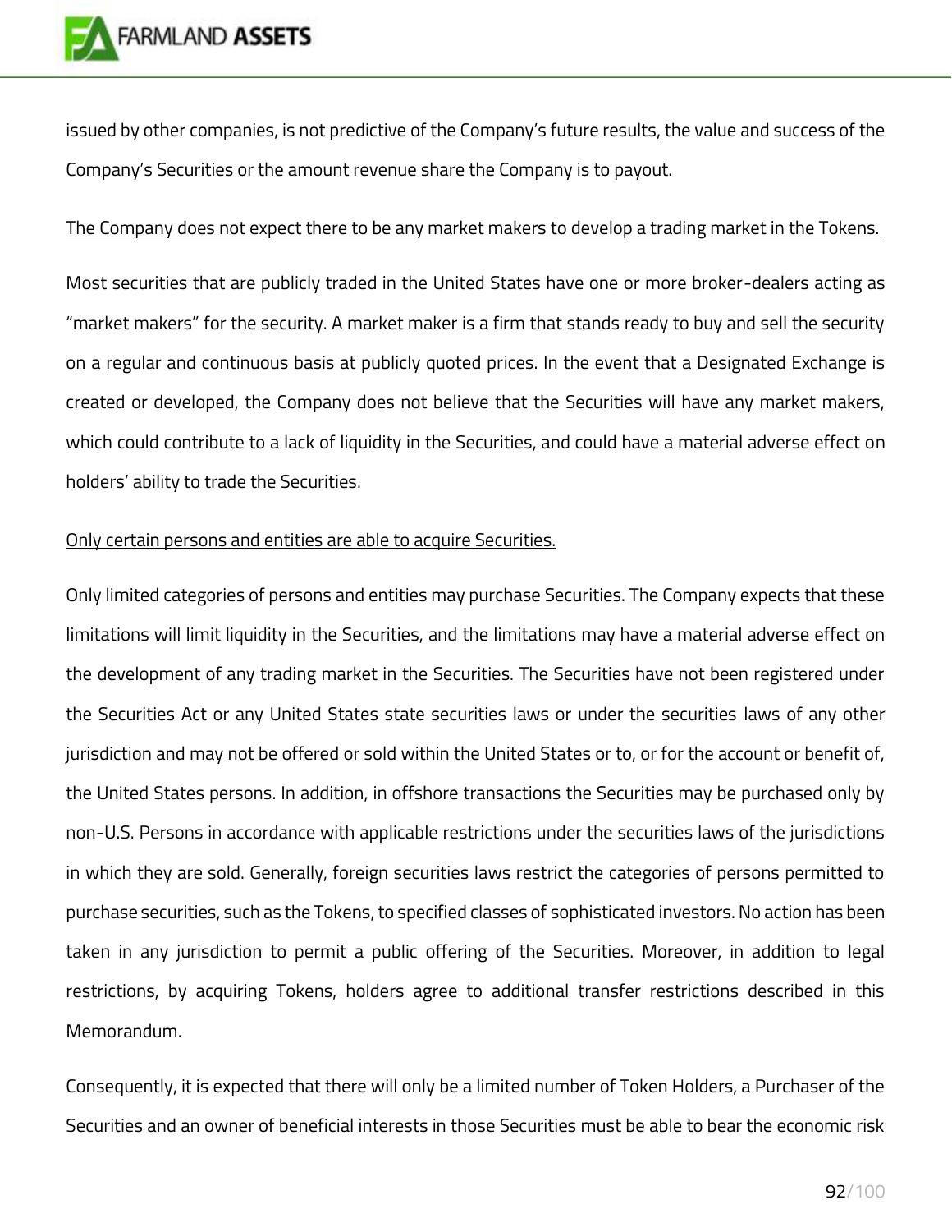issued by other companies, is not predictive of the Company's future results, the value and success of the Company's Securities or the amount revenue share the Company is to payout.

<u>The Company does not expect there to be any market makers to develop a trading market in the Tokens.</u>

Most securities that are publicly traded in the United States have one or more broker-dealers acting as "market makers" for the security. A market maker is a firm that stands ready to buy and sell the security on a regular and continuous basis at publicly quoted prices. In the event that a Designated Exchange is created or developed, the Company does not believe that the Securities will have any market makers, which could contribute to a lack of liquidity in the Securities, and could have a material adverse effect on holders' ability to trade the Securities.

<u>Only certain persons and entities are able to acquire Securities.</u>

Only limited categories of persons and entities may purchase Securities. The Company expects that these limitations will limit liquidity in the Securities, and the limitations may have a material adverse effect on the development of any trading market in the Securities. The Securities have not been registered under the Securities Act or any United States state securities laws or under the securities laws of any other jurisdiction and may not be offered or sold within the United States or to, or for the account or benefit of, the United States persons. In addition, in offshore transactions the Securities may be purchased only by non-U.S. Persons in accordance with applicable restrictions under the securities laws of the jurisdictions in which they are sold. Generally, foreign securities laws restrict the categories of persons permitted to purchase securities, such as the Tokens, to specified classes of sophisticated investors. No action has been taken in any jurisdiction to permit a public offering of the Securities. Moreover, in addition to legal restrictions, by acquiring Tokens, holders agree to additional transfer restrictions described in this Memorandum.

Consequently, it is expected that there will only be a limited number of Token Holders, a Purchaser of the Securities and an owner of beneficial interests in those Securities must be able to bear the economic risk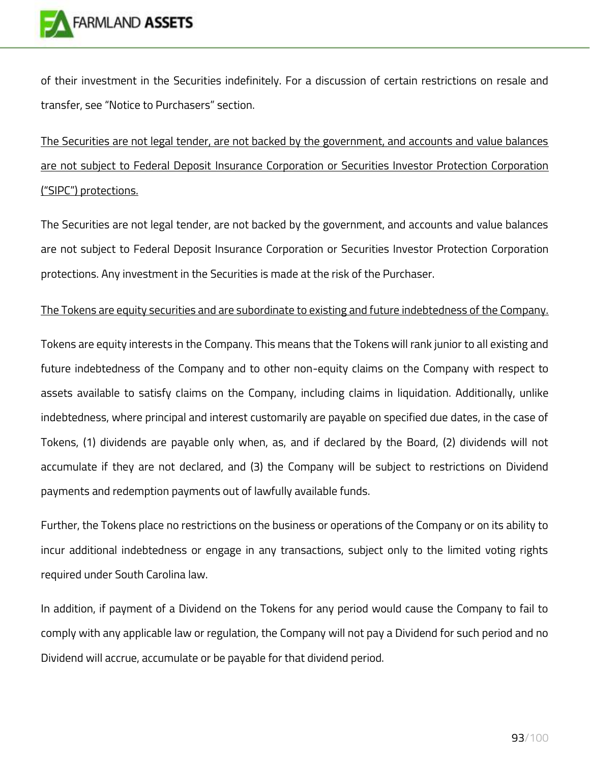of their investment in the Securities indefinitely. For a discussion of certain restrictions on resale and transfer, see "Notice to Purchasers" section.

<u>The Securities are not legal tender, are not backed by the government, and accounts and value balances are not subject to Federal Deposit Insurance Corporation or Securities Investor Protection Corporation ("SIPC") protections.</u>

The Securities are not legal tender, are not backed by the government, and accounts and value balances are not subject to Federal Deposit Insurance Corporation or Securities Investor Protection Corporation protections. Any investment in the Securities is made at the risk of the Purchaser.

<u>The Tokens are equity securities and are subordinate to existing and future indebtedness of the Company.</u>

Tokens are equity interests in the Company. This means that the Tokens will rank junior to all existing and future indebtedness of the Company and to other non-equity claims on the Company with respect to assets available to satisfy claims on the Company, including claims in liquidation. Additionally, unlike indebtedness, where principal and interest customarily are payable on specified due dates, in the case of Tokens, (1) dividends are payable only when, as, and if declared by the Board, (2) dividends will not accumulate if they are not declared, and (3) the Company will be subject to restrictions on Dividend payments and redemption payments out of lawfully available funds.

Further, the Tokens place no restrictions on the business or operations of the Company or on its ability to incur additional indebtedness or engage in any transactions, subject only to the limited voting rights required under South Carolina law.

In addition, if payment of a Dividend on the Tokens for any period would cause the Company to fail to comply with any applicable law or regulation, the Company will not pay a Dividend for such period and no Dividend will accrue, accumulate or be payable for that dividend period.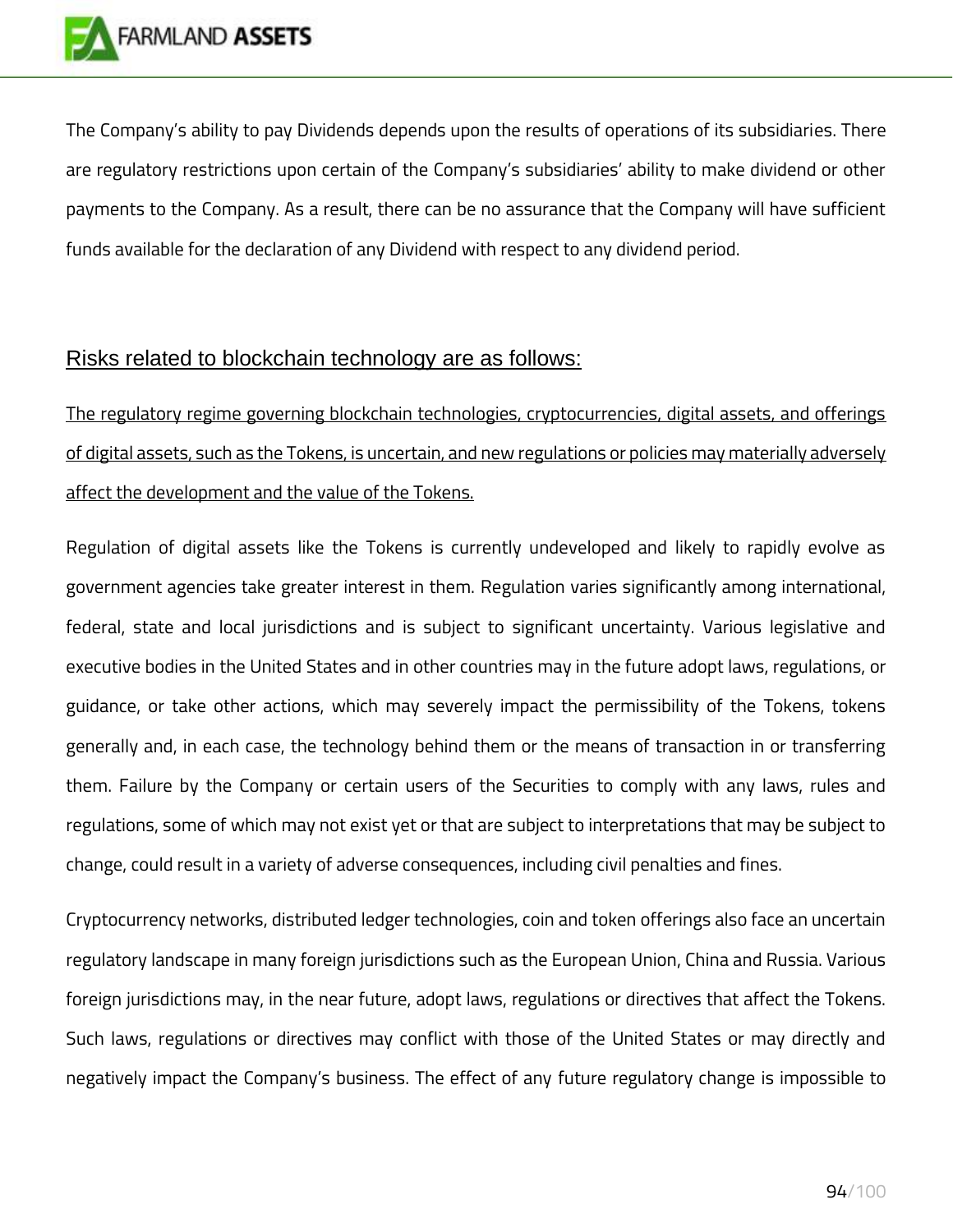The Company's ability to pay Dividends depends upon the results of operations of its subsidiaries. There are regulatory restrictions upon certain of the Company's subsidiaries' ability to make dividend or other payments to the Company. As a result, there can be no assurance that the Company will have sufficient funds available for the declaration of any Dividend with respect to any dividend period.

## Risks related to blockchain technology are as follows:

The regulatory regime governing blockchain technologies, cryptocurrencies, digital assets, and offerings of digital assets, such as the Tokens, is uncertain, and new regulations or policies may materially adversely affect the development and the value of the Tokens.

Regulation of digital assets like the Tokens is currently undeveloped and likely to rapidly evolve as government agencies take greater interest in them. Regulation varies significantly among international, federal, state and local jurisdictions and is subject to significant uncertainty. Various legislative and executive bodies in the United States and in other countries may in the future adopt laws, regulations, or guidance, or take other actions, which may severely impact the permissibility of the Tokens, tokens generally and, in each case, the technology behind them or the means of transaction in or transferring them. Failure by the Company or certain users of the Securities to comply with any laws, rules and regulations, some of which may not exist yet or that are subject to interpretations that may be subject to change, could result in a variety of adverse consequences, including civil penalties and fines.

Cryptocurrency networks, distributed ledger technologies, coin and token offerings also face an uncertain regulatory landscape in many foreign jurisdictions such as the European Union, China and Russia. Various foreign jurisdictions may, in the near future, adopt laws, regulations or directives that affect the Tokens. Such laws, regulations or directives may conflict with those of the United States or may directly and negatively impact the Company's business. The effect of any future regulatory change is impossible to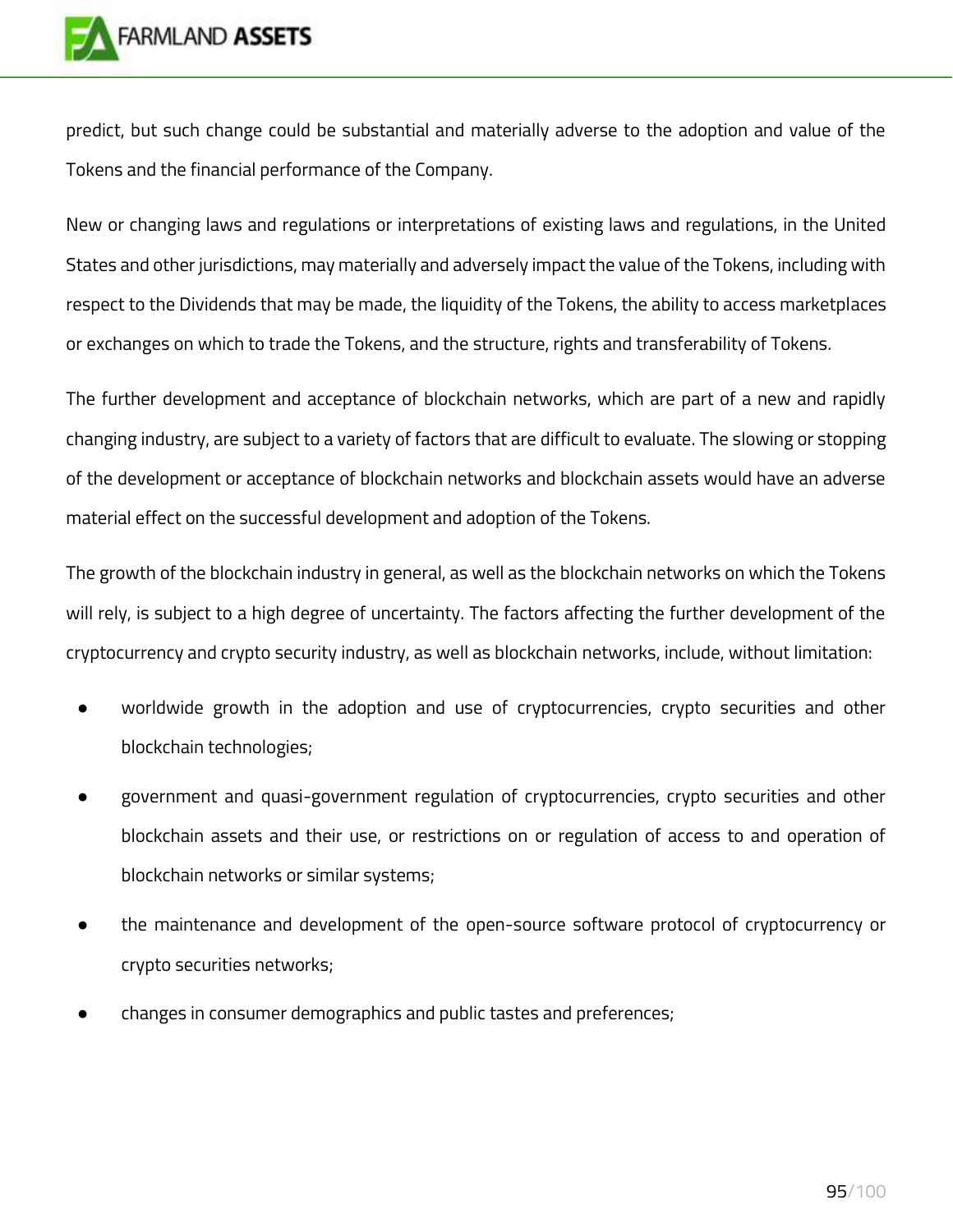predict, but such change could be substantial and materially adverse to the adoption and value of the Tokens and the financial performance of the Company.

New or changing laws and regulations or interpretations of existing laws and regulations, in the United States and other jurisdictions, may materially and adversely impact the value of the Tokens, including with respect to the Dividends that may be made, the liquidity of the Tokens, the ability to access marketplaces or exchanges on which to trade the Tokens, and the structure, rights and transferability of Tokens.

The further development and acceptance of blockchain networks, which are part of a new and rapidly changing industry, are subject to a variety of factors that are difficult to evaluate. The slowing or stopping of the development or acceptance of blockchain networks and blockchain assets would have an adverse material effect on the successful development and adoption of the Tokens.

The growth of the blockchain industry in general, as well as the blockchain networks on which the Tokens will rely, is subject to a high degree of uncertainty. The factors affecting the further development of the cryptocurrency and crypto security industry, as well as blockchain networks, include, without limitation:

- worldwide growth in the adoption and use of cryptocurrencies, crypto securities and other blockchain technologies;
- government and quasi-government regulation of cryptocurrencies, crypto securities and other blockchain assets and their use, or restrictions on or regulation of access to and operation of blockchain networks or similar systems;
- the maintenance and development of the open-source software protocol of cryptocurrency or crypto securities networks;
- changes in consumer demographics and public tastes and preferences;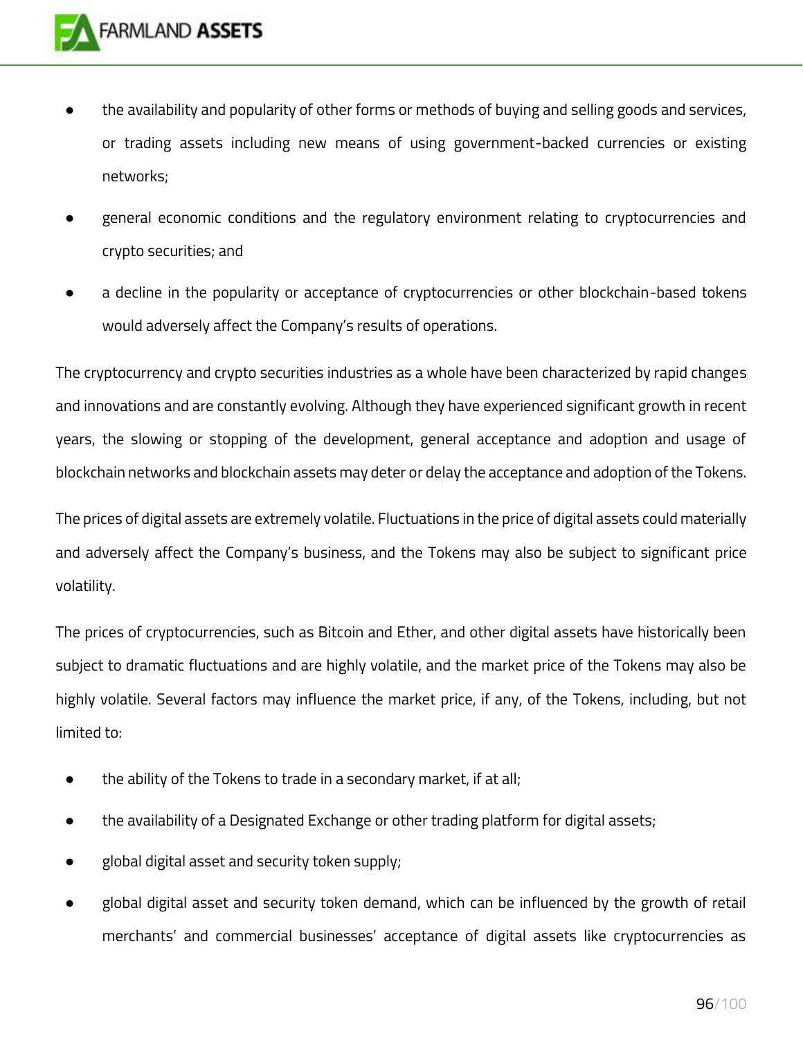- the availability and popularity of other forms or methods of buying and selling goods and services, or trading assets including new means of using government-backed currencies or existing networks;
- general economic conditions and the regulatory environment relating to cryptocurrencies and crypto securities; and
- a decline in the popularity or acceptance of cryptocurrencies or other blockchain-based tokens would adversely affect the Company's results of operations.

The cryptocurrency and crypto securities industries as a whole have been characterized by rapid changes and innovations and are constantly evolving. Although they have experienced significant growth in recent years, the slowing or stopping of the development, general acceptance and adoption and usage of blockchain networks and blockchain assets may deter or delay the acceptance and adoption of the Tokens.

The prices of digital assets are extremely volatile. Fluctuations in the price of digital assets could materially and adversely affect the Company's business, and the Tokens may also be subject to significant price volatility.

The prices of cryptocurrencies, such as Bitcoin and Ether, and other digital assets have historically been subject to dramatic fluctuations and are highly volatile, and the market price of the Tokens may also be highly volatile. Several factors may influence the market price, if any, of the Tokens, including, but not limited to:

- the ability of the Tokens to trade in a secondary market, if at all;
- the availability of a Designated Exchange or other trading platform for digital assets;
- global digital asset and security token supply;
- global digital asset and security token demand, which can be influenced by the growth of retail merchants' and commercial businesses' acceptance of digital assets like cryptocurrencies as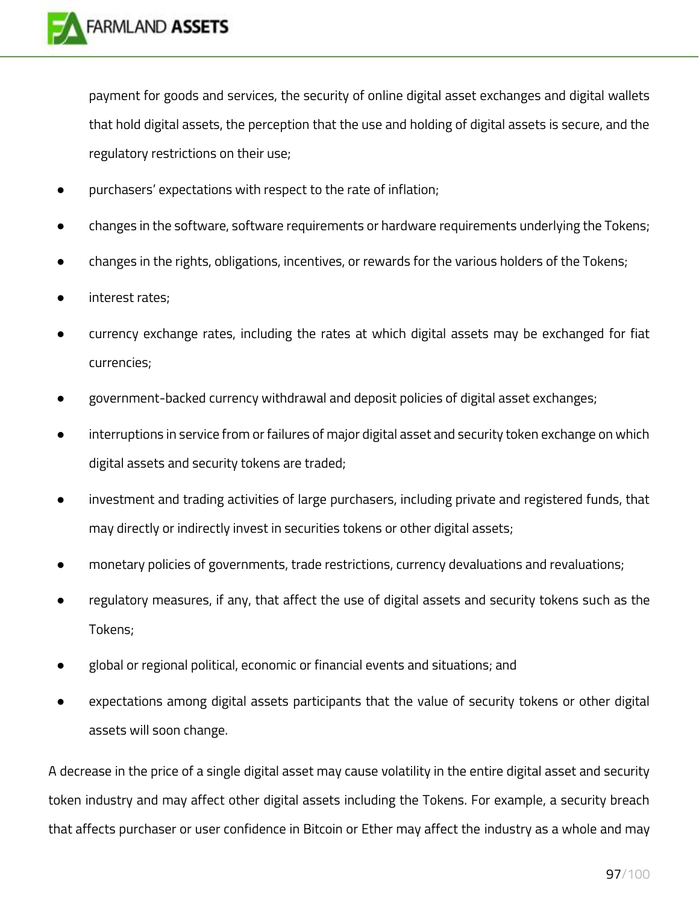payment for goods and services, the security of online digital asset exchanges and digital wallets that hold digital assets, the perception that the use and holding of digital assets is secure, and the regulatory restrictions on their use;

- purchasers' expectations with respect to the rate of inflation;
- changes in the software, software requirements or hardware requirements underlying the Tokens;
- changes in the rights, obligations, incentives, or rewards for the various holders of the Tokens;
- interest rates;
- currency exchange rates, including the rates at which digital assets may be exchanged for fiat currencies;
- government-backed currency withdrawal and deposit policies of digital asset exchanges;
- interruptions in service from or failures of major digital asset and security token exchange on which digital assets and security tokens are traded;
- investment and trading activities of large purchasers, including private and registered funds, that may directly or indirectly invest in securities tokens or other digital assets;
- monetary policies of governments, trade restrictions, currency devaluations and revaluations;
- regulatory measures, if any, that affect the use of digital assets and security tokens such as the Tokens;
- global or regional political, economic or financial events and situations; and
- expectations among digital assets participants that the value of security tokens or other digital assets will soon change.

A decrease in the price of a single digital asset may cause volatility in the entire digital asset and security token industry and may affect other digital assets including the Tokens. For example, a security breach that affects purchaser or user confidence in Bitcoin or Ether may affect the industry as a whole and may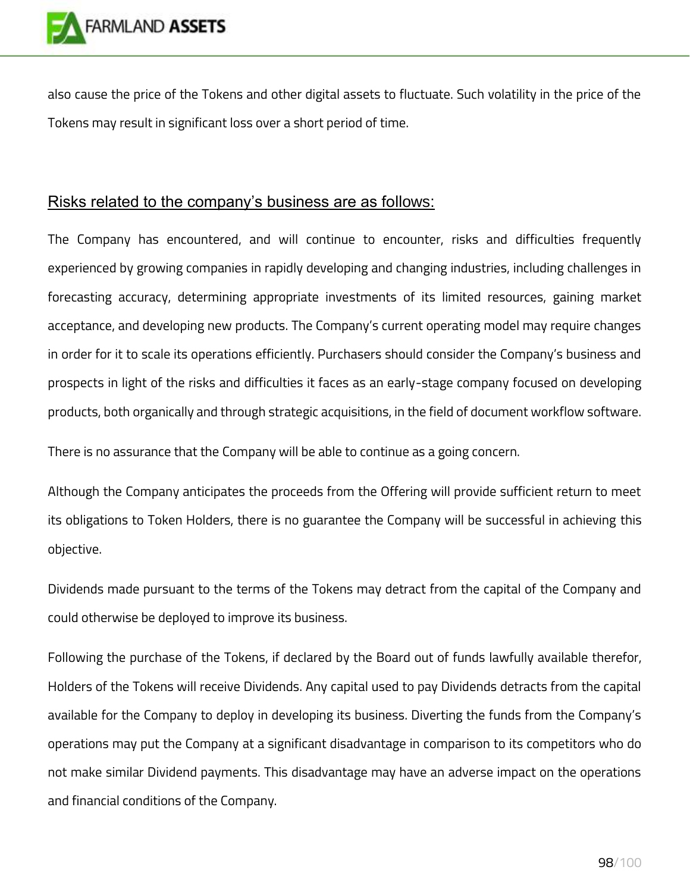also cause the price of the Tokens and other digital assets to fluctuate. Such volatility in the price of the Tokens may result in significant loss over a short period of time.

## Risks related to the company's business are as follows:

The Company has encountered, and will continue to encounter, risks and difficulties frequently experienced by growing companies in rapidly developing and changing industries, including challenges in forecasting accuracy, determining appropriate investments of its limited resources, gaining market acceptance, and developing new products. The Company's current operating model may require changes in order for it to scale its operations efficiently. Purchasers should consider the Company's business and prospects in light of the risks and difficulties it faces as an early-stage company focused on developing products, both organically and through strategic acquisitions, in the field of document workflow software.

There is no assurance that the Company will be able to continue as a going concern.

Although the Company anticipates the proceeds from the Offering will provide sufficient return to meet its obligations to Token Holders, there is no guarantee the Company will be successful in achieving this objective.

Dividends made pursuant to the terms of the Tokens may detract from the capital of the Company and could otherwise be deployed to improve its business.

Following the purchase of the Tokens, if declared by the Board out of funds lawfully available therefor, Holders of the Tokens will receive Dividends. Any capital used to pay Dividends detracts from the capital available for the Company to deploy in developing its business. Diverting the funds from the Company's operations may put the Company at a significant disadvantage in comparison to its competitors who do not make similar Dividend payments. This disadvantage may have an adverse impact on the operations and financial conditions of the Company.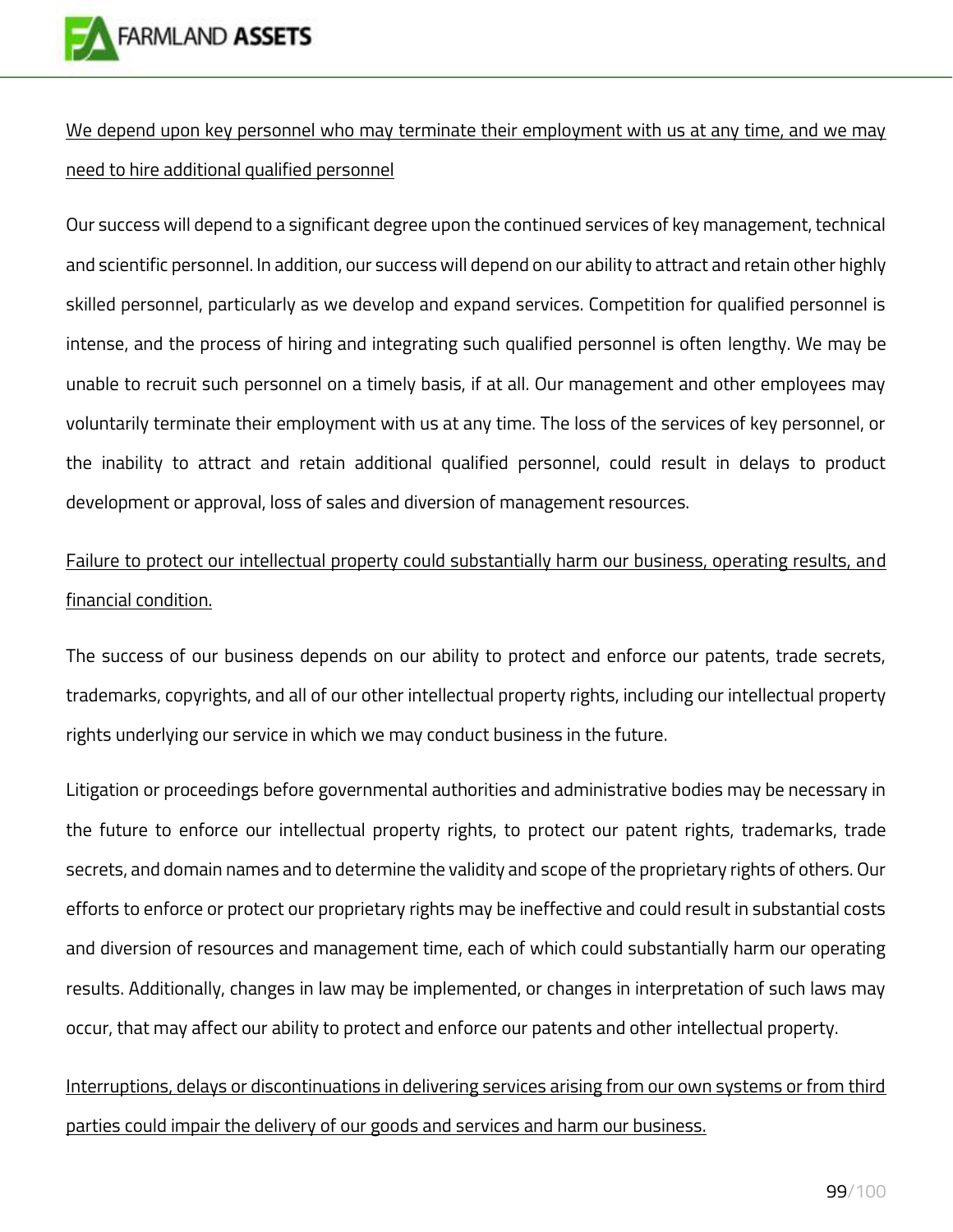<u>We depend upon key personnel who may terminate their employment with us at any time, and we may need to hire additional qualified personnel</u>

Our success will depend to a significant degree upon the continued services of key management, technical and scientific personnel. In addition, our success will depend on our ability to attract and retain other highly skilled personnel, particularly as we develop and expand services. Competition for qualified personnel is intense, and the process of hiring and integrating such qualified personnel is often lengthy. We may be unable to recruit such personnel on a timely basis, if at all. Our management and other employees may voluntarily terminate their employment with us at any time. The loss of the services of key personnel, or the inability to attract and retain additional qualified personnel, could result in delays to product development or approval, loss of sales and diversion of management resources.

<u>Failure to protect our intellectual property could substantially harm our business, operating results, and financial condition.</u>

The success of our business depends on our ability to protect and enforce our patents, trade secrets, trademarks, copyrights, and all of our other intellectual property rights, including our intellectual property rights underlying our service in which we may conduct business in the future.

Litigation or proceedings before governmental authorities and administrative bodies may be necessary in the future to enforce our intellectual property rights, to protect our patent rights, trademarks, trade secrets, and domain names and to determine the validity and scope of the proprietary rights of others. Our efforts to enforce or protect our proprietary rights may be ineffective and could result in substantial costs and diversion of resources and management time, each of which could substantially harm our operating results. Additionally, changes in law may be implemented, or changes in interpretation of such laws may occur, that may affect our ability to protect and enforce our patents and other intellectual property.

<u>Interruptions, delays or discontinuations in delivering services arising from our own systems or from third parties could impair the delivery of our goods and services and harm our business.</u>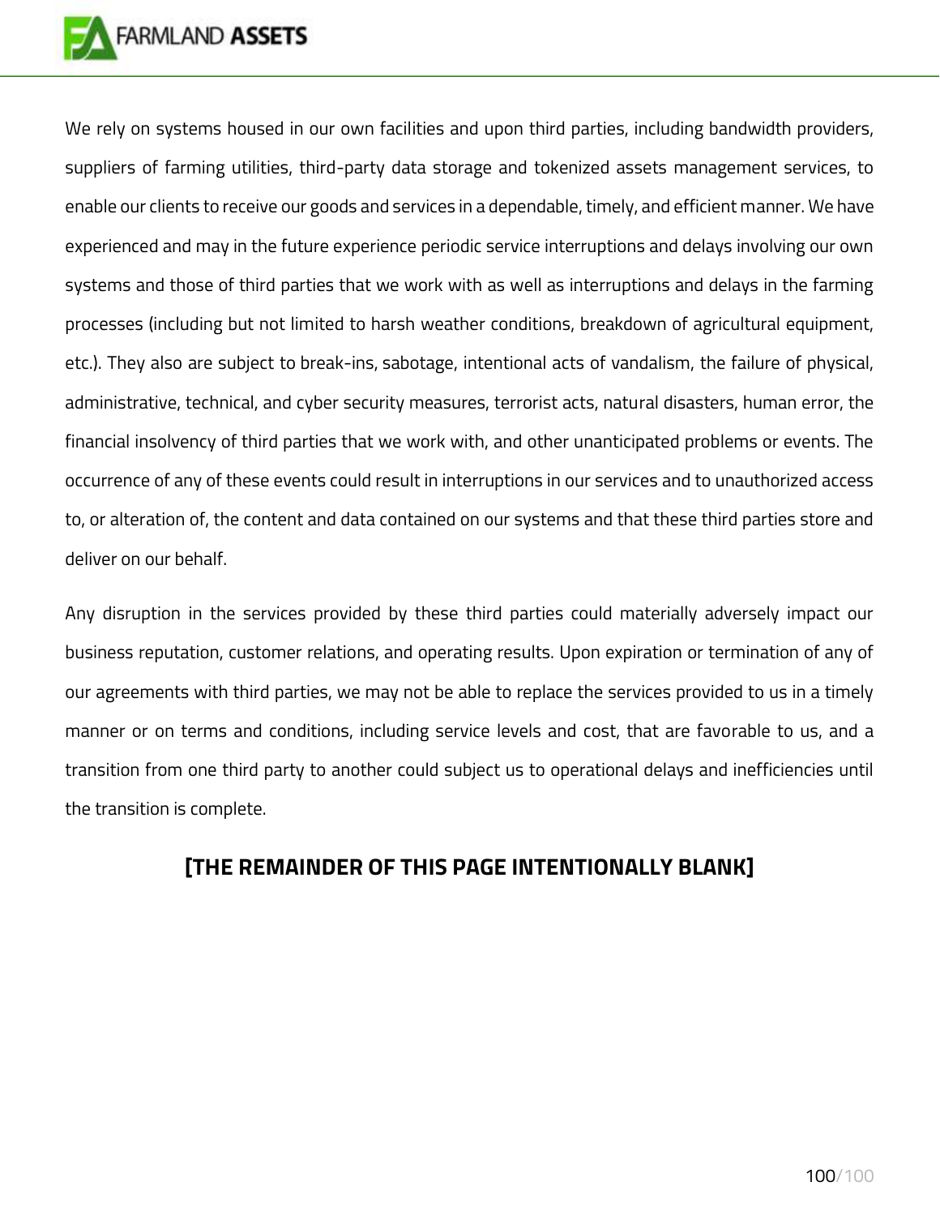We rely on systems housed in our own facilities and upon third parties, including bandwidth providers, suppliers of farming utilities, third-party data storage and tokenized assets management services, to enable our clients to receive our goods and services in a dependable, timely, and efficient manner. We have experienced and may in the future experience periodic service interruptions and delays involving our own systems and those of third parties that we work with as well as interruptions and delays in the farming processes (including but not limited to harsh weather conditions, breakdown of agricultural equipment, etc.). They also are subject to break-ins, sabotage, intentional acts of vandalism, the failure of physical, administrative, technical, and cyber security measures, terrorist acts, natural disasters, human error, the financial insolvency of third parties that we work with, and other unanticipated problems or events. The occurrence of any of these events could result in interruptions in our services and to unauthorized access to, or alteration of, the content and data contained on our systems and that these third parties store and deliver on our behalf.

Any disruption in the services provided by these third parties could materially adversely impact our business reputation, customer relations, and operating results. Upon expiration or termination of any of our agreements with third parties, we may not be able to replace the services provided to us in a timely manner or on terms and conditions, including service levels and cost, that are favorable to us, and a transition from one third party to another could subject us to operational delays and inefficiencies until the transition is complete.

**[THE REMAINDER OF THIS PAGE INTENTIONALLY BLANK]**